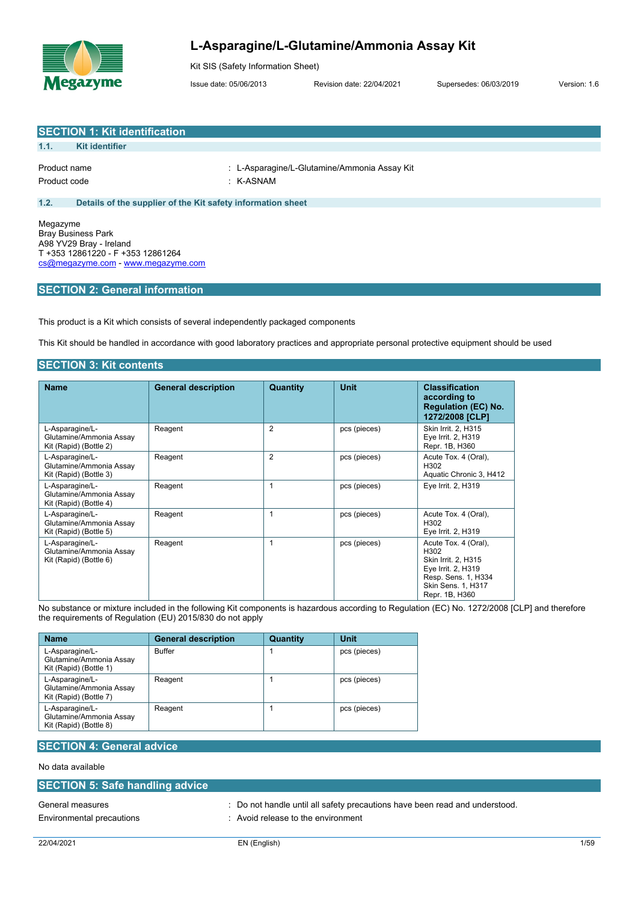# L-Asparagine/L-Glutamine/Ammonia Assay Kit

Kit SIS (Safety Information Sheet)

Issue date: 05/06/2013 Revision date: 22/04/2021 Supersedes: 06/03/2019 Version: 1.6

## SECTION 1: Kit identification

### 1.1. Kit identifier

Product name : L-Asparagine/L-Glutamine/Ammonia Assay Kit

Product code : K-ASNAM

### 1.2. Details of the supplier of the Kit safety information sheet

Megazyme
Bray Business Park
A98 YV29 Bray - Ireland
T +353 12861220 - F +353 12861264
cs@megazyme.com - www.megazyme.com

## SECTION 2: General information

This product is a Kit which consists of several independently packaged components

This Kit should be handled in accordance with good laboratory practices and appropriate personal protective equipment should be used

## SECTION 3: Kit contents

| Name | General description | Quantity | Unit | Classification according to Regulation (EC) No. 1272/2008 [CLP] |
|---|---|---|---|---|
| L-Asparagine/L-Glutamine/Ammonia Assay Kit (Rapid) (Bottle 2) | Reagent | 2 | pcs (pieces) | Skin Irrit. 2, H315<br>Eye Irrit. 2, H319<br>Repr. 1B, H360 |
| L-Asparagine/L-Glutamine/Ammonia Assay Kit (Rapid) (Bottle 3) | Reagent | 2 | pcs (pieces) | Acute Tox. 4 (Oral), H302<br>Aquatic Chronic 3, H412 |
| L-Asparagine/L-Glutamine/Ammonia Assay Kit (Rapid) (Bottle 4) | Reagent | 1 | pcs (pieces) | Eye Irrit. 2, H319 |
| L-Asparagine/L-Glutamine/Ammonia Assay Kit (Rapid) (Bottle 5) | Reagent | 1 | pcs (pieces) | Acute Tox. 4 (Oral), H302<br>Eye Irrit. 2, H319 |
| L-Asparagine/L-Glutamine/Ammonia Assay Kit (Rapid) (Bottle 6) | Reagent | 1 | pcs (pieces) | Acute Tox. 4 (Oral), H302<br>Skin Irrit. 2, H315<br>Eye Irrit. 2, H319<br>Resp. Sens. 1, H334<br>Skin Sens. 1, H317<br>Repr. 1B, H360 |

No substance or mixture included in the following Kit components is hazardous according to Regulation (EC) No. 1272/2008 [CLP] and therefore the requirements of Regulation (EU) 2015/830 do not apply

| Name | General description | Quantity | Unit |
|---|---|---|---|
| L-Asparagine/L-Glutamine/Ammonia Assay Kit (Rapid) (Bottle 1) | Buffer | 1 | pcs (pieces) |
| L-Asparagine/L-Glutamine/Ammonia Assay Kit (Rapid) (Bottle 7) | Reagent | 1 | pcs (pieces) |
| L-Asparagine/L-Glutamine/Ammonia Assay Kit (Rapid) (Bottle 8) | Reagent | 1 | pcs (pieces) |

## SECTION 4: General advice

No data available

## SECTION 5: Safe handling advice

General measures : Do not handle until all safety precautions have been read and understood.

Environmental precautions : Avoid release to the environment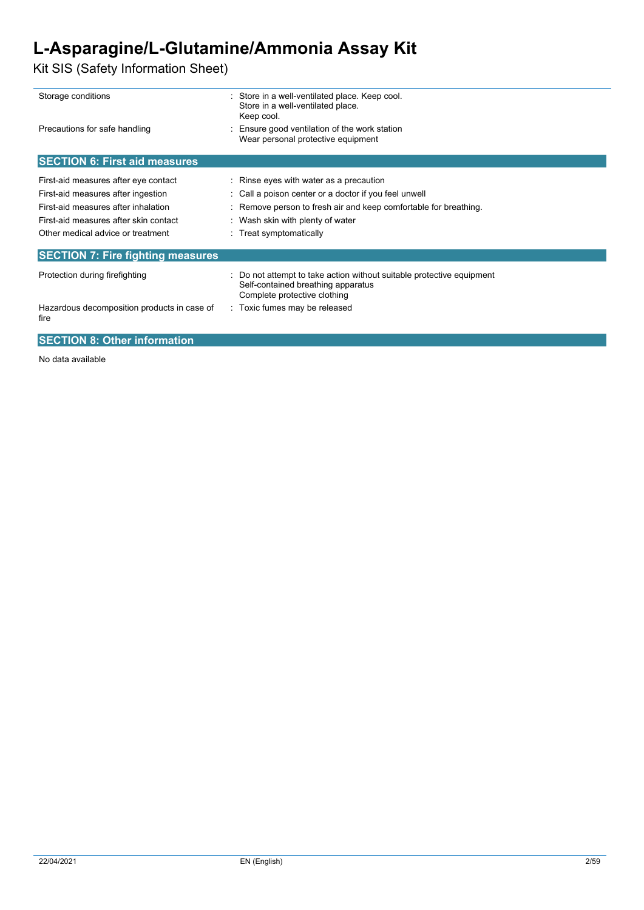| | |
|---|---|
| Storage conditions | : Store in a well-ventilated place. Keep cool.<br>Store in a well-ventilated place.<br>Keep cool. |
| Precautions for safe handling | : Ensure good ventilation of the work station<br>Wear personal protective equipment |

## SECTION 6: First aid measures

| | |
|---|---|
| First-aid measures after eye contact | : Rinse eyes with water as a precaution |
| First-aid measures after ingestion | : Call a poison center or a doctor if you feel unwell |
| First-aid measures after inhalation | : Remove person to fresh air and keep comfortable for breathing. |
| First-aid measures after skin contact | : Wash skin with plenty of water |
| Other medical advice or treatment | : Treat symptomatically |

## SECTION 7: Fire fighting measures

| | |
|---|---|
| Protection during firefighting | : Do not attempt to take action without suitable protective equipment<br>Self-contained breathing apparatus<br>Complete protective clothing |
| Hazardous decomposition products in case of fire | : Toxic fumes may be released |

## SECTION 8: Other information

No data available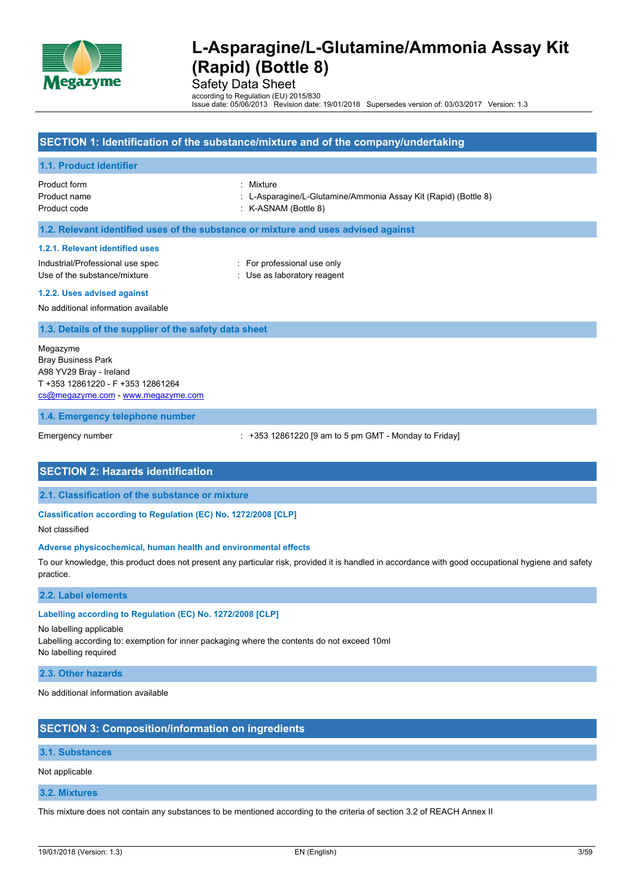## SECTION 1: Identification of the substance/mixture and of the company/undertaking

### 1.1. Product identifier

| | |
|---|---|
| Product form | : Mixture |
| Product name | : L-Asparagine/L-Glutamine/Ammonia Assay Kit (Rapid) (Bottle 8) |
| Product code | : K-ASNAM (Bottle 8) |

### 1.2. Relevant identified uses of the substance or mixture and uses advised against

#### 1.2.1. Relevant identified uses

| | |
|---|---|
| Industrial/Professional use spec | : For professional use only |
| Use of the substance/mixture | : Use as laboratory reagent |

#### 1.2.2. Uses advised against

No additional information available

### 1.3. Details of the supplier of the safety data sheet

Megazyme
Bray Business Park
A98 YV29 Bray - Ireland
T +353 12861220 - F +353 12861264
cs@megazyme.com - www.megazyme.com

### 1.4. Emergency telephone number

| | |
|---|---|
| Emergency number | : +353 12861220 [9 am to 5 pm GMT - Monday to Friday] |

## SECTION 2: Hazards identification

### 2.1. Classification of the substance or mixture

#### Classification according to Regulation (EC) No. 1272/2008 [CLP]

Not classified

#### Adverse physicochemical, human health and environmental effects

To our knowledge, this product does not present any particular risk, provided it is handled in accordance with good occupational hygiene and safety practice.

### 2.2. Label elements

#### Labelling according to Regulation (EC) No. 1272/2008 [CLP]

No labelling applicable
Labelling according to: exemption for inner packaging where the contents do not exceed 10ml
No labelling required

### 2.3. Other hazards

No additional information available

## SECTION 3: Composition/information on ingredients

### 3.1. Substances

Not applicable

### 3.2. Mixtures

This mixture does not contain any substances to be mentioned according to the criteria of section 3.2 of REACH Annex II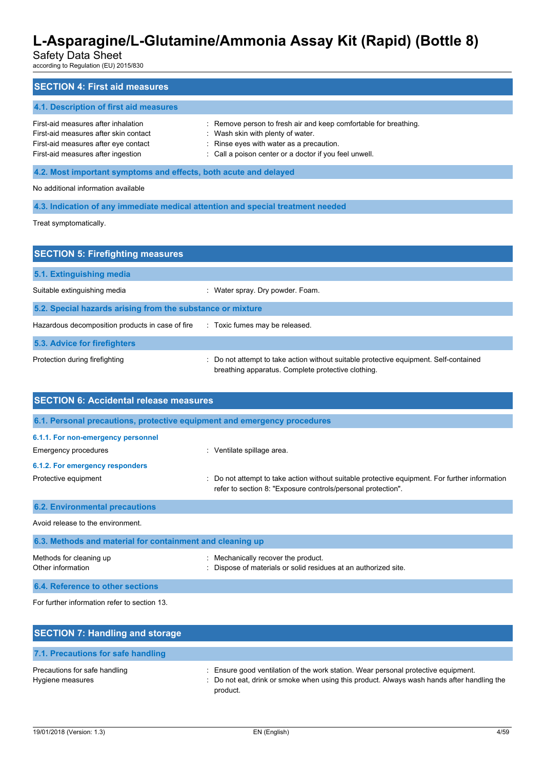## SECTION 4: First aid measures

### 4.1. Description of first aid measures

| | |
|---|---|
| First-aid measures after inhalation | : Remove person to fresh air and keep comfortable for breathing. |
| First-aid measures after skin contact | : Wash skin with plenty of water. |
| First-aid measures after eye contact | : Rinse eyes with water as a precaution. |
| First-aid measures after ingestion | : Call a poison center or a doctor if you feel unwell. |

### 4.2. Most important symptoms and effects, both acute and delayed

No additional information available

### 4.3. Indication of any immediate medical attention and special treatment needed

Treat symptomatically.

## SECTION 5: Firefighting measures

### 5.1. Extinguishing media

| | |
|---|---|
| Suitable extinguishing media | : Water spray. Dry powder. Foam. |

### 5.2. Special hazards arising from the substance or mixture

| | |
|---|---|
| Hazardous decomposition products in case of fire | : Toxic fumes may be released. |

### 5.3. Advice for firefighters

| | |
|---|---|
| Protection during firefighting | : Do not attempt to take action without suitable protective equipment. Self-contained breathing apparatus. Complete protective clothing. |

## SECTION 6: Accidental release measures

### 6.1. Personal precautions, protective equipment and emergency procedures

#### 6.1.1. For non-emergency personnel

| | |
|---|---|
| Emergency procedures | : Ventilate spillage area. |

#### 6.1.2. For emergency responders

| | |
|---|---|
| Protective equipment | : Do not attempt to take action without suitable protective equipment. For further information refer to section 8: "Exposure controls/personal protection". |

### 6.2. Environmental precautions

Avoid release to the environment.

### 6.3. Methods and material for containment and cleaning up

| | |
|---|---|
| Methods for cleaning up | : Mechanically recover the product. |
| Other information | : Dispose of materials or solid residues at an authorized site. |

### 6.4. Reference to other sections

For further information refer to section 13.

## SECTION 7: Handling and storage

### 7.1. Precautions for safe handling

| | |
|---|---|
| Precautions for safe handling | : Ensure good ventilation of the work station. Wear personal protective equipment. |
| Hygiene measures | : Do not eat, drink or smoke when using this product. Always wash hands after handling the product. |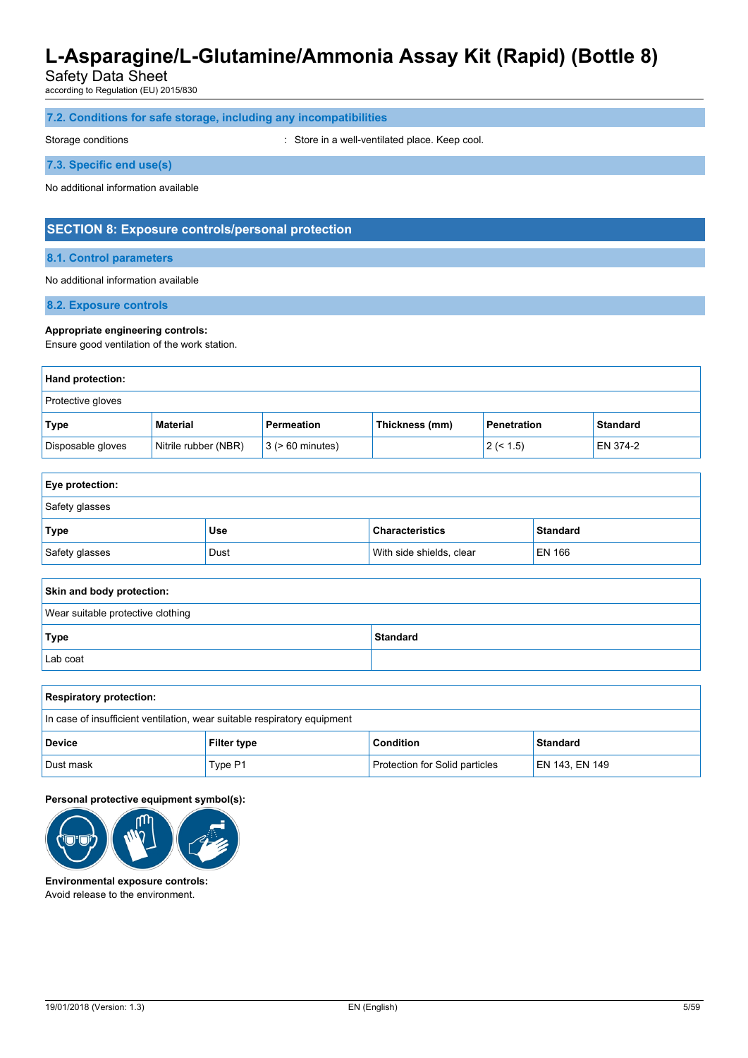### 7.2. Conditions for safe storage, including any incompatibilities

Storage conditions : Store in a well-ventilated place. Keep cool.

### 7.3. Specific end use(s)

No additional information available

## SECTION 8: Exposure controls/personal protection

### 8.1. Control parameters

No additional information available

### 8.2. Exposure controls

**Appropriate engineering controls:**
Ensure good ventilation of the work station.

**Hand protection:**

Protective gloves

| Type | Material | Permeation | Thickness (mm) | Penetration | Standard |
|---|---|---|---|---|---|
| Disposable gloves | Nitrile rubber (NBR) | 3 (> 60 minutes) | | 2 (< 1.5) | EN 374-2 |

**Eye protection:**

Safety glasses

| Type | Use | Characteristics | Standard |
|---|---|---|---|
| Safety glasses | Dust | With side shields, clear | EN 166 |

**Skin and body protection:**

Wear suitable protective clothing

| Type | Standard |
|---|---|
| Lab coat | |

**Respiratory protection:**

In case of insufficient ventilation, wear suitable respiratory equipment

| Device | Filter type | Condition | Standard |
|---|---|---|---|
| Dust mask | Type P1 | Protection for Solid particles | EN 143, EN 149 |

**Personal protective equipment symbol(s):**

**Environmental exposure controls:**
Avoid release to the environment.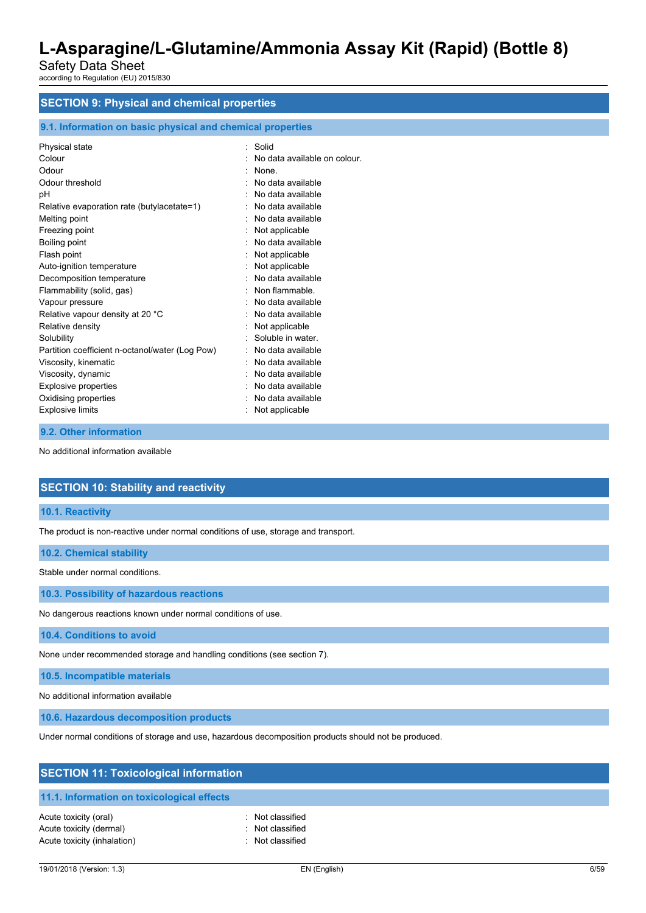## SECTION 9: Physical and chemical properties

### 9.1. Information on basic physical and chemical properties

| | |
|---|---|
| Physical state | : Solid |
| Colour | : No data available on colour. |
| Odour | : None. |
| Odour threshold | : No data available |
| pH | : No data available |
| Relative evaporation rate (butylacetate=1) | : No data available |
| Melting point | : No data available |
| Freezing point | : Not applicable |
| Boiling point | : No data available |
| Flash point | : Not applicable |
| Auto-ignition temperature | : Not applicable |
| Decomposition temperature | : No data available |
| Flammability (solid, gas) | : Non flammable. |
| Vapour pressure | : No data available |
| Relative vapour density at 20 °C | : No data available |
| Relative density | : Not applicable |
| Solubility | : Soluble in water. |
| Partition coefficient n-octanol/water (Log Pow) | : No data available |
| Viscosity, kinematic | : No data available |
| Viscosity, dynamic | : No data available |
| Explosive properties | : No data available |
| Oxidising properties | : No data available |
| Explosive limits | : Not applicable |

### 9.2. Other information

No additional information available

## SECTION 10: Stability and reactivity

### 10.1. Reactivity

The product is non-reactive under normal conditions of use, storage and transport.

### 10.2. Chemical stability

Stable under normal conditions.

### 10.3. Possibility of hazardous reactions

No dangerous reactions known under normal conditions of use.

### 10.4. Conditions to avoid

None under recommended storage and handling conditions (see section 7).

### 10.5. Incompatible materials

No additional information available

### 10.6. Hazardous decomposition products

Under normal conditions of storage and use, hazardous decomposition products should not be produced.

## SECTION 11: Toxicological information

### 11.1. Information on toxicological effects

| | |
|---|---|
| Acute toxicity (oral) | : Not classified |
| Acute toxicity (dermal) | : Not classified |
| Acute toxicity (inhalation) | : Not classified |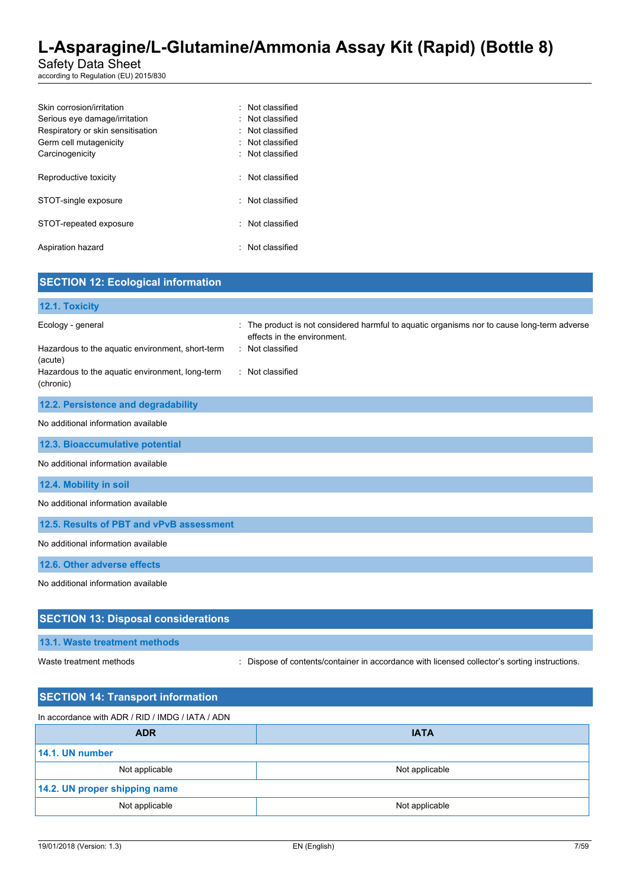Skin corrosion/irritation : Not classified
Serious eye damage/irritation : Not classified
Respiratory or skin sensitisation : Not classified
Germ cell mutagenicity : Not classified
Carcinogenicity : Not classified

Reproductive toxicity : Not classified

STOT-single exposure : Not classified

STOT-repeated exposure : Not classified

Aspiration hazard : Not classified

## SECTION 12: Ecological information

### 12.1. Toxicity

Ecology - general : The product is not considered harmful to aquatic organisms nor to cause long-term adverse effects in the environment.

Hazardous to the aquatic environment, short-term (acute) : Not classified

Hazardous to the aquatic environment, long-term (chronic) : Not classified

### 12.2. Persistence and degradability

No additional information available

### 12.3. Bioaccumulative potential

No additional information available

### 12.4. Mobility in soil

No additional information available

### 12.5. Results of PBT and vPvB assessment

No additional information available

### 12.6. Other adverse effects

No additional information available

## SECTION 13: Disposal considerations

### 13.1. Waste treatment methods

Waste treatment methods : Dispose of contents/container in accordance with licensed collector's sorting instructions.

## SECTION 14: Transport information

In accordance with ADR / RID / IMDG / IATA / ADN

| ADR | IATA |
|---|---|
| **14.1. UN number** | |
| Not applicable | Not applicable |
| **14.2. UN proper shipping name** | |
| Not applicable | Not applicable |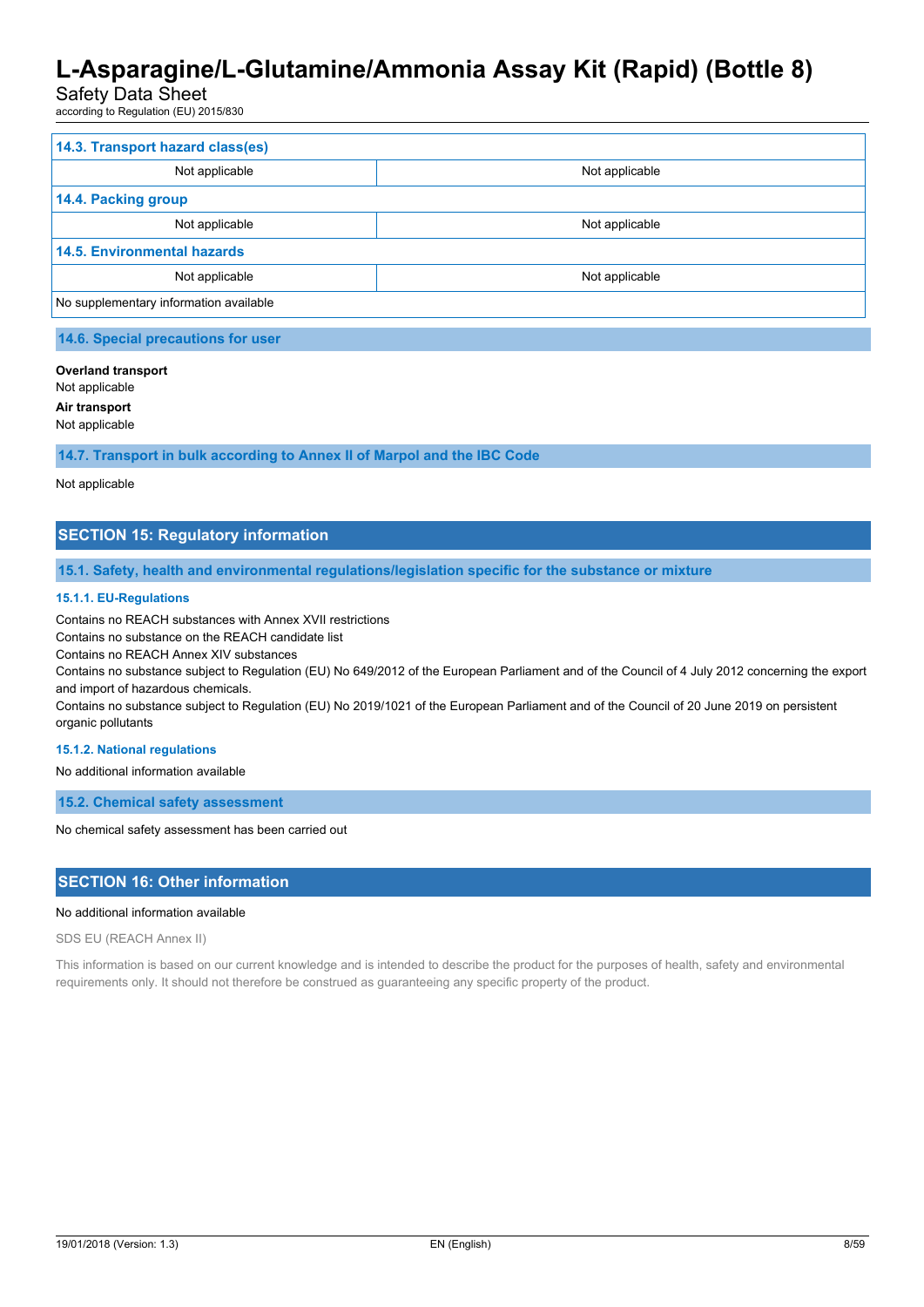| 14.3. Transport hazard class(es) | |
|---|---|
| Not applicable | Not applicable |
| **14.4. Packing group** | |
| Not applicable | Not applicable |
| **14.5. Environmental hazards** | |
| Not applicable | Not applicable |
| No supplementary information available | |

### 14.6. Special precautions for user

**Overland transport**
Not applicable

**Air transport**
Not applicable

### 14.7. Transport in bulk according to Annex II of Marpol and the IBC Code

Not applicable

## SECTION 15: Regulatory information

### 15.1. Safety, health and environmental regulations/legislation specific for the substance or mixture

#### 15.1.1. EU-Regulations

Contains no REACH substances with Annex XVII restrictions
Contains no substance on the REACH candidate list
Contains no REACH Annex XIV substances
Contains no substance subject to Regulation (EU) No 649/2012 of the European Parliament and of the Council of 4 July 2012 concerning the export and import of hazardous chemicals.
Contains no substance subject to Regulation (EU) No 2019/1021 of the European Parliament and of the Council of 20 June 2019 on persistent organic pollutants

#### 15.1.2. National regulations

No additional information available

### 15.2. Chemical safety assessment

No chemical safety assessment has been carried out

## SECTION 16: Other information

No additional information available

SDS EU (REACH Annex II)

This information is based on our current knowledge and is intended to describe the product for the purposes of health, safety and environmental requirements only. It should not therefore be construed as guaranteeing any specific property of the product.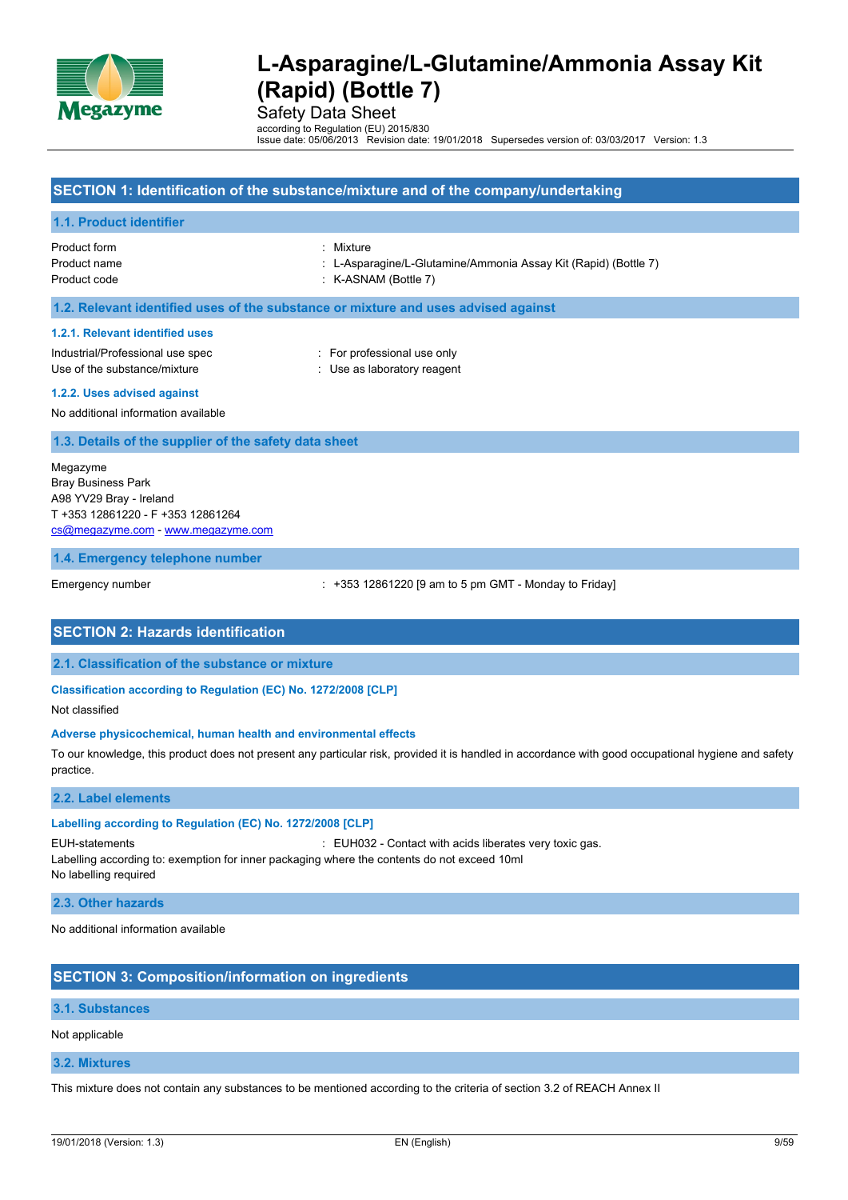# SECTION 1: Identification of the substance/mixture and of the company/undertaking

## 1.1. Product identifier

Product form : Mixture
Product name : L-Asparagine/L-Glutamine/Ammonia Assay Kit (Rapid) (Bottle 7)
Product code : K-ASNAM (Bottle 7)

## 1.2. Relevant identified uses of the substance or mixture and uses advised against

### 1.2.1. Relevant identified uses

Industrial/Professional use spec : For professional use only
Use of the substance/mixture : Use as laboratory reagent

### 1.2.2. Uses advised against

No additional information available

## 1.3. Details of the supplier of the safety data sheet

Megazyme
Bray Business Park
A98 YV29 Bray - Ireland
T +353 12861220 - F +353 12861264
cs@megazyme.com - www.megazyme.com

## 1.4. Emergency telephone number

Emergency number : +353 12861220 [9 am to 5 pm GMT - Monday to Friday]

# SECTION 2: Hazards identification

## 2.1. Classification of the substance or mixture

### Classification according to Regulation (EC) No. 1272/2008 [CLP]

Not classified

### Adverse physicochemical, human health and environmental effects

To our knowledge, this product does not present any particular risk, provided it is handled in accordance with good occupational hygiene and safety practice.

## 2.2. Label elements

### Labelling according to Regulation (EC) No. 1272/2008 [CLP]

EUH-statements : EUH032 - Contact with acids liberates very toxic gas.
Labelling according to: exemption for inner packaging where the contents do not exceed 10ml
No labelling required

## 2.3. Other hazards

No additional information available

# SECTION 3: Composition/information on ingredients

## 3.1. Substances

Not applicable

## 3.2. Mixtures

This mixture does not contain any substances to be mentioned according to the criteria of section 3.2 of REACH Annex II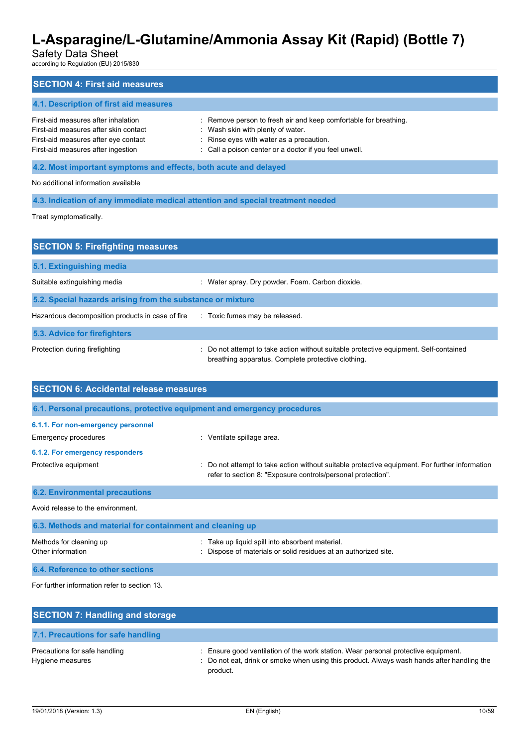## SECTION 4: First aid measures

### 4.1. Description of first aid measures

First-aid measures after inhalation : Remove person to fresh air and keep comfortable for breathing.
First-aid measures after skin contact : Wash skin with plenty of water.
First-aid measures after eye contact : Rinse eyes with water as a precaution.
First-aid measures after ingestion : Call a poison center or a doctor if you feel unwell.

### 4.2. Most important symptoms and effects, both acute and delayed

No additional information available

### 4.3. Indication of any immediate medical attention and special treatment needed

Treat symptomatically.

## SECTION 5: Firefighting measures

### 5.1. Extinguishing media

Suitable extinguishing media : Water spray. Dry powder. Foam. Carbon dioxide.

### 5.2. Special hazards arising from the substance or mixture

Hazardous decomposition products in case of fire : Toxic fumes may be released.

### 5.3. Advice for firefighters

Protection during firefighting : Do not attempt to take action without suitable protective equipment. Self-contained breathing apparatus. Complete protective clothing.

## SECTION 6: Accidental release measures

### 6.1. Personal precautions, protective equipment and emergency procedures

#### 6.1.1. For non-emergency personnel

Emergency procedures : Ventilate spillage area.

#### 6.1.2. For emergency responders

Protective equipment : Do not attempt to take action without suitable protective equipment. For further information refer to section 8: "Exposure controls/personal protection".

### 6.2. Environmental precautions

Avoid release to the environment.

### 6.3. Methods and material for containment and cleaning up

Methods for cleaning up : Take up liquid spill into absorbent material.
Other information : Dispose of materials or solid residues at an authorized site.

### 6.4. Reference to other sections

For further information refer to section 13.

## SECTION 7: Handling and storage

### 7.1. Precautions for safe handling

Precautions for safe handling : Ensure good ventilation of the work station. Wear personal protective equipment.
Hygiene measures : Do not eat, drink or smoke when using this product. Always wash hands after handling the product.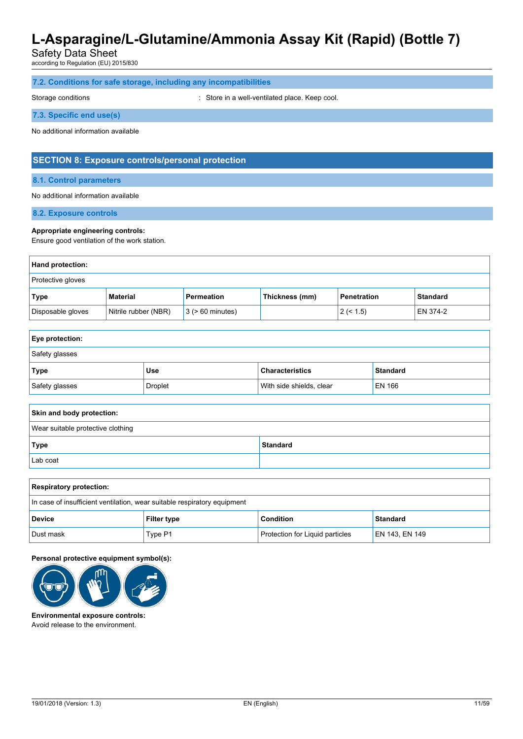### 7.2. Conditions for safe storage, including any incompatibilities

Storage conditions : Store in a well-ventilated place. Keep cool.

### 7.3. Specific end use(s)

No additional information available

## SECTION 8: Exposure controls/personal protection

### 8.1. Control parameters

No additional information available

### 8.2. Exposure controls

**Appropriate engineering controls:**
Ensure good ventilation of the work station.

**Hand protection:**

Protective gloves

| Type | Material | Permeation | Thickness (mm) | Penetration | Standard |
|---|---|---|---|---|---|
| Disposable gloves | Nitrile rubber (NBR) | 3 (> 60 minutes) | | 2 (< 1.5) | EN 374-2 |

**Eye protection:**

Safety glasses

| Type | Use | Characteristics | Standard |
|---|---|---|---|
| Safety glasses | Droplet | With side shields, clear | EN 166 |

**Skin and body protection:**

Wear suitable protective clothing

| Type | Standard |
|---|---|
| Lab coat | |

**Respiratory protection:**

In case of insufficient ventilation, wear suitable respiratory equipment

| Device | Filter type | Condition | Standard |
|---|---|---|---|
| Dust mask | Type P1 | Protection for Liquid particles | EN 143, EN 149 |

**Personal protective equipment symbol(s):**

**Environmental exposure controls:**
Avoid release to the environment.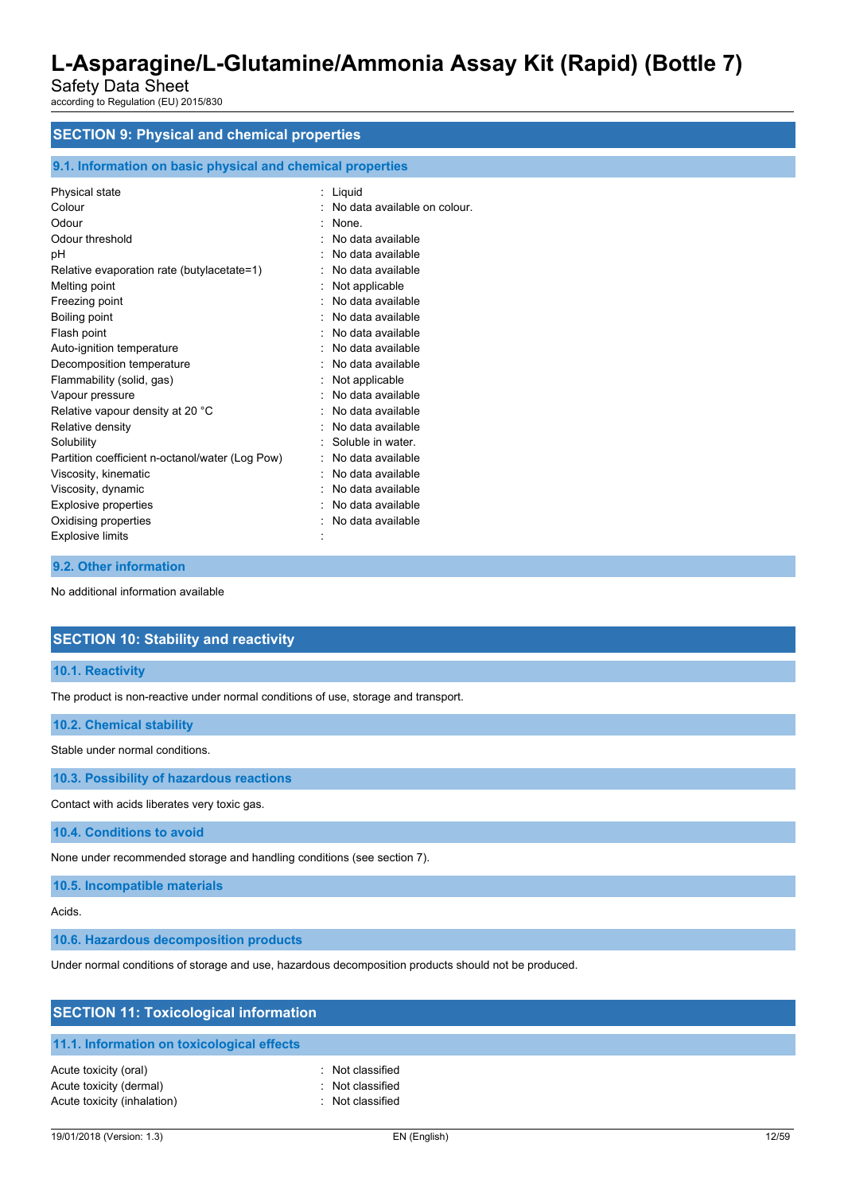## SECTION 9: Physical and chemical properties

### 9.1. Information on basic physical and chemical properties

| | |
|---|---|
| Physical state | : Liquid |
| Colour | : No data available on colour. |
| Odour | : None. |
| Odour threshold | : No data available |
| pH | : No data available |
| Relative evaporation rate (butylacetate=1) | : No data available |
| Melting point | : Not applicable |
| Freezing point | : No data available |
| Boiling point | : No data available |
| Flash point | : No data available |
| Auto-ignition temperature | : No data available |
| Decomposition temperature | : No data available |
| Flammability (solid, gas) | : Not applicable |
| Vapour pressure | : No data available |
| Relative vapour density at 20 °C | : No data available |
| Relative density | : No data available |
| Solubility | : Soluble in water. |
| Partition coefficient n-octanol/water (Log Pow) | : No data available |
| Viscosity, kinematic | : No data available |
| Viscosity, dynamic | : No data available |
| Explosive properties | : No data available |
| Oxidising properties | : No data available |
| Explosive limits | : |

### 9.2. Other information

No additional information available

## SECTION 10: Stability and reactivity

### 10.1. Reactivity

The product is non-reactive under normal conditions of use, storage and transport.

### 10.2. Chemical stability

Stable under normal conditions.

### 10.3. Possibility of hazardous reactions

Contact with acids liberates very toxic gas.

### 10.4. Conditions to avoid

None under recommended storage and handling conditions (see section 7).

### 10.5. Incompatible materials

Acids.

### 10.6. Hazardous decomposition products

Under normal conditions of storage and use, hazardous decomposition products should not be produced.

## SECTION 11: Toxicological information

### 11.1. Information on toxicological effects

| | |
|---|---|
| Acute toxicity (oral) | : Not classified |
| Acute toxicity (dermal) | : Not classified |
| Acute toxicity (inhalation) | : Not classified |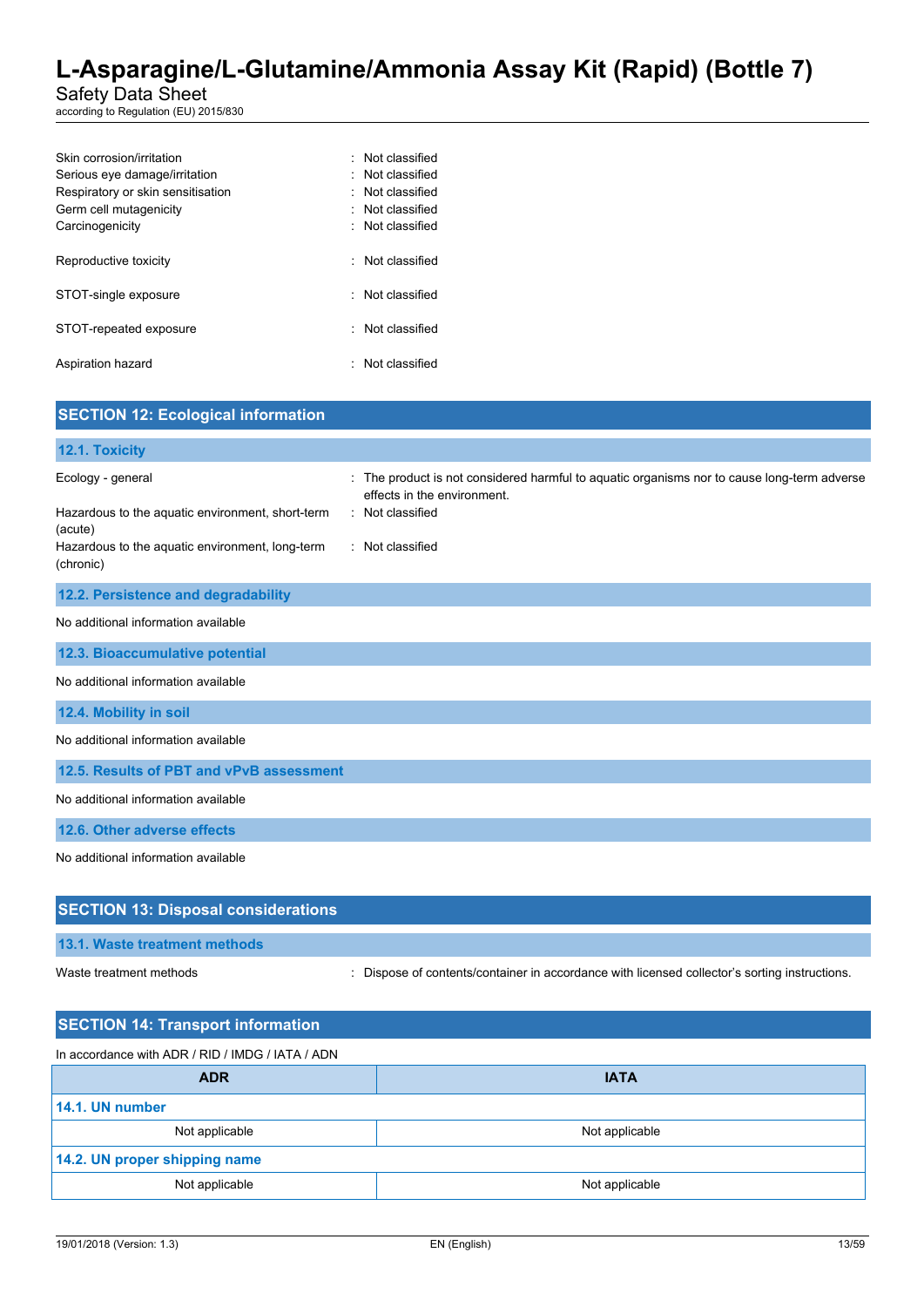| | | |
|---|---|---|
| Skin corrosion/irritation | : | Not classified |
| Serious eye damage/irritation | : | Not classified |
| Respiratory or skin sensitisation | : | Not classified |
| Germ cell mutagenicity | : | Not classified |
| Carcinogenicity | : | Not classified |
| Reproductive toxicity | : | Not classified |
| STOT-single exposure | : | Not classified |
| STOT-repeated exposure | : | Not classified |
| Aspiration hazard | : | Not classified |

## SECTION 12: Ecological information

### 12.1. Toxicity

| | | |
|---|---|---|
| Ecology - general | : | The product is not considered harmful to aquatic organisms nor to cause long-term adverse effects in the environment. |
| Hazardous to the aquatic environment, short-term (acute) | : | Not classified |
| Hazardous to the aquatic environment, long-term (chronic) | : | Not classified |

### 12.2. Persistence and degradability

No additional information available

### 12.3. Bioaccumulative potential

No additional information available

### 12.4. Mobility in soil

No additional information available

### 12.5. Results of PBT and vPvB assessment

No additional information available

### 12.6. Other adverse effects

No additional information available

## SECTION 13: Disposal considerations

### 13.1. Waste treatment methods

| | | |
|---|---|---|
| Waste treatment methods | : | Dispose of contents/container in accordance with licensed collector's sorting instructions. |

## SECTION 14: Transport information

In accordance with ADR / RID / IMDG / IATA / ADN

| ADR | IATA |
|---|---|
| **14.1. UN number** | |
| Not applicable | Not applicable |
| **14.2. UN proper shipping name** | |
| Not applicable | Not applicable |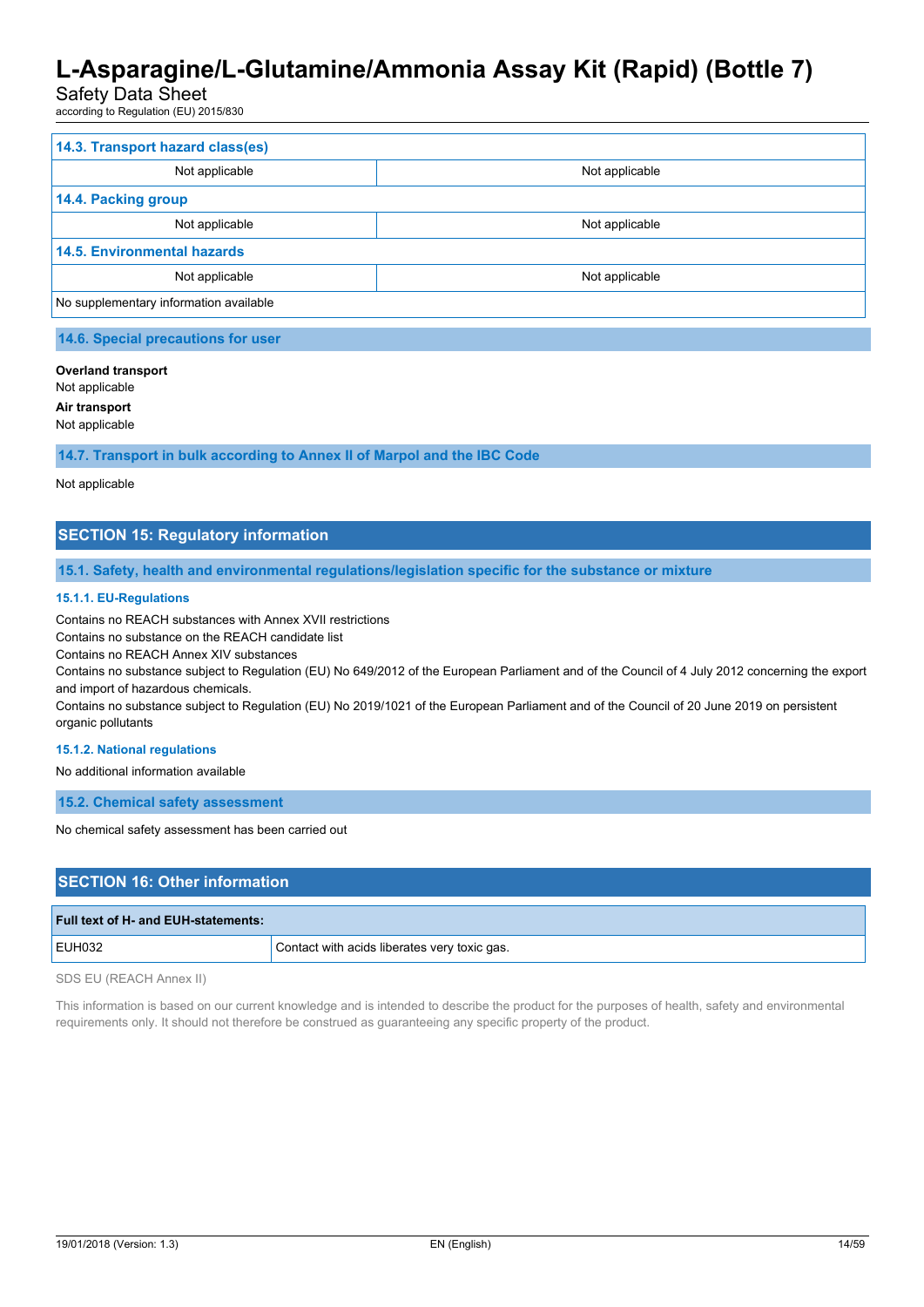| 14.3. Transport hazard class(es) | |
|---|---|
| Not applicable | Not applicable |
| **14.4. Packing group** | |
| Not applicable | Not applicable |
| **14.5. Environmental hazards** | |
| Not applicable | Not applicable |
| No supplementary information available | |

### 14.6. Special precautions for user

**Overland transport**
Not applicable

**Air transport**
Not applicable

### 14.7. Transport in bulk according to Annex II of Marpol and the IBC Code

Not applicable

## SECTION 15: Regulatory information

### 15.1. Safety, health and environmental regulations/legislation specific for the substance or mixture

#### 15.1.1. EU-Regulations

Contains no REACH substances with Annex XVII restrictions
Contains no substance on the REACH candidate list
Contains no REACH Annex XIV substances
Contains no substance subject to Regulation (EU) No 649/2012 of the European Parliament and of the Council of 4 July 2012 concerning the export and import of hazardous chemicals.
Contains no substance subject to Regulation (EU) No 2019/1021 of the European Parliament and of the Council of 20 June 2019 on persistent organic pollutants

#### 15.1.2. National regulations

No additional information available

### 15.2. Chemical safety assessment

No chemical safety assessment has been carried out

## SECTION 16: Other information

| Full text of H- and EUH-statements: | |
|---|---|
| EUH032 | Contact with acids liberates very toxic gas. |

SDS EU (REACH Annex II)

This information is based on our current knowledge and is intended to describe the product for the purposes of health, safety and environmental requirements only. It should not therefore be construed as guaranteeing any specific property of the product.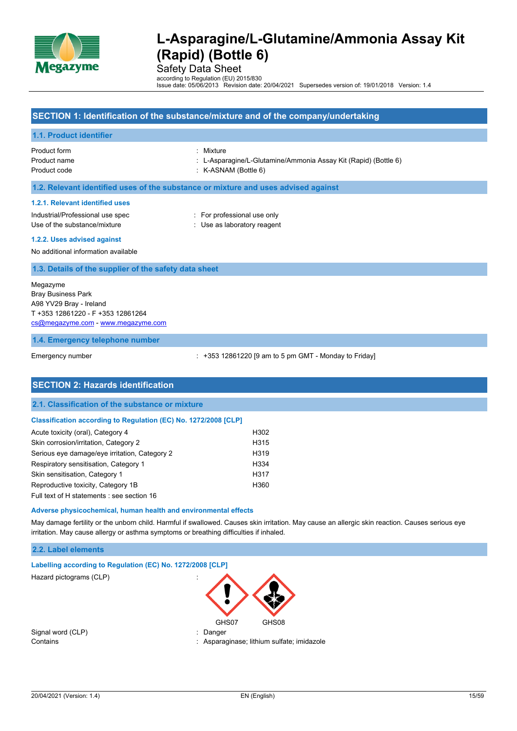# L-Asparagine/L-Glutamine/Ammonia Assay Kit (Rapid) (Bottle 6)

Safety Data Sheet

according to Regulation (EU) 2015/830

Issue date: 05/06/2013 Revision date: 20/04/2021 Supersedes version of: 19/01/2018 Version: 1.4

## SECTION 1: Identification of the substance/mixture and of the company/undertaking

### 1.1. Product identifier

| | |
|---|---|
| Product form | : Mixture |
| Product name | : L-Asparagine/L-Glutamine/Ammonia Assay Kit (Rapid) (Bottle 6) |
| Product code | : K-ASNAM (Bottle 6) |

### 1.2. Relevant identified uses of the substance or mixture and uses advised against

#### 1.2.1. Relevant identified uses

| | |
|---|---|
| Industrial/Professional use spec | : For professional use only |
| Use of the substance/mixture | : Use as laboratory reagent |

#### 1.2.2. Uses advised against

No additional information available

### 1.3. Details of the supplier of the safety data sheet

Megazyme
Bray Business Park
A98 YV29 Bray - Ireland
T +353 12861220 - F +353 12861264
cs@megazyme.com - www.megazyme.com

### 1.4. Emergency telephone number

| | |
|---|---|
| Emergency number | : +353 12861220 [9 am to 5 pm GMT - Monday to Friday] |

## SECTION 2: Hazards identification

### 2.1. Classification of the substance or mixture

**Classification according to Regulation (EC) No. 1272/2008 [CLP]**

| | |
|---|---|
| Acute toxicity (oral), Category 4 | H302 |
| Skin corrosion/irritation, Category 2 | H315 |
| Serious eye damage/eye irritation, Category 2 | H319 |
| Respiratory sensitisation, Category 1 | H334 |
| Skin sensitisation, Category 1 | H317 |
| Reproductive toxicity, Category 1B | H360 |

Full text of H statements : see section 16

**Adverse physicochemical, human health and environmental effects**

May damage fertility or the unborn child. Harmful if swallowed. Causes skin irritation. May cause an allergic skin reaction. Causes serious eye irritation. May cause allergy or asthma symptoms or breathing difficulties if inhaled.

### 2.2. Label elements

**Labelling according to Regulation (EC) No. 1272/2008 [CLP]**

| | |
|---|---|
| Hazard pictograms (CLP) | : GHS07 GHS08 |
| Signal word (CLP) | : Danger |
| Contains | : Asparaginase; lithium sulfate; imidazole |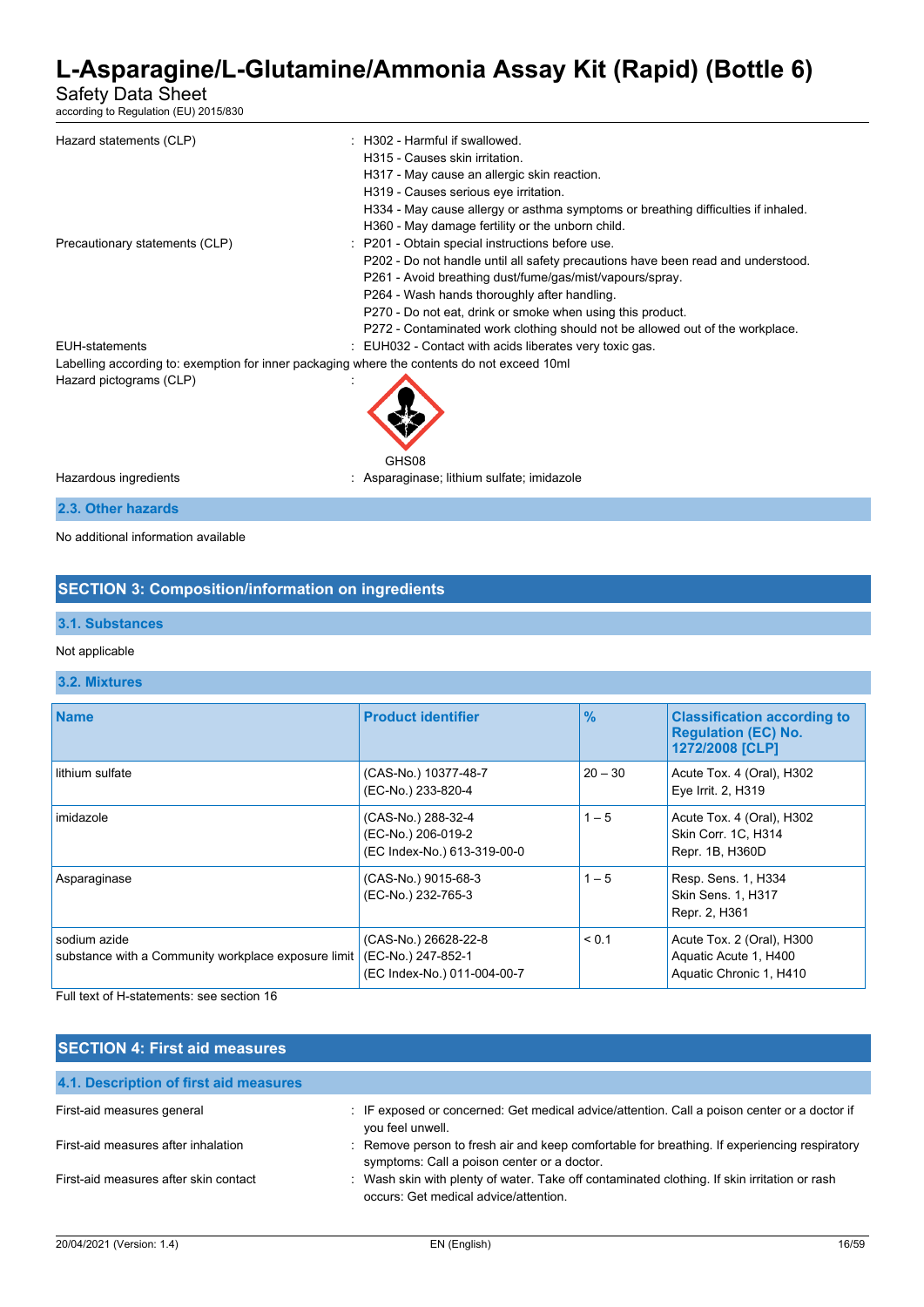| | |
|---|---|
| Hazard statements (CLP) | : H302 - Harmful if swallowed.<br>H315 - Causes skin irritation.<br>H317 - May cause an allergic skin reaction.<br>H319 - Causes serious eye irritation.<br>H334 - May cause allergy or asthma symptoms or breathing difficulties if inhaled.<br>H360 - May damage fertility or the unborn child. |
| Precautionary statements (CLP) | : P201 - Obtain special instructions before use.<br>P202 - Do not handle until all safety precautions have been read and understood.<br>P261 - Avoid breathing dust/fume/gas/mist/vapours/spray.<br>P264 - Wash hands thoroughly after handling.<br>P270 - Do not eat, drink or smoke when using this product.<br>P272 - Contaminated work clothing should not be allowed out of the workplace. |
| EUH-statements | : EUH032 - Contact with acids liberates very toxic gas. |

Labelling according to: exemption for inner packaging where the contents do not exceed 10ml

Hazard pictograms (CLP) :

GHS08

Hazardous ingredients : Asparaginase; lithium sulfate; imidazole

### 2.3. Other hazards

No additional information available

## SECTION 3: Composition/information on ingredients

### 3.1. Substances

Not applicable

### 3.2. Mixtures

| Name | Product identifier | % | Classification according to Regulation (EC) No. 1272/2008 [CLP] |
|---|---|---|---|
| lithium sulfate | (CAS-No.) 10377-48-7<br>(EC-No.) 233-820-4 | 20 – 30 | Acute Tox. 4 (Oral), H302<br>Eye Irrit. 2, H319 |
| imidazole | (CAS-No.) 288-32-4<br>(EC-No.) 206-019-2<br>(EC Index-No.) 613-319-00-0 | 1 – 5 | Acute Tox. 4 (Oral), H302<br>Skin Corr. 1C, H314<br>Repr. 1B, H360D |
| Asparaginase | (CAS-No.) 9015-68-3<br>(EC-No.) 232-765-3 | 1 – 5 | Resp. Sens. 1, H334<br>Skin Sens. 1, H317<br>Repr. 2, H361 |
| sodium azide<br>substance with a Community workplace exposure limit | (CAS-No.) 26628-22-8<br>(EC-No.) 247-852-1<br>(EC Index-No.) 011-004-00-7 | < 0.1 | Acute Tox. 2 (Oral), H300<br>Aquatic Acute 1, H400<br>Aquatic Chronic 1, H410 |

Full text of H-statements: see section 16

## SECTION 4: First aid measures

### 4.1. Description of first aid measures

| | |
|---|---|
| First-aid measures general | : IF exposed or concerned: Get medical advice/attention. Call a poison center or a doctor if you feel unwell. |
| First-aid measures after inhalation | : Remove person to fresh air and keep comfortable for breathing. If experiencing respiratory symptoms: Call a poison center or a doctor. |
| First-aid measures after skin contact | : Wash skin with plenty of water. Take off contaminated clothing. If skin irritation or rash occurs: Get medical advice/attention. |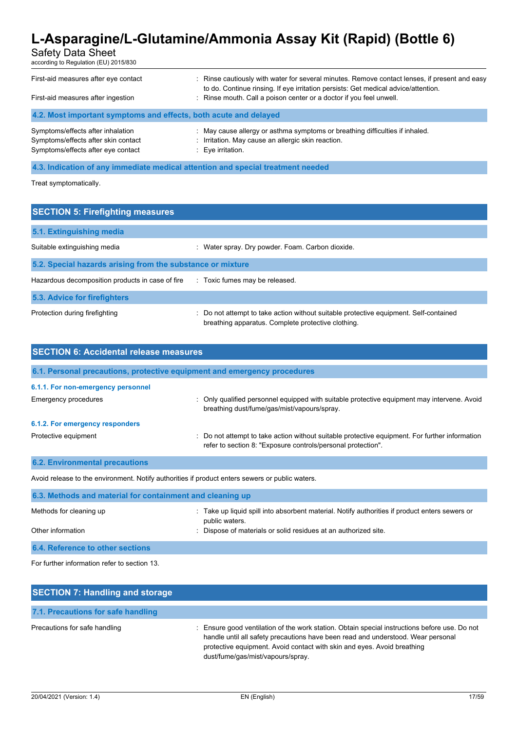| | |
|---|---|
| First-aid measures after eye contact | : Rinse cautiously with water for several minutes. Remove contact lenses, if present and easy to do. Continue rinsing. If eye irritation persists: Get medical advice/attention. |
| First-aid measures after ingestion | : Rinse mouth. Call a poison center or a doctor if you feel unwell. |

### 4.2. Most important symptoms and effects, both acute and delayed

| | |
|---|---|
| Symptoms/effects after inhalation | : May cause allergy or asthma symptoms or breathing difficulties if inhaled. |
| Symptoms/effects after skin contact | : Irritation. May cause an allergic skin reaction. |
| Symptoms/effects after eye contact | : Eye irritation. |

### 4.3. Indication of any immediate medical attention and special treatment needed

Treat symptomatically.

## SECTION 5: Firefighting measures

### 5.1. Extinguishing media

| | |
|---|---|
| Suitable extinguishing media | : Water spray. Dry powder. Foam. Carbon dioxide. |

### 5.2. Special hazards arising from the substance or mixture

| | |
|---|---|
| Hazardous decomposition products in case of fire | : Toxic fumes may be released. |

### 5.3. Advice for firefighters

| | |
|---|---|
| Protection during firefighting | : Do not attempt to take action without suitable protective equipment. Self-contained breathing apparatus. Complete protective clothing. |

## SECTION 6: Accidental release measures

### 6.1. Personal precautions, protective equipment and emergency procedures

#### 6.1.1. For non-emergency personnel

| | |
|---|---|
| Emergency procedures | : Only qualified personnel equipped with suitable protective equipment may intervene. Avoid breathing dust/fume/gas/mist/vapours/spray. |

#### 6.1.2. For emergency responders

| | |
|---|---|
| Protective equipment | : Do not attempt to take action without suitable protective equipment. For further information refer to section 8: "Exposure controls/personal protection". |

### 6.2. Environmental precautions

Avoid release to the environment. Notify authorities if product enters sewers or public waters.

### 6.3. Methods and material for containment and cleaning up

| | |
|---|---|
| Methods for cleaning up | : Take up liquid spill into absorbent material. Notify authorities if product enters sewers or public waters. |
| Other information | : Dispose of materials or solid residues at an authorized site. |

### 6.4. Reference to other sections

For further information refer to section 13.

## SECTION 7: Handling and storage

### 7.1. Precautions for safe handling

| | |
|---|---|
| Precautions for safe handling | : Ensure good ventilation of the work station. Obtain special instructions before use. Do not handle until all safety precautions have been read and understood. Wear personal protective equipment. Avoid contact with skin and eyes. Avoid breathing dust/fume/gas/mist/vapours/spray. |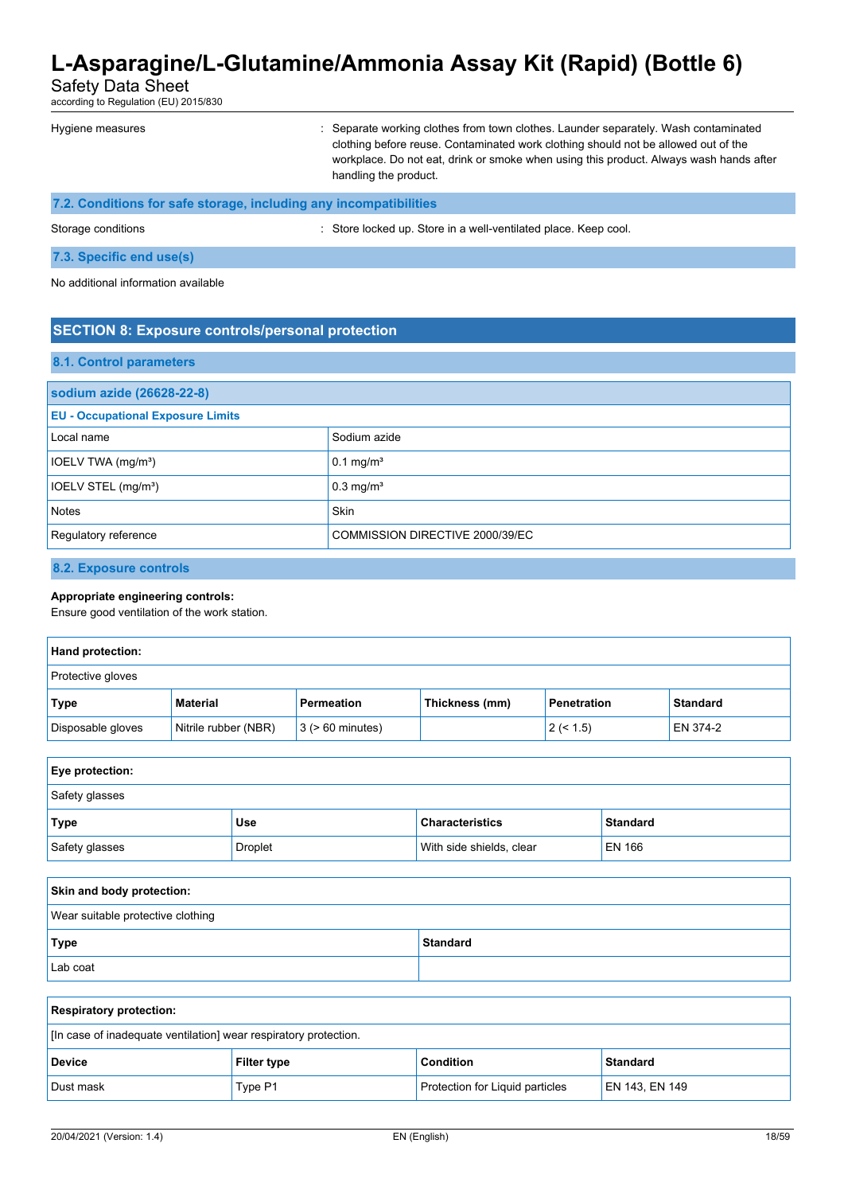| | |
|---|---|
| Hygiene measures | : Separate working clothes from town clothes. Launder separately. Wash contaminated clothing before reuse. Contaminated work clothing should not be allowed out of the workplace. Do not eat, drink or smoke when using this product. Always wash hands after handling the product. |

### 7.2. Conditions for safe storage, including any incompatibilities

| | |
|---|---|
| Storage conditions | : Store locked up. Store in a well-ventilated place. Keep cool. |

### 7.3. Specific end use(s)

No additional information available

## SECTION 8: Exposure controls/personal protection

### 8.1. Control parameters

| sodium azide (26628-22-8) | |
|---|---|
| **EU - Occupational Exposure Limits** | |
| Local name | Sodium azide |
| IOELV TWA (mg/m³) | 0.1 mg/m³ |
| IOELV STEL (mg/m³) | 0.3 mg/m³ |
| Notes | Skin |
| Regulatory reference | COMMISSION DIRECTIVE 2000/39/EC |

### 8.2. Exposure controls

**Appropriate engineering controls:**
Ensure good ventilation of the work station.

**Hand protection:**

Protective gloves

| Type | Material | Permeation | Thickness (mm) | Penetration | Standard |
|---|---|---|---|---|---|
| Disposable gloves | Nitrile rubber (NBR) | 3 (> 60 minutes) | | 2 (< 1.5) | EN 374-2 |

**Eye protection:**

Safety glasses

| Type | Use | Characteristics | Standard |
|---|---|---|---|
| Safety glasses | Droplet | With side shields, clear | EN 166 |

**Skin and body protection:**

Wear suitable protective clothing

| Type | Standard |
|---|---|
| Lab coat | |

**Respiratory protection:**

[In case of inadequate ventilation] wear respiratory protection.

| Device | Filter type | Condition | Standard |
|---|---|---|---|
| Dust mask | Type P1 | Protection for Liquid particles | EN 143, EN 149 |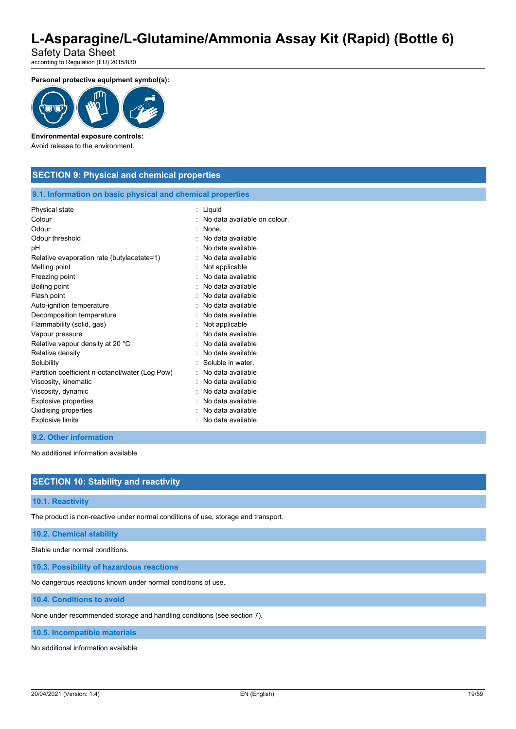**Personal protective equipment symbol(s):**

**Environmental exposure controls:**

Avoid release to the environment.

## SECTION 9: Physical and chemical properties

### 9.1. Information on basic physical and chemical properties

| | |
|---|---|
| Physical state | : Liquid |
| Colour | : No data available on colour. |
| Odour | : None. |
| Odour threshold | : No data available |
| pH | : No data available |
| Relative evaporation rate (butylacetate=1) | : No data available |
| Melting point | : Not applicable |
| Freezing point | : No data available |
| Boiling point | : No data available |
| Flash point | : No data available |
| Auto-ignition temperature | : No data available |
| Decomposition temperature | : No data available |
| Flammability (solid, gas) | : Not applicable |
| Vapour pressure | : No data available |
| Relative vapour density at 20 °C | : No data available |
| Relative density | : No data available |
| Solubility | : Soluble in water. |
| Partition coefficient n-octanol/water (Log Pow) | : No data available |
| Viscosity, kinematic | : No data available |
| Viscosity, dynamic | : No data available |
| Explosive properties | : No data available |
| Oxidising properties | : No data available |
| Explosive limits | : No data available |

### 9.2. Other information

No additional information available

## SECTION 10: Stability and reactivity

### 10.1. Reactivity

The product is non-reactive under normal conditions of use, storage and transport.

### 10.2. Chemical stability

Stable under normal conditions.

### 10.3. Possibility of hazardous reactions

No dangerous reactions known under normal conditions of use.

### 10.4. Conditions to avoid

None under recommended storage and handling conditions (see section 7).

### 10.5. Incompatible materials

No additional information available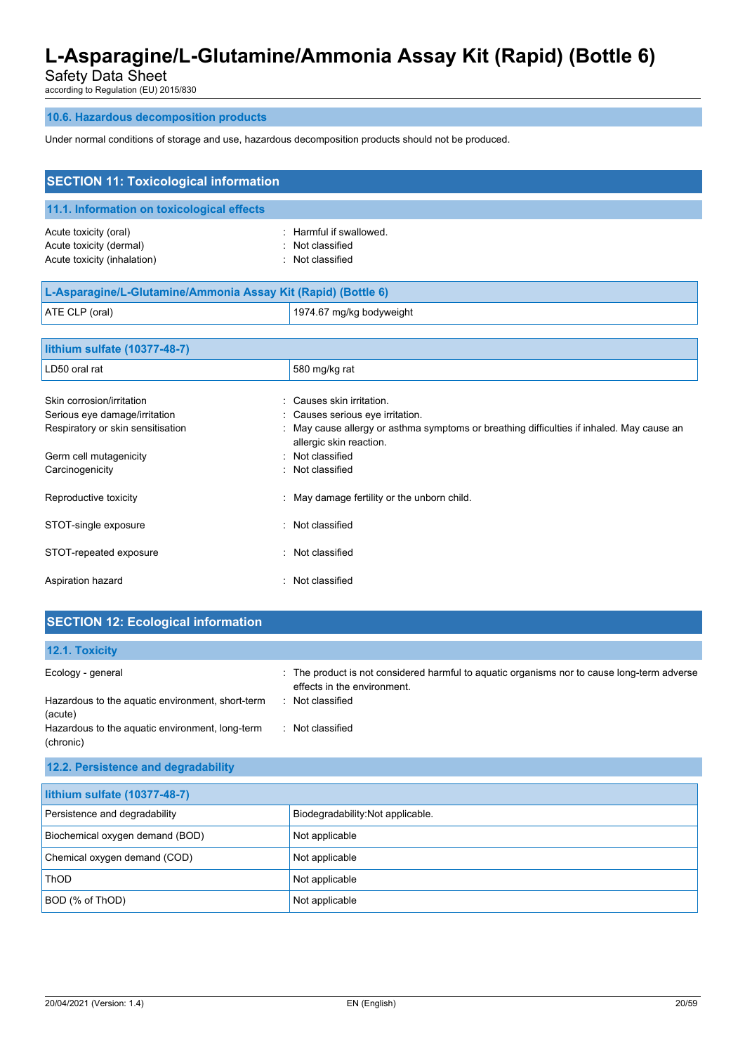### 10.6. Hazardous decomposition products

Under normal conditions of storage and use, hazardous decomposition products should not be produced.

## SECTION 11: Toxicological information

### 11.1. Information on toxicological effects

Acute toxicity (oral) : Harmful if swallowed.
Acute toxicity (dermal) : Not classified
Acute toxicity (inhalation) : Not classified

| L-Asparagine/L-Glutamine/Ammonia Assay Kit (Rapid) (Bottle 6) | |
|---|---|
| ATE CLP (oral) | 1974.67 mg/kg bodyweight |

| lithium sulfate (10377-48-7) | |
|---|---|
| LD50 oral rat | 580 mg/kg rat |

Skin corrosion/irritation : Causes skin irritation.
Serious eye damage/irritation : Causes serious eye irritation.
Respiratory or skin sensitisation : May cause allergy or asthma symptoms or breathing difficulties if inhaled. May cause an allergic skin reaction.
Germ cell mutagenicity : Not classified
Carcinogenicity : Not classified

Reproductive toxicity : May damage fertility or the unborn child.

STOT-single exposure : Not classified

STOT-repeated exposure : Not classified

Aspiration hazard : Not classified

## SECTION 12: Ecological information

### 12.1. Toxicity

Ecology - general : The product is not considered harmful to aquatic organisms nor to cause long-term adverse effects in the environment.
Hazardous to the aquatic environment, short-term (acute) : Not classified
Hazardous to the aquatic environment, long-term (chronic) : Not classified

### 12.2. Persistence and degradability

| lithium sulfate (10377-48-7) | |
|---|---|
| Persistence and degradability | Biodegradability:Not applicable. |
| Biochemical oxygen demand (BOD) | Not applicable |
| Chemical oxygen demand (COD) | Not applicable |
| ThOD | Not applicable |
| BOD (% of ThOD) | Not applicable |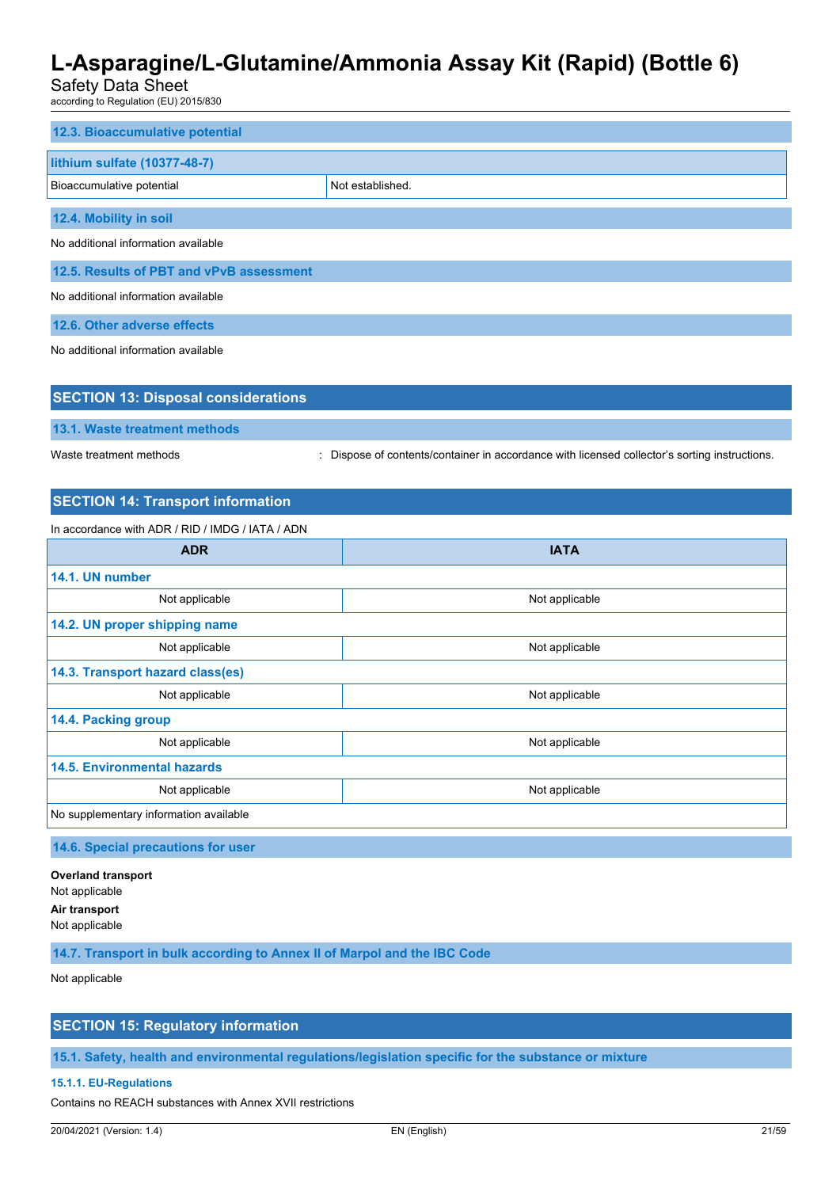### 12.3. Bioaccumulative potential

| lithium sulfate (10377-48-7) | |
|---|---|
| Bioaccumulative potential | Not established. |

### 12.4. Mobility in soil

No additional information available

### 12.5. Results of PBT and vPvB assessment

No additional information available

### 12.6. Other adverse effects

No additional information available

## SECTION 13: Disposal considerations

### 13.1. Waste treatment methods

Waste treatment methods : Dispose of contents/container in accordance with licensed collector's sorting instructions.

## SECTION 14: Transport information

In accordance with ADR / RID / IMDG / IATA / ADN

| ADR | IATA |
|---|---|
| **14.1. UN number** | |
| Not applicable | Not applicable |
| **14.2. UN proper shipping name** | |
| Not applicable | Not applicable |
| **14.3. Transport hazard class(es)** | |
| Not applicable | Not applicable |
| **14.4. Packing group** | |
| Not applicable | Not applicable |
| **14.5. Environmental hazards** | |
| Not applicable | Not applicable |
| No supplementary information available | |

### 14.6. Special precautions for user

**Overland transport**
Not applicable
**Air transport**
Not applicable

### 14.7. Transport in bulk according to Annex II of Marpol and the IBC Code

Not applicable

## SECTION 15: Regulatory information

### 15.1. Safety, health and environmental regulations/legislation specific for the substance or mixture

#### 15.1.1. EU-Regulations

Contains no REACH substances with Annex XVII restrictions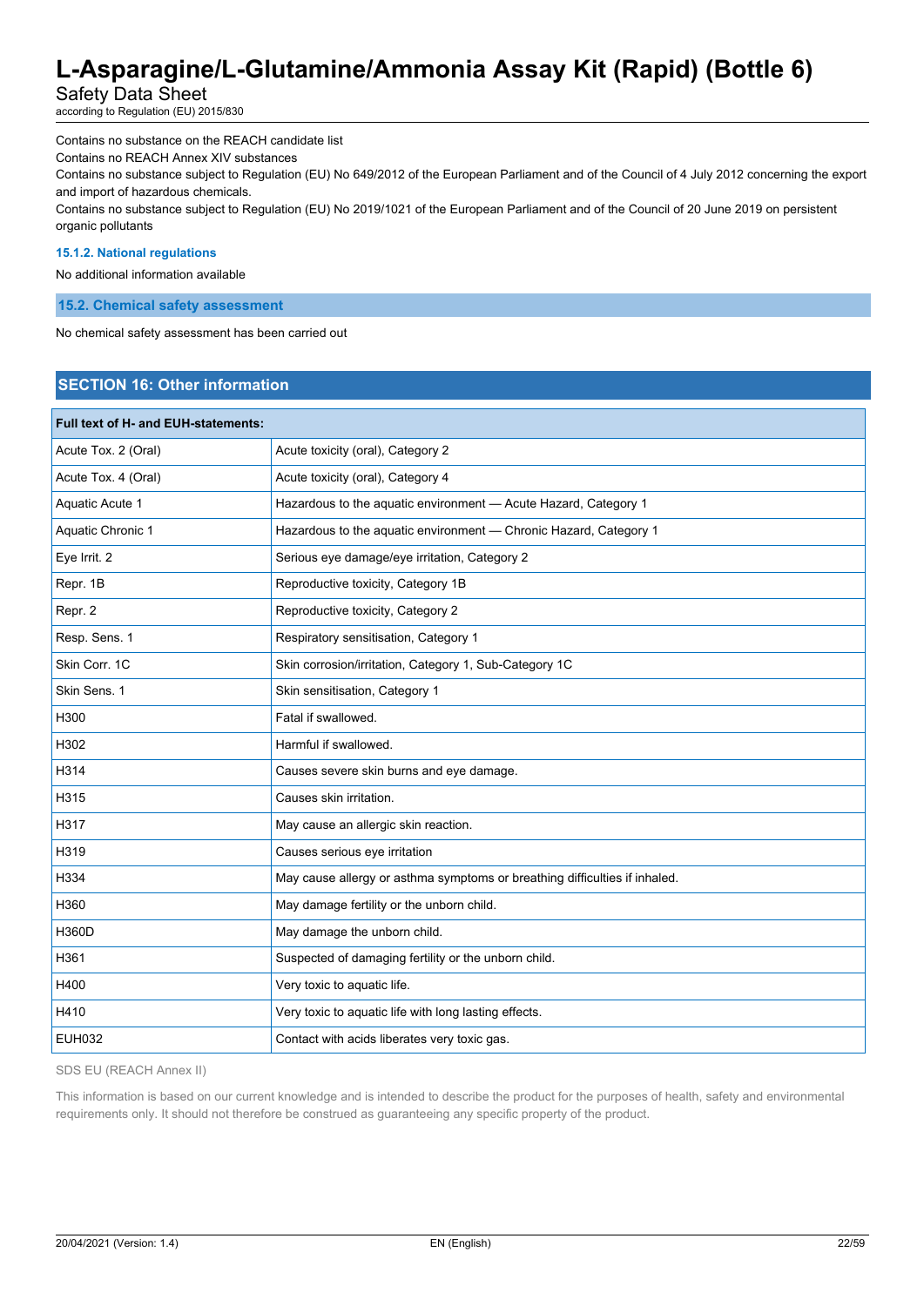Contains no substance on the REACH candidate list

Contains no REACH Annex XIV substances

Contains no substance subject to Regulation (EU) No 649/2012 of the European Parliament and of the Council of 4 July 2012 concerning the export and import of hazardous chemicals.

Contains no substance subject to Regulation (EU) No 2019/1021 of the European Parliament and of the Council of 20 June 2019 on persistent organic pollutants

#### 15.1.2. National regulations

No additional information available

### 15.2. Chemical safety assessment

No chemical safety assessment has been carried out

## SECTION 16: Other information

| Full text of H- and EUH-statements: | |
|---|---|
| Acute Tox. 2 (Oral) | Acute toxicity (oral), Category 2 |
| Acute Tox. 4 (Oral) | Acute toxicity (oral), Category 4 |
| Aquatic Acute 1 | Hazardous to the aquatic environment — Acute Hazard, Category 1 |
| Aquatic Chronic 1 | Hazardous to the aquatic environment — Chronic Hazard, Category 1 |
| Eye Irrit. 2 | Serious eye damage/eye irritation, Category 2 |
| Repr. 1B | Reproductive toxicity, Category 1B |
| Repr. 2 | Reproductive toxicity, Category 2 |
| Resp. Sens. 1 | Respiratory sensitisation, Category 1 |
| Skin Corr. 1C | Skin corrosion/irritation, Category 1, Sub-Category 1C |
| Skin Sens. 1 | Skin sensitisation, Category 1 |
| H300 | Fatal if swallowed. |
| H302 | Harmful if swallowed. |
| H314 | Causes severe skin burns and eye damage. |
| H315 | Causes skin irritation. |
| H317 | May cause an allergic skin reaction. |
| H319 | Causes serious eye irritation |
| H334 | May cause allergy or asthma symptoms or breathing difficulties if inhaled. |
| H360 | May damage fertility or the unborn child. |
| H360D | May damage the unborn child. |
| H361 | Suspected of damaging fertility or the unborn child. |
| H400 | Very toxic to aquatic life. |
| H410 | Very toxic to aquatic life with long lasting effects. |
| EUH032 | Contact with acids liberates very toxic gas. |

SDS EU (REACH Annex II)

This information is based on our current knowledge and is intended to describe the product for the purposes of health, safety and environmental requirements only. It should not therefore be construed as guaranteeing any specific property of the product.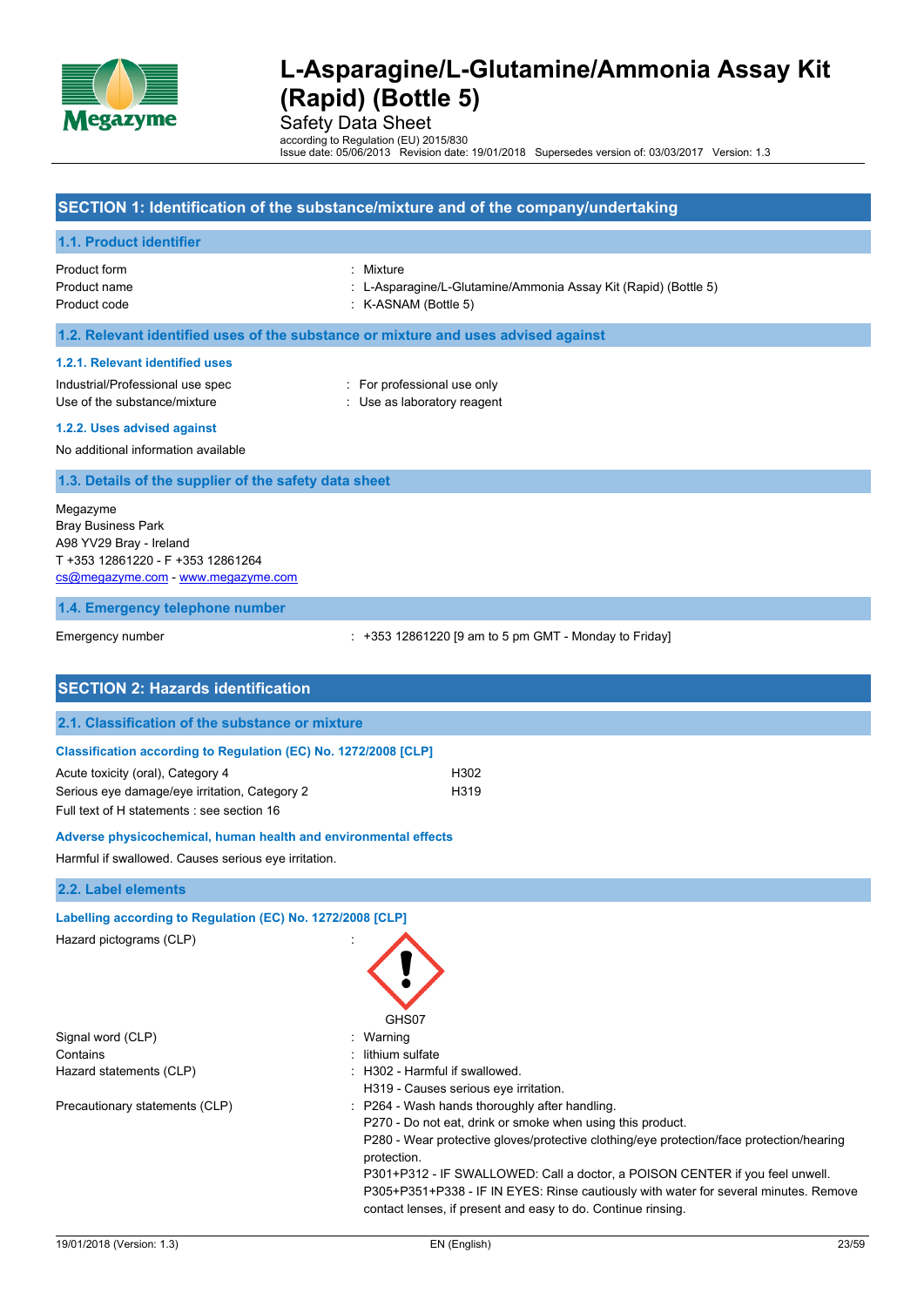# L-Asparagine/L-Glutamine/Ammonia Assay Kit (Rapid) (Bottle 5)

Safety Data Sheet

according to Regulation (EU) 2015/830

Issue date: 05/06/2013 Revision date: 19/01/2018 Supersedes version of: 03/03/2017 Version: 1.3

## SECTION 1: Identification of the substance/mixture and of the company/undertaking

### 1.1. Product identifier

| | |
|---|---|
| Product form | : Mixture |
| Product name | : L-Asparagine/L-Glutamine/Ammonia Assay Kit (Rapid) (Bottle 5) |
| Product code | : K-ASNAM (Bottle 5) |

### 1.2. Relevant identified uses of the substance or mixture and uses advised against

#### 1.2.1. Relevant identified uses

| | |
|---|---|
| Industrial/Professional use spec | : For professional use only |
| Use of the substance/mixture | : Use as laboratory reagent |

#### 1.2.2. Uses advised against

No additional information available

### 1.3. Details of the supplier of the safety data sheet

Megazyme
Bray Business Park
A98 YV29 Bray - Ireland
T +353 12861220 - F +353 12861264
cs@megazyme.com - www.megazyme.com

### 1.4. Emergency telephone number

| | |
|---|---|
| Emergency number | : +353 12861220 [9 am to 5 pm GMT - Monday to Friday] |

## SECTION 2: Hazards identification

### 2.1. Classification of the substance or mixture

**Classification according to Regulation (EC) No. 1272/2008 [CLP]**

| | |
|---|---|
| Acute toxicity (oral), Category 4 | H302 |
| Serious eye damage/eye irritation, Category 2 | H319 |

Full text of H statements : see section 16

**Adverse physicochemical, human health and environmental effects**

Harmful if swallowed. Causes serious eye irritation.

### 2.2. Label elements

**Labelling according to Regulation (EC) No. 1272/2008 [CLP]**

Hazard pictograms (CLP) :

GHS07

| | |
|---|---|
| Signal word (CLP) | : Warning |
| Contains | : lithium sulfate |
| Hazard statements (CLP) | : H302 - Harmful if swallowed.<br>H319 - Causes serious eye irritation. |
| Precautionary statements (CLP) | : P264 - Wash hands thoroughly after handling.<br>P270 - Do not eat, drink or smoke when using this product.<br>P280 - Wear protective gloves/protective clothing/eye protection/face protection/hearing protection.<br>P301+P312 - IF SWALLOWED: Call a doctor, a POISON CENTER if you feel unwell.<br>P305+P351+P338 - IF IN EYES: Rinse cautiously with water for several minutes. Remove contact lenses, if present and easy to do. Continue rinsing. |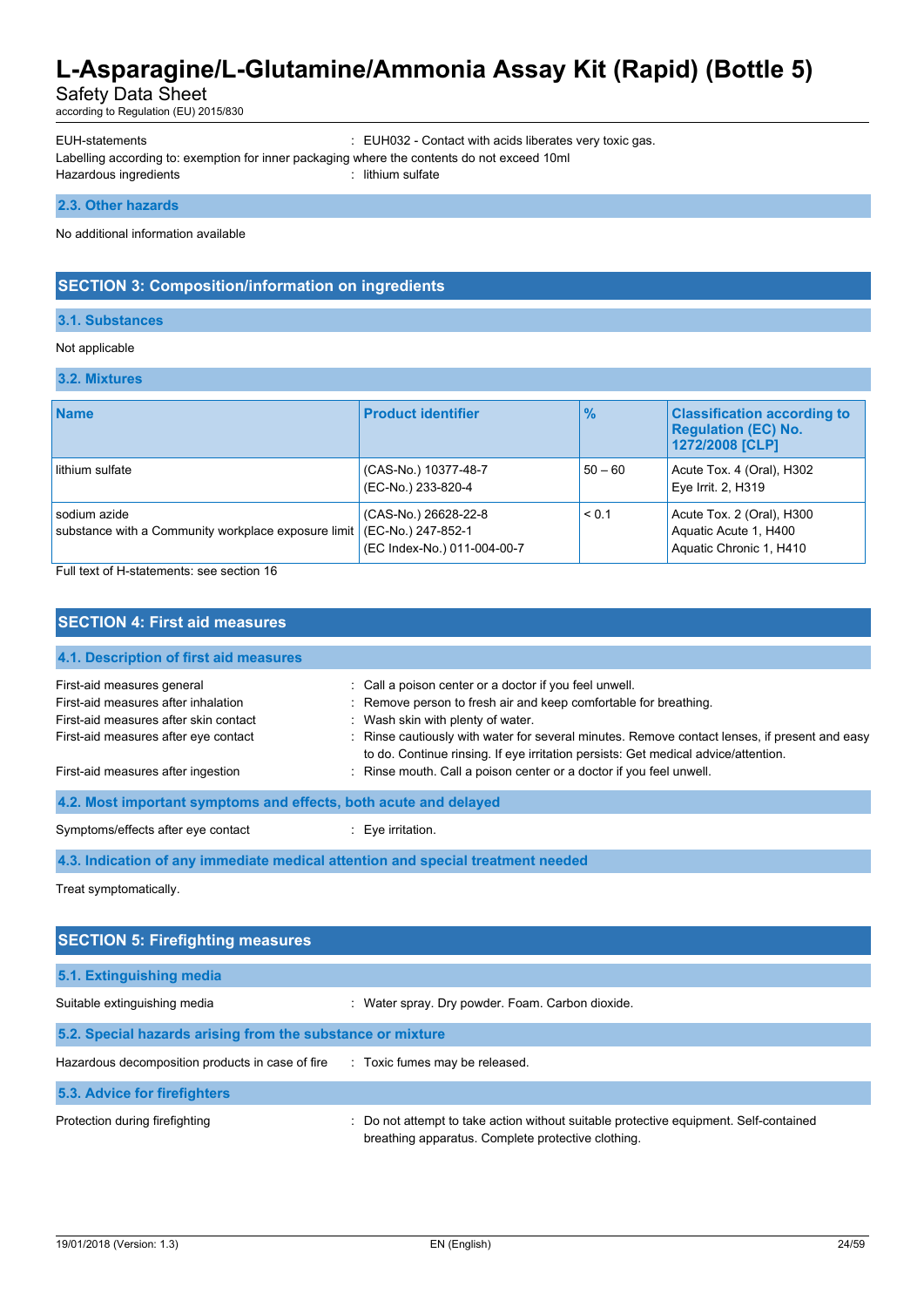EUH-statements : EUH032 - Contact with acids liberates very toxic gas.

Labelling according to: exemption for inner packaging where the contents do not exceed 10ml

Hazardous ingredients : lithium sulfate

### 2.3. Other hazards

No additional information available

## SECTION 3: Composition/information on ingredients

### 3.1. Substances

Not applicable

### 3.2. Mixtures

| Name | Product identifier | % | Classification according to Regulation (EC) No. 1272/2008 [CLP] |
|---|---|---|---|
| lithium sulfate | (CAS-No.) 10377-48-7<br>(EC-No.) 233-820-4 | 50 – 60 | Acute Tox. 4 (Oral), H302<br>Eye Irrit. 2, H319 |
| sodium azide<br>substance with a Community workplace exposure limit | (CAS-No.) 26628-22-8<br>(EC-No.) 247-852-1<br>(EC Index-No.) 011-004-00-7 | < 0.1 | Acute Tox. 2 (Oral), H300<br>Aquatic Acute 1, H400<br>Aquatic Chronic 1, H410 |

Full text of H-statements: see section 16

## SECTION 4: First aid measures

### 4.1. Description of first aid measures

First-aid measures general : Call a poison center or a doctor if you feel unwell.

First-aid measures after inhalation : Remove person to fresh air and keep comfortable for breathing.

First-aid measures after skin contact : Wash skin with plenty of water.

First-aid measures after eye contact : Rinse cautiously with water for several minutes. Remove contact lenses, if present and easy to do. Continue rinsing. If eye irritation persists: Get medical advice/attention.

First-aid measures after ingestion : Rinse mouth. Call a poison center or a doctor if you feel unwell.

### 4.2. Most important symptoms and effects, both acute and delayed

Symptoms/effects after eye contact : Eye irritation.

### 4.3. Indication of any immediate medical attention and special treatment needed

Treat symptomatically.

## SECTION 5: Firefighting measures

### 5.1. Extinguishing media

Suitable extinguishing media : Water spray. Dry powder. Foam. Carbon dioxide.

### 5.2. Special hazards arising from the substance or mixture

Hazardous decomposition products in case of fire : Toxic fumes may be released.

### 5.3. Advice for firefighters

Protection during firefighting : Do not attempt to take action without suitable protective equipment. Self-contained breathing apparatus. Complete protective clothing.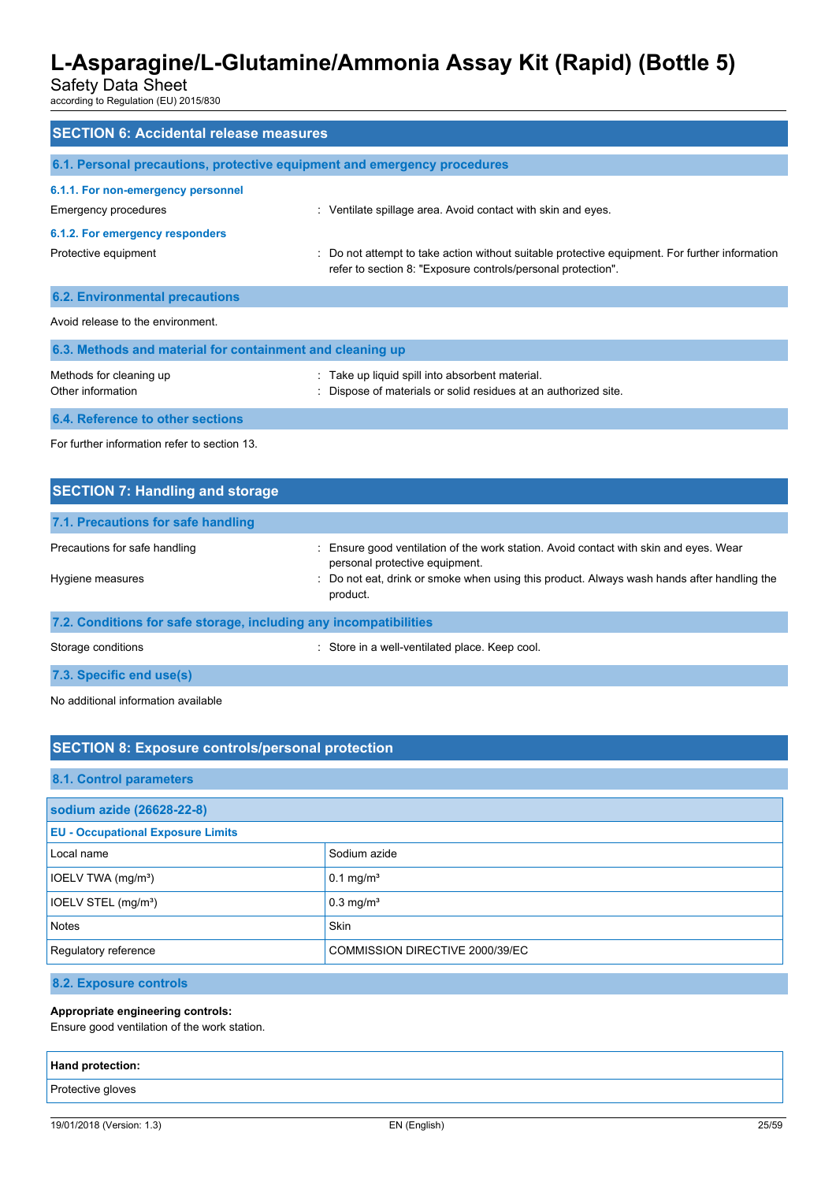## SECTION 6: Accidental release measures

### 6.1. Personal precautions, protective equipment and emergency procedures

#### 6.1.1. For non-emergency personnel

Emergency procedures : Ventilate spillage area. Avoid contact with skin and eyes.

#### 6.1.2. For emergency responders

Protective equipment : Do not attempt to take action without suitable protective equipment. For further information refer to section 8: "Exposure controls/personal protection".

### 6.2. Environmental precautions

Avoid release to the environment.

### 6.3. Methods and material for containment and cleaning up

Methods for cleaning up : Take up liquid spill into absorbent material.

Other information : Dispose of materials or solid residues at an authorized site.

### 6.4. Reference to other sections

For further information refer to section 13.

## SECTION 7: Handling and storage

### 7.1. Precautions for safe handling

Precautions for safe handling : Ensure good ventilation of the work station. Avoid contact with skin and eyes. Wear personal protective equipment.

Hygiene measures : Do not eat, drink or smoke when using this product. Always wash hands after handling the product.

### 7.2. Conditions for safe storage, including any incompatibilities

Storage conditions : Store in a well-ventilated place. Keep cool.

### 7.3. Specific end use(s)

No additional information available

## SECTION 8: Exposure controls/personal protection

### 8.1. Control parameters

| sodium azide (26628-22-8) | |
|---|---|
| **EU - Occupational Exposure Limits** | |
| Local name | Sodium azide |
| IOELV TWA (mg/m³) | 0.1 mg/m³ |
| IOELV STEL (mg/m³) | 0.3 mg/m³ |
| Notes | Skin |
| Regulatory reference | COMMISSION DIRECTIVE 2000/39/EC |

### 8.2. Exposure controls

**Appropriate engineering controls:**

Ensure good ventilation of the work station.

| Hand protection: |
|---|
| Protective gloves |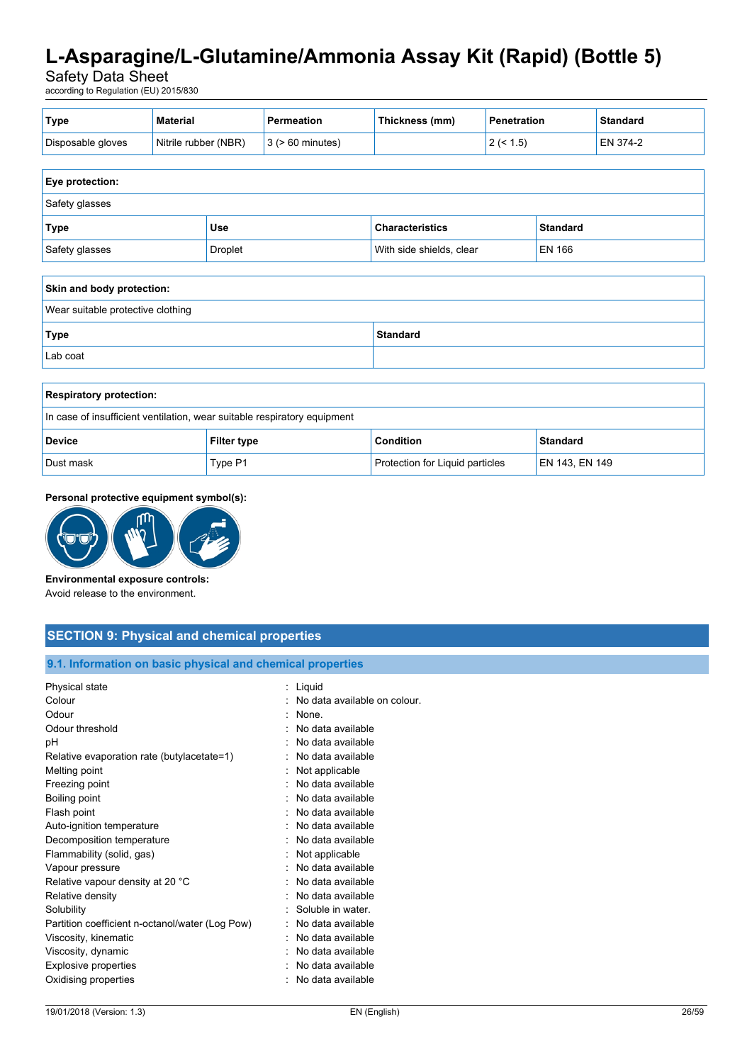| Type | Material | Permeation | Thickness (mm) | Penetration | Standard |
|---|---|---|---|---|---|
| Disposable gloves | Nitrile rubber (NBR) | 3 (> 60 minutes) | | 2 (< 1.5) | EN 374-2 |

| Eye protection: | | | |
|---|---|---|---|
| Safety glasses | | | |
| **Type** | **Use** | **Characteristics** | **Standard** |
| Safety glasses | Droplet | With side shields, clear | EN 166 |

| Skin and body protection: | |
|---|---|
| Wear suitable protective clothing | |
| **Type** | **Standard** |
| Lab coat | |

| Respiratory protection: | | | |
|---|---|---|---|
| In case of insufficient ventilation, wear suitable respiratory equipment | | | |
| **Device** | **Filter type** | **Condition** | **Standard** |
| Dust mask | Type P1 | Protection for Liquid particles | EN 143, EN 149 |

**Personal protective equipment symbol(s):**

**Environmental exposure controls:**
Avoid release to the environment.

## SECTION 9: Physical and chemical properties

### 9.1. Information on basic physical and chemical properties

| | |
|---|---|
| Physical state | : Liquid |
| Colour | : No data available on colour. |
| Odour | : None. |
| Odour threshold | : No data available |
| pH | : No data available |
| Relative evaporation rate (butylacetate=1) | : No data available |
| Melting point | : Not applicable |
| Freezing point | : No data available |
| Boiling point | : No data available |
| Flash point | : No data available |
| Auto-ignition temperature | : No data available |
| Decomposition temperature | : No data available |
| Flammability (solid, gas) | : Not applicable |
| Vapour pressure | : No data available |
| Relative vapour density at 20 °C | : No data available |
| Relative density | : No data available |
| Solubility | : Soluble in water. |
| Partition coefficient n-octanol/water (Log Pow) | : No data available |
| Viscosity, kinematic | : No data available |
| Viscosity, dynamic | : No data available |
| Explosive properties | : No data available |
| Oxidising properties | : No data available |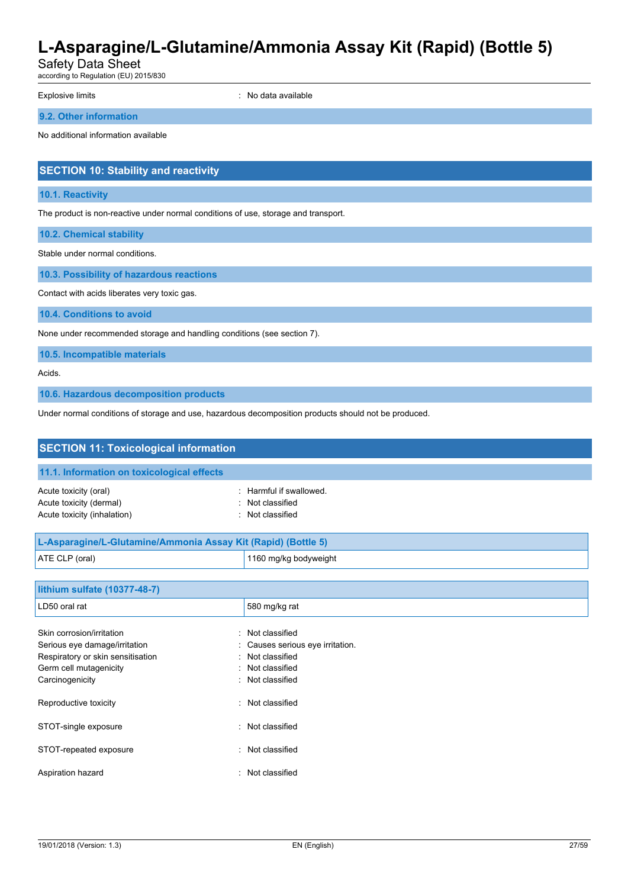Explosive limits : No data available

### 9.2. Other information

No additional information available

## SECTION 10: Stability and reactivity

### 10.1. Reactivity

The product is non-reactive under normal conditions of use, storage and transport.

### 10.2. Chemical stability

Stable under normal conditions.

### 10.3. Possibility of hazardous reactions

Contact with acids liberates very toxic gas.

### 10.4. Conditions to avoid

None under recommended storage and handling conditions (see section 7).

### 10.5. Incompatible materials

Acids.

### 10.6. Hazardous decomposition products

Under normal conditions of storage and use, hazardous decomposition products should not be produced.

## SECTION 11: Toxicological information

### 11.1. Information on toxicological effects

Acute toxicity (oral) : Harmful if swallowed.
Acute toxicity (dermal) : Not classified
Acute toxicity (inhalation) : Not classified

| L-Asparagine/L-Glutamine/Ammonia Assay Kit (Rapid) (Bottle 5) | |
|---|---|
| ATE CLP (oral) | 1160 mg/kg bodyweight |

| lithium sulfate (10377-48-7) | |
|---|---|
| LD50 oral rat | 580 mg/kg rat |

Skin corrosion/irritation : Not classified
Serious eye damage/irritation : Causes serious eye irritation.
Respiratory or skin sensitisation : Not classified
Germ cell mutagenicity : Not classified
Carcinogenicity : Not classified

Reproductive toxicity : Not classified

STOT-single exposure : Not classified

STOT-repeated exposure : Not classified

Aspiration hazard : Not classified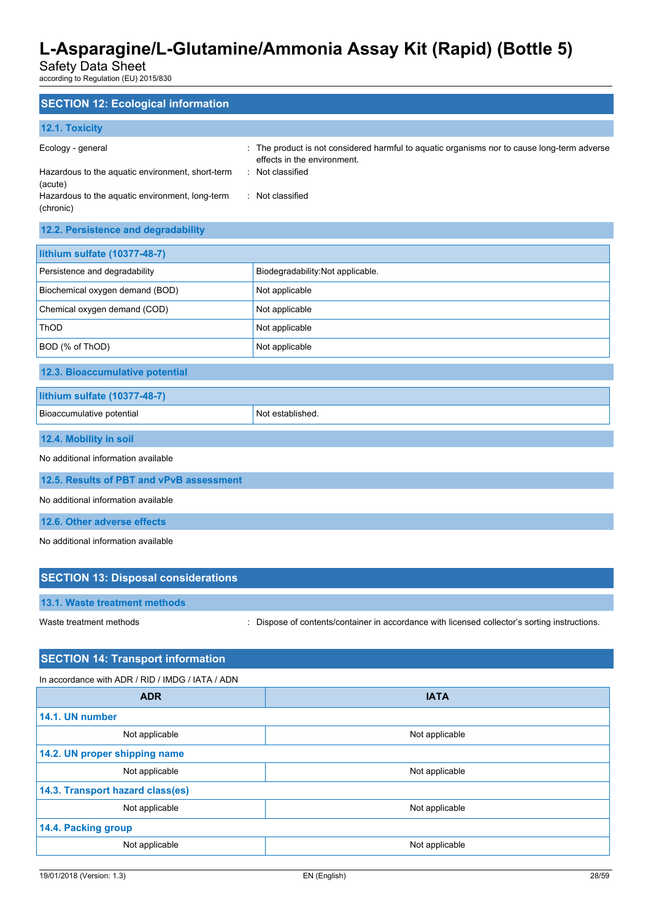## SECTION 12: Ecological information

### 12.1. Toxicity

Ecology - general : The product is not considered harmful to aquatic organisms nor to cause long-term adverse effects in the environment.

Hazardous to the aquatic environment, short-term (acute) : Not classified

Hazardous to the aquatic environment, long-term (chronic) : Not classified

### 12.2. Persistence and degradability

| lithium sulfate (10377-48-7) | |
|---|---|
| Persistence and degradability | Biodegradability:Not applicable. |
| Biochemical oxygen demand (BOD) | Not applicable |
| Chemical oxygen demand (COD) | Not applicable |
| ThOD | Not applicable |
| BOD (% of ThOD) | Not applicable |

### 12.3. Bioaccumulative potential

| lithium sulfate (10377-48-7) | |
|---|---|
| Bioaccumulative potential | Not established. |

### 12.4. Mobility in soil

No additional information available

### 12.5. Results of PBT and vPvB assessment

No additional information available

### 12.6. Other adverse effects

No additional information available

## SECTION 13: Disposal considerations

### 13.1. Waste treatment methods

Waste treatment methods : Dispose of contents/container in accordance with licensed collector's sorting instructions.

## SECTION 14: Transport information

In accordance with ADR / RID / IMDG / IATA / ADN

| ADR | IATA |
|---|---|
| **14.1. UN number** | |
| Not applicable | Not applicable |
| **14.2. UN proper shipping name** | |
| Not applicable | Not applicable |
| **14.3. Transport hazard class(es)** | |
| Not applicable | Not applicable |
| **14.4. Packing group** | |
| Not applicable | Not applicable |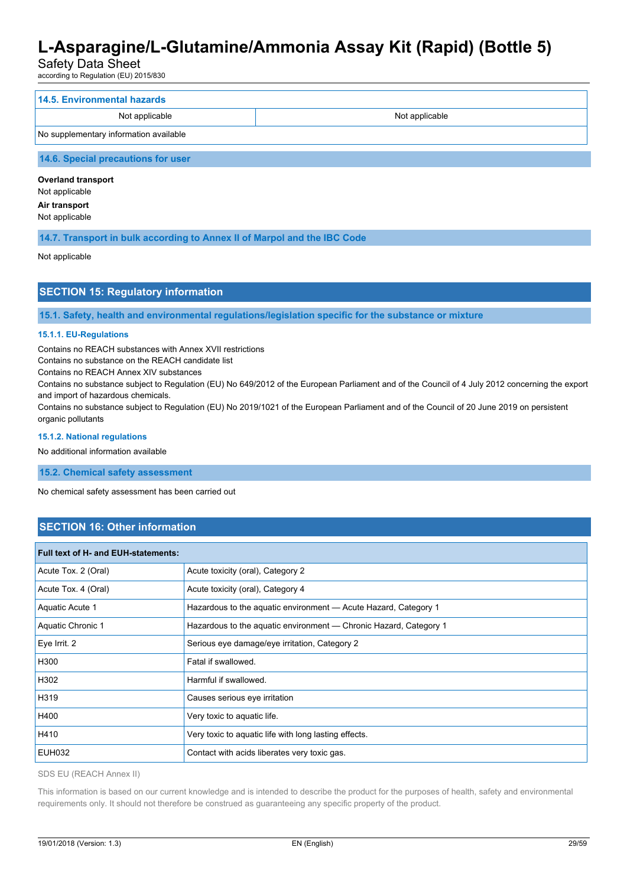### 14.5. Environmental hazards

| Not applicable | Not applicable |
|---|---|
| No supplementary information available | |

### 14.6. Special precautions for user

**Overland transport**

Not applicable

**Air transport**

Not applicable

### 14.7. Transport in bulk according to Annex II of Marpol and the IBC Code

Not applicable

## SECTION 15: Regulatory information

### 15.1. Safety, health and environmental regulations/legislation specific for the substance or mixture

#### 15.1.1. EU-Regulations

Contains no REACH substances with Annex XVII restrictions

Contains no substance on the REACH candidate list

Contains no REACH Annex XIV substances

Contains no substance subject to Regulation (EU) No 649/2012 of the European Parliament and of the Council of 4 July 2012 concerning the export and import of hazardous chemicals.

Contains no substance subject to Regulation (EU) No 2019/1021 of the European Parliament and of the Council of 20 June 2019 on persistent organic pollutants

#### 15.1.2. National regulations

No additional information available

### 15.2. Chemical safety assessment

No chemical safety assessment has been carried out

## SECTION 16: Other information

| Full text of H- and EUH-statements: | |
|---|---|
| Acute Tox. 2 (Oral) | Acute toxicity (oral), Category 2 |
| Acute Tox. 4 (Oral) | Acute toxicity (oral), Category 4 |
| Aquatic Acute 1 | Hazardous to the aquatic environment — Acute Hazard, Category 1 |
| Aquatic Chronic 1 | Hazardous to the aquatic environment — Chronic Hazard, Category 1 |
| Eye Irrit. 2 | Serious eye damage/eye irritation, Category 2 |
| H300 | Fatal if swallowed. |
| H302 | Harmful if swallowed. |
| H319 | Causes serious eye irritation |
| H400 | Very toxic to aquatic life. |
| H410 | Very toxic to aquatic life with long lasting effects. |
| EUH032 | Contact with acids liberates very toxic gas. |

SDS EU (REACH Annex II)

This information is based on our current knowledge and is intended to describe the product for the purposes of health, safety and environmental requirements only. It should not therefore be construed as guaranteeing any specific property of the product.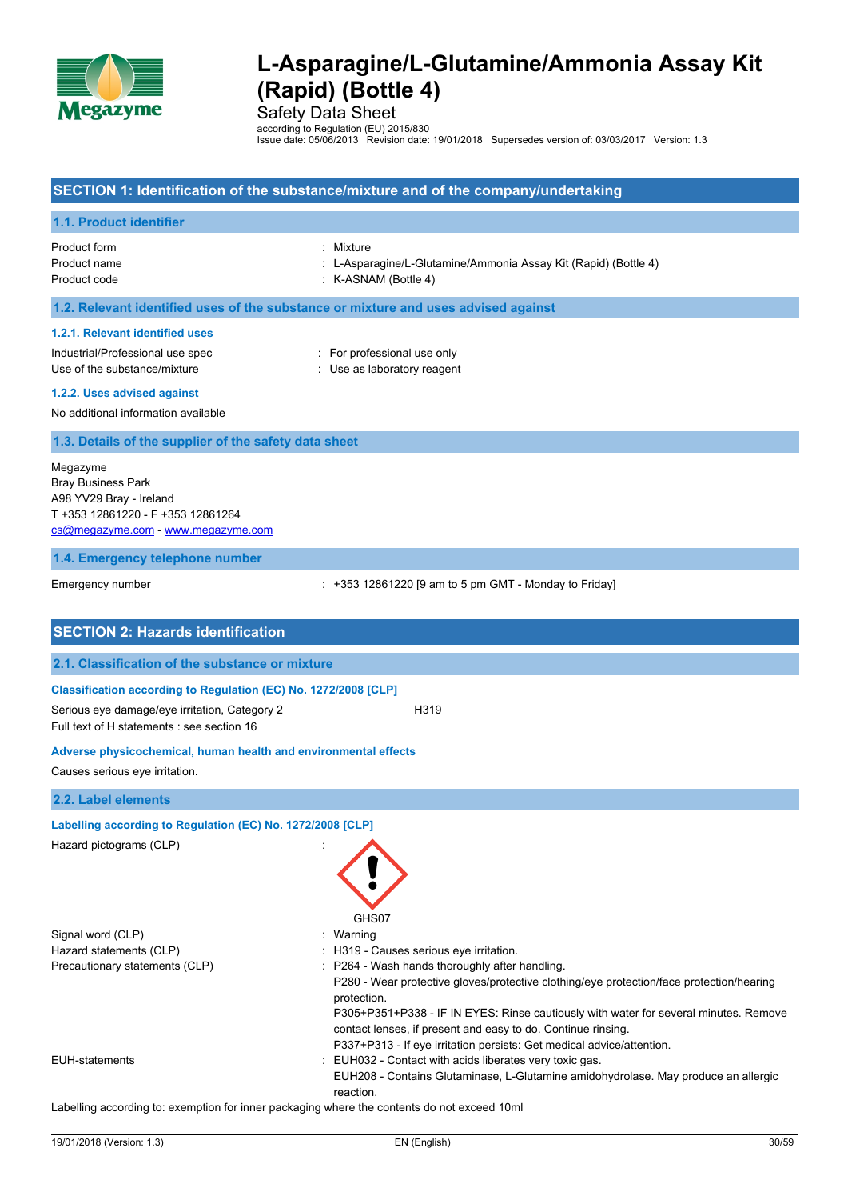# L-Asparagine/L-Glutamine/Ammonia Assay Kit (Rapid) (Bottle 4)

Safety Data Sheet

according to Regulation (EU) 2015/830

Issue date: 05/06/2013 Revision date: 19/01/2018 Supersedes version of: 03/03/2017 Version: 1.3

## SECTION 1: Identification of the substance/mixture and of the company/undertaking

### 1.1. Product identifier

| | |
|---|---|
| Product form | : Mixture |
| Product name | : L-Asparagine/L-Glutamine/Ammonia Assay Kit (Rapid) (Bottle 4) |
| Product code | : K-ASNAM (Bottle 4) |

### 1.2. Relevant identified uses of the substance or mixture and uses advised against

#### 1.2.1. Relevant identified uses

| | |
|---|---|
| Industrial/Professional use spec | : For professional use only |
| Use of the substance/mixture | : Use as laboratory reagent |

#### 1.2.2. Uses advised against

No additional information available

### 1.3. Details of the supplier of the safety data sheet

Megazyme
Bray Business Park
A98 YV29 Bray - Ireland
T +353 12861220 - F +353 12861264
cs@megazyme.com - www.megazyme.com

### 1.4. Emergency telephone number

| | |
|---|---|
| Emergency number | : +353 12861220 [9 am to 5 pm GMT - Monday to Friday] |

## SECTION 2: Hazards identification

### 2.1. Classification of the substance or mixture

#### Classification according to Regulation (EC) No. 1272/2008 [CLP]

| | |
|---|---|
| Serious eye damage/eye irritation, Category 2 | H319 |

Full text of H statements : see section 16

#### Adverse physicochemical, human health and environmental effects

Causes serious eye irritation.

### 2.2. Label elements

#### Labelling according to Regulation (EC) No. 1272/2008 [CLP]

Hazard pictograms (CLP) :

GHS07

| | |
|---|---|
| Signal word (CLP) | : Warning |
| Hazard statements (CLP) | : H319 - Causes serious eye irritation. |
| Precautionary statements (CLP) | : P264 - Wash hands thoroughly after handling.<br>P280 - Wear protective gloves/protective clothing/eye protection/face protection/hearing protection.<br>P305+P351+P338 - IF IN EYES: Rinse cautiously with water for several minutes. Remove contact lenses, if present and easy to do. Continue rinsing.<br>P337+P313 - If eye irritation persists: Get medical advice/attention. |
| EUH-statements | : EUH032 - Contact with acids liberates very toxic gas.<br>EUH208 - Contains Glutaminase, L-Glutamine amidohydrolase. May produce an allergic reaction. |

Labelling according to: exemption for inner packaging where the contents do not exceed 10ml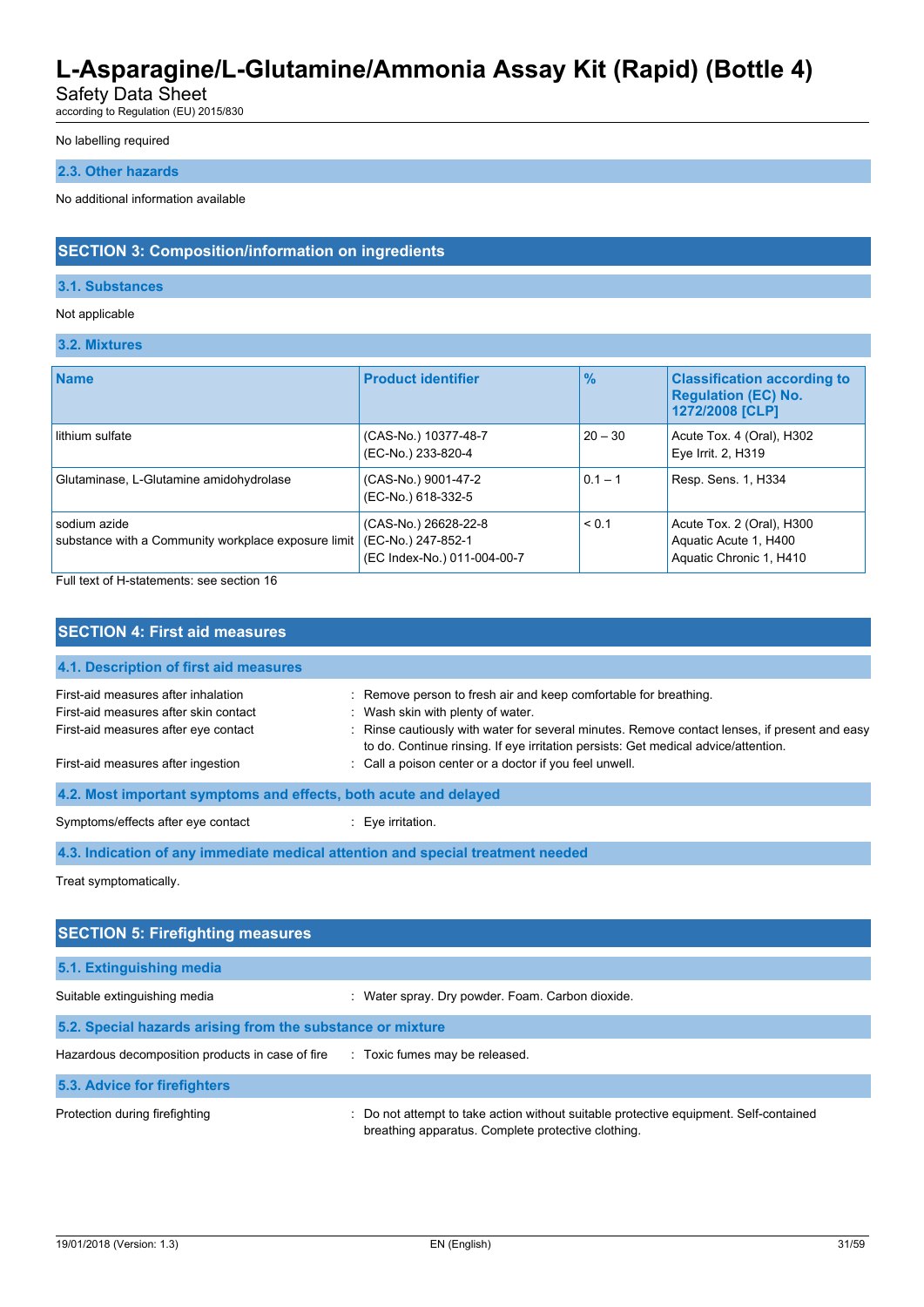No labelling required

### 2.3. Other hazards

No additional information available

## SECTION 3: Composition/information on ingredients

### 3.1. Substances

Not applicable

### 3.2. Mixtures

| Name | Product identifier | % | Classification according to Regulation (EC) No. 1272/2008 [CLP] |
|---|---|---|---|
| lithium sulfate | (CAS-No.) 10377-48-7<br>(EC-No.) 233-820-4 | 20 – 30 | Acute Tox. 4 (Oral), H302<br>Eye Irrit. 2, H319 |
| Glutaminase, L-Glutamine amidohydrolase | (CAS-No.) 9001-47-2<br>(EC-No.) 618-332-5 | 0.1 – 1 | Resp. Sens. 1, H334 |
| sodium azide<br>substance with a Community workplace exposure limit | (CAS-No.) 26628-22-8<br>(EC-No.) 247-852-1<br>(EC Index-No.) 011-004-00-7 | < 0.1 | Acute Tox. 2 (Oral), H300<br>Aquatic Acute 1, H400<br>Aquatic Chronic 1, H410 |

Full text of H-statements: see section 16

## SECTION 4: First aid measures

### 4.1. Description of first aid measures

First-aid measures after inhalation : Remove person to fresh air and keep comfortable for breathing.

First-aid measures after skin contact : Wash skin with plenty of water.

First-aid measures after eye contact : Rinse cautiously with water for several minutes. Remove contact lenses, if present and easy to do. Continue rinsing. If eye irritation persists: Get medical advice/attention.

First-aid measures after ingestion : Call a poison center or a doctor if you feel unwell.

### 4.2. Most important symptoms and effects, both acute and delayed

Symptoms/effects after eye contact : Eye irritation.

### 4.3. Indication of any immediate medical attention and special treatment needed

Treat symptomatically.

## SECTION 5: Firefighting measures

### 5.1. Extinguishing media

Suitable extinguishing media : Water spray. Dry powder. Foam. Carbon dioxide.

### 5.2. Special hazards arising from the substance or mixture

Hazardous decomposition products in case of fire : Toxic fumes may be released.

### 5.3. Advice for firefighters

Protection during firefighting : Do not attempt to take action without suitable protective equipment. Self-contained breathing apparatus. Complete protective clothing.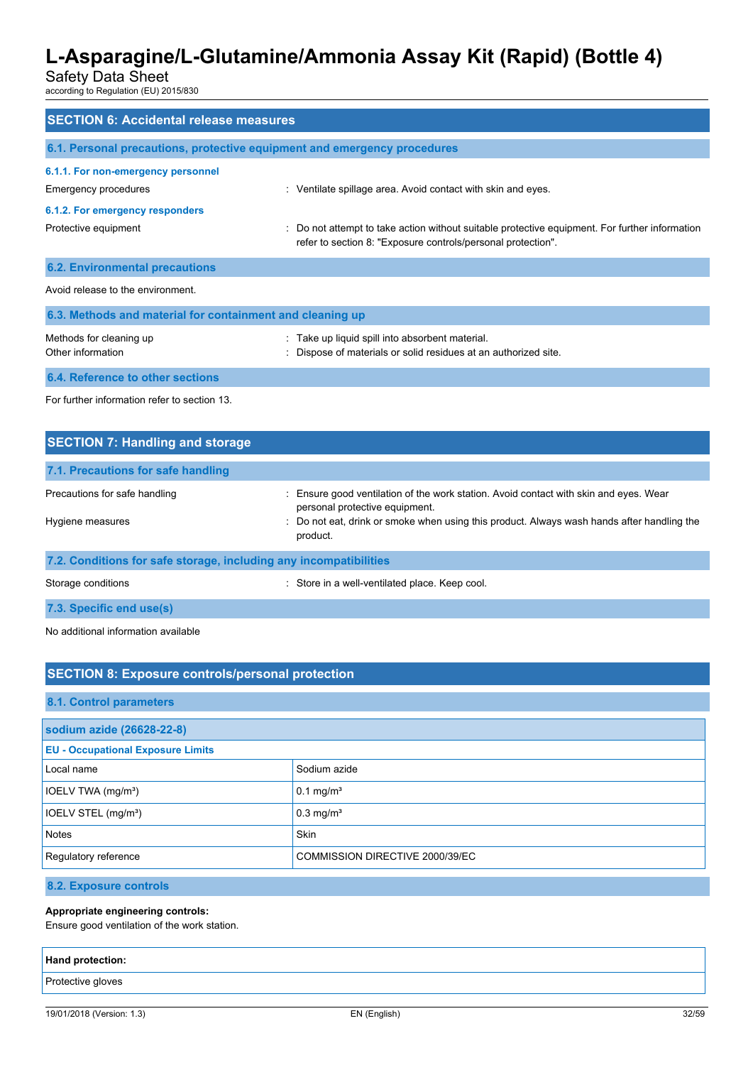## SECTION 6: Accidental release measures

### 6.1. Personal precautions, protective equipment and emergency procedures

#### 6.1.1. For non-emergency personnel

Emergency procedures : Ventilate spillage area. Avoid contact with skin and eyes.

#### 6.1.2. For emergency responders

Protective equipment : Do not attempt to take action without suitable protective equipment. For further information refer to section 8: "Exposure controls/personal protection".

### 6.2. Environmental precautions

Avoid release to the environment.

### 6.3. Methods and material for containment and cleaning up

Methods for cleaning up : Take up liquid spill into absorbent material.

Other information : Dispose of materials or solid residues at an authorized site.

### 6.4. Reference to other sections

For further information refer to section 13.

## SECTION 7: Handling and storage

### 7.1. Precautions for safe handling

Precautions for safe handling : Ensure good ventilation of the work station. Avoid contact with skin and eyes. Wear personal protective equipment.

Hygiene measures : Do not eat, drink or smoke when using this product. Always wash hands after handling the product.

### 7.2. Conditions for safe storage, including any incompatibilities

Storage conditions : Store in a well-ventilated place. Keep cool.

### 7.3. Specific end use(s)

No additional information available

## SECTION 8: Exposure controls/personal protection

### 8.1. Control parameters

| sodium azide (26628-22-8) | |
|---|---|
| **EU - Occupational Exposure Limits** | |
| Local name | Sodium azide |
| IOELV TWA (mg/m³) | 0.1 mg/m³ |
| IOELV STEL (mg/m³) | 0.3 mg/m³ |
| Notes | Skin |
| Regulatory reference | COMMISSION DIRECTIVE 2000/39/EC |

### 8.2. Exposure controls

**Appropriate engineering controls:**

Ensure good ventilation of the work station.

| Hand protection: |
|---|
| Protective gloves |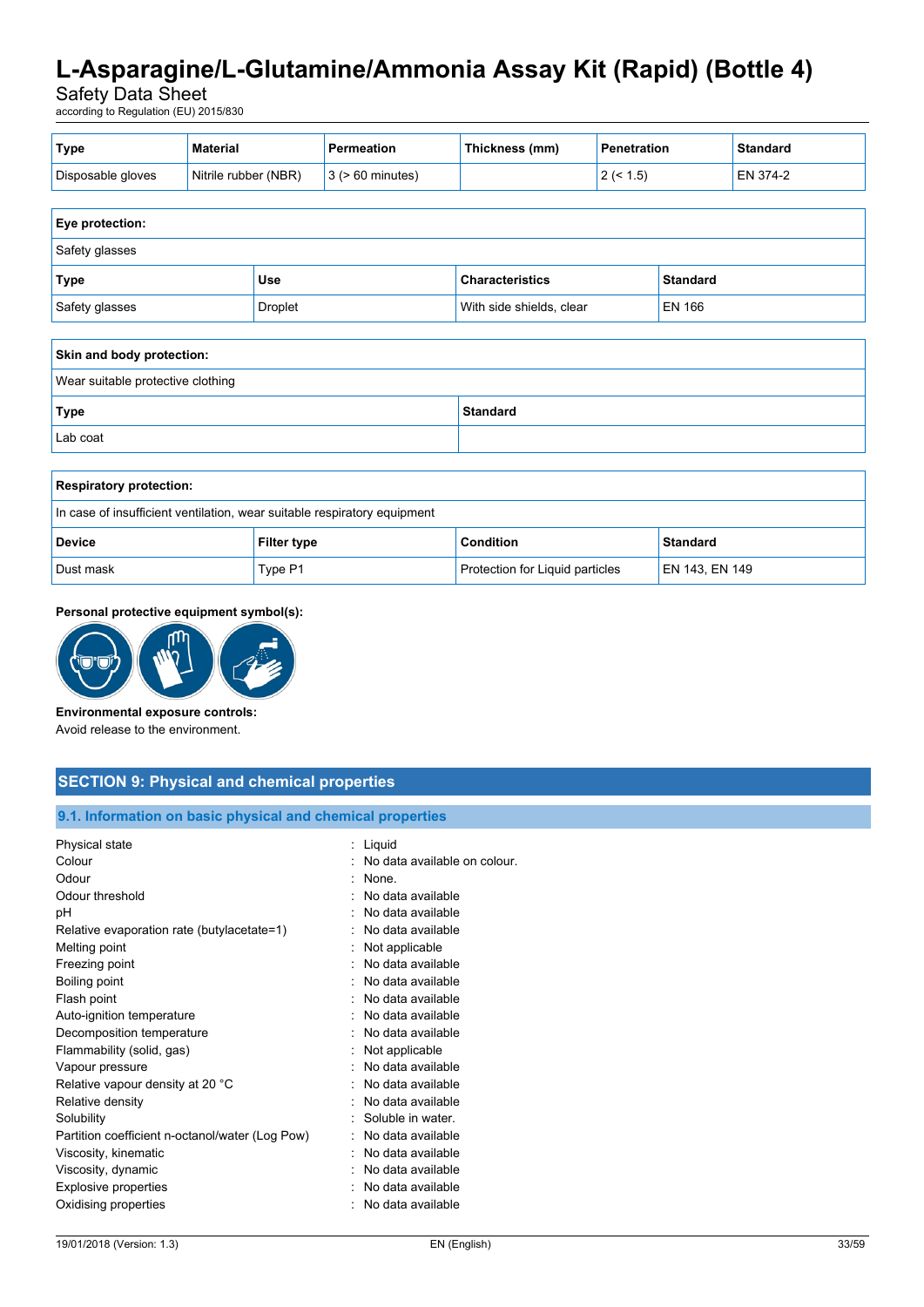| Type | Material | Permeation | Thickness (mm) | Penetration | Standard |
|---|---|---|---|---|---|
| Disposable gloves | Nitrile rubber (NBR) | 3 (> 60 minutes) | | 2 (< 1.5) | EN 374-2 |

| Eye protection: | | | |
|---|---|---|---|
| Safety glasses | | | |
| **Type** | **Use** | **Characteristics** | **Standard** |
| Safety glasses | Droplet | With side shields, clear | EN 166 |

| Skin and body protection: | |
|---|---|
| Wear suitable protective clothing | |
| **Type** | **Standard** |
| Lab coat | |

| Respiratory protection: | | | |
|---|---|---|---|
| In case of insufficient ventilation, wear suitable respiratory equipment | | | |
| **Device** | **Filter type** | **Condition** | **Standard** |
| Dust mask | Type P1 | Protection for Liquid particles | EN 143, EN 149 |

**Personal protective equipment symbol(s):**

**Environmental exposure controls:**
Avoid release to the environment.

## SECTION 9: Physical and chemical properties

### 9.1. Information on basic physical and chemical properties

| | |
|---|---|
| Physical state | : Liquid |
| Colour | : No data available on colour. |
| Odour | : None. |
| Odour threshold | : No data available |
| pH | : No data available |
| Relative evaporation rate (butylacetate=1) | : No data available |
| Melting point | : Not applicable |
| Freezing point | : No data available |
| Boiling point | : No data available |
| Flash point | : No data available |
| Auto-ignition temperature | : No data available |
| Decomposition temperature | : No data available |
| Flammability (solid, gas) | : Not applicable |
| Vapour pressure | : No data available |
| Relative vapour density at 20 °C | : No data available |
| Relative density | : No data available |
| Solubility | : Soluble in water. |
| Partition coefficient n-octanol/water (Log Pow) | : No data available |
| Viscosity, kinematic | : No data available |
| Viscosity, dynamic | : No data available |
| Explosive properties | : No data available |
| Oxidising properties | : No data available |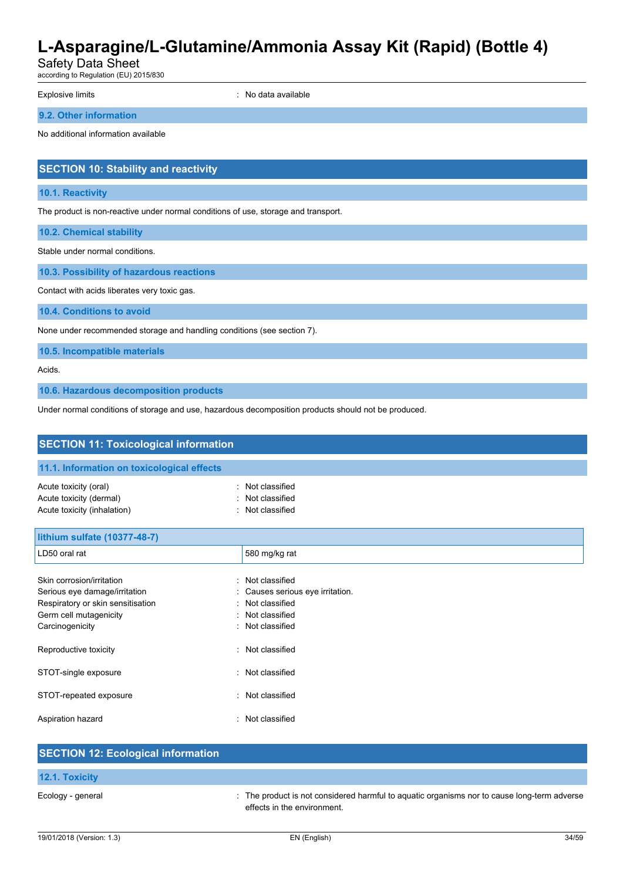Explosive limits : No data available

### 9.2. Other information

No additional information available

## SECTION 10: Stability and reactivity

### 10.1. Reactivity

The product is non-reactive under normal conditions of use, storage and transport.

### 10.2. Chemical stability

Stable under normal conditions.

### 10.3. Possibility of hazardous reactions

Contact with acids liberates very toxic gas.

### 10.4. Conditions to avoid

None under recommended storage and handling conditions (see section 7).

### 10.5. Incompatible materials

Acids.

### 10.6. Hazardous decomposition products

Under normal conditions of storage and use, hazardous decomposition products should not be produced.

## SECTION 11: Toxicological information

### 11.1. Information on toxicological effects

Acute toxicity (oral) : Not classified
Acute toxicity (dermal) : Not classified
Acute toxicity (inhalation) : Not classified

| lithium sulfate (10377-48-7) | |
|---|---|
| LD50 oral rat | 580 mg/kg rat |

Skin corrosion/irritation : Not classified
Serious eye damage/irritation : Causes serious eye irritation.
Respiratory or skin sensitisation : Not classified
Germ cell mutagenicity : Not classified
Carcinogenicity : Not classified

Reproductive toxicity : Not classified

STOT-single exposure : Not classified

STOT-repeated exposure : Not classified

Aspiration hazard : Not classified

## SECTION 12: Ecological information

### 12.1. Toxicity

Ecology - general : The product is not considered harmful to aquatic organisms nor to cause long-term adverse effects in the environment.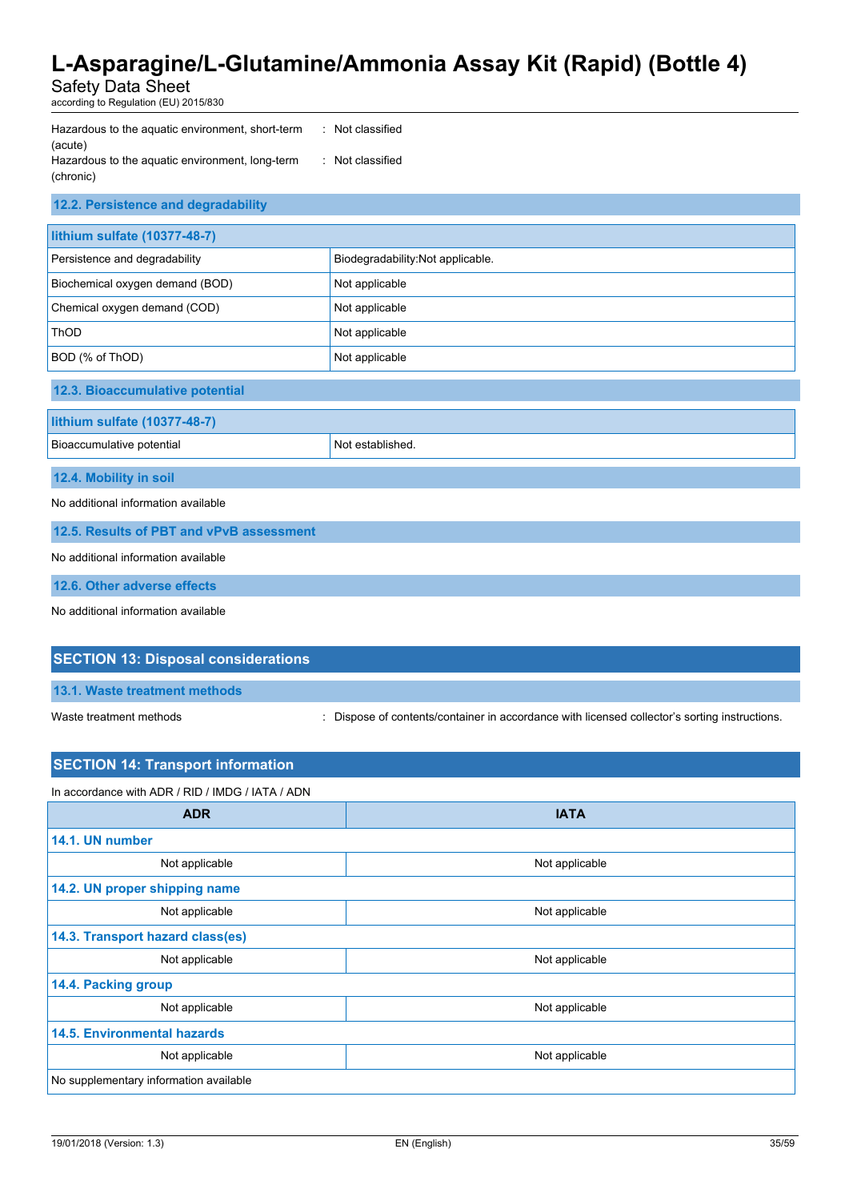Hazardous to the aquatic environment, short-term (acute) : Not classified

Hazardous to the aquatic environment, long-term (chronic) : Not classified

### 12.2. Persistence and degradability

| lithium sulfate (10377-48-7) | |
|---|---|
| Persistence and degradability | Biodegradability:Not applicable. |
| Biochemical oxygen demand (BOD) | Not applicable |
| Chemical oxygen demand (COD) | Not applicable |
| ThOD | Not applicable |
| BOD (% of ThOD) | Not applicable |

### 12.3. Bioaccumulative potential

| lithium sulfate (10377-48-7) | |
|---|---|
| Bioaccumulative potential | Not established. |

### 12.4. Mobility in soil

No additional information available

### 12.5. Results of PBT and vPvB assessment

No additional information available

### 12.6. Other adverse effects

No additional information available

## SECTION 13: Disposal considerations

### 13.1. Waste treatment methods

Waste treatment methods : Dispose of contents/container in accordance with licensed collector's sorting instructions.

## SECTION 14: Transport information

In accordance with ADR / RID / IMDG / IATA / ADN

| ADR | IATA |
|---|---|
| **14.1. UN number** | |
| Not applicable | Not applicable |
| **14.2. UN proper shipping name** | |
| Not applicable | Not applicable |
| **14.3. Transport hazard class(es)** | |
| Not applicable | Not applicable |
| **14.4. Packing group** | |
| Not applicable | Not applicable |
| **14.5. Environmental hazards** | |
| Not applicable | Not applicable |
| No supplementary information available | |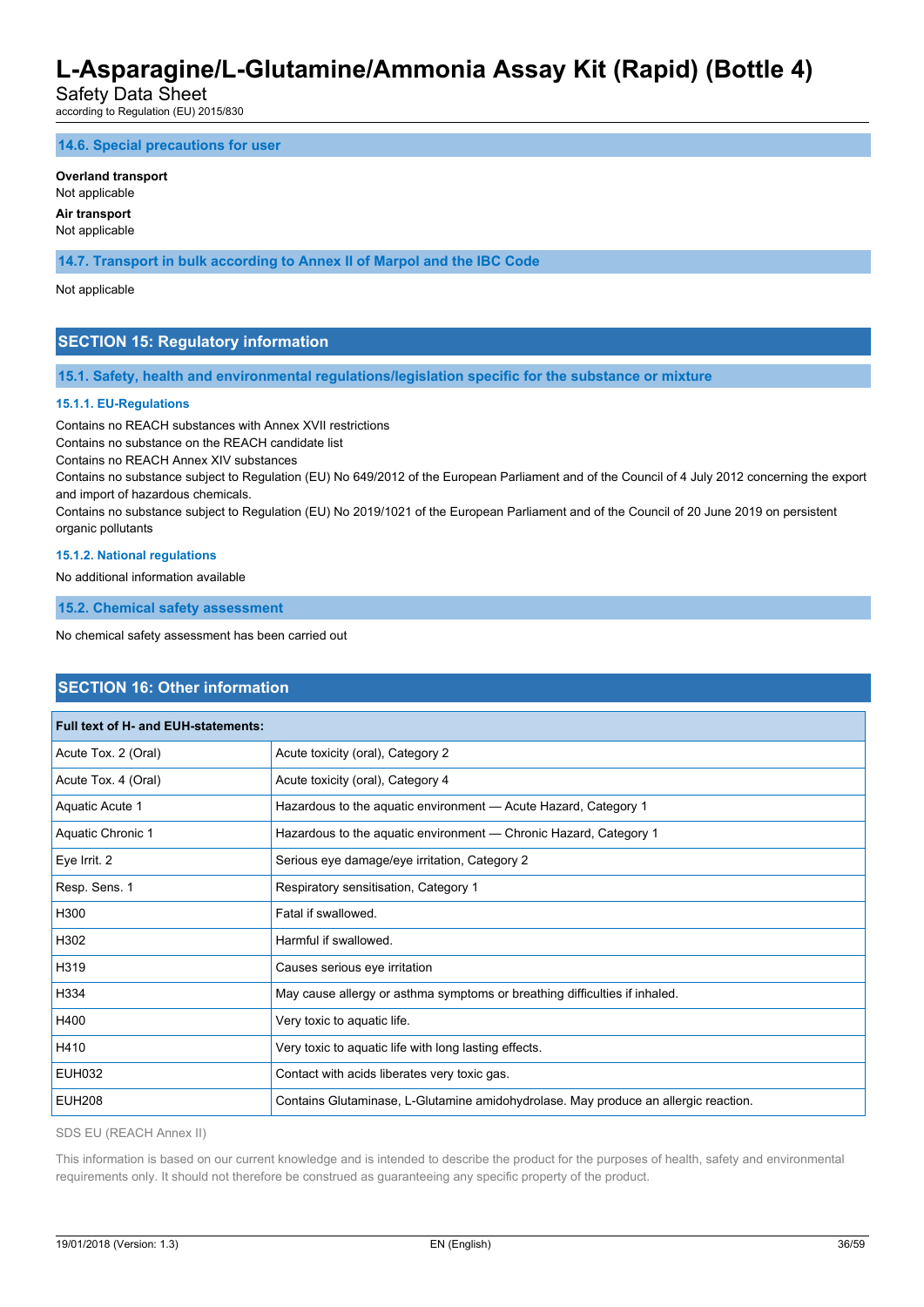#### 14.6. Special precautions for user

**Overland transport**
Not applicable

**Air transport**
Not applicable

#### 14.7. Transport in bulk according to Annex II of Marpol and the IBC Code

Not applicable

## SECTION 15: Regulatory information

### 15.1. Safety, health and environmental regulations/legislation specific for the substance or mixture

#### 15.1.1. EU-Regulations

Contains no REACH substances with Annex XVII restrictions
Contains no substance on the REACH candidate list
Contains no REACH Annex XIV substances
Contains no substance subject to Regulation (EU) No 649/2012 of the European Parliament and of the Council of 4 July 2012 concerning the export and import of hazardous chemicals.
Contains no substance subject to Regulation (EU) No 2019/1021 of the European Parliament and of the Council of 20 June 2019 on persistent organic pollutants

#### 15.1.2. National regulations

No additional information available

### 15.2. Chemical safety assessment

No chemical safety assessment has been carried out

## SECTION 16: Other information

| Full text of H- and EUH-statements: | |
|---|---|
| Acute Tox. 2 (Oral) | Acute toxicity (oral), Category 2 |
| Acute Tox. 4 (Oral) | Acute toxicity (oral), Category 4 |
| Aquatic Acute 1 | Hazardous to the aquatic environment — Acute Hazard, Category 1 |
| Aquatic Chronic 1 | Hazardous to the aquatic environment — Chronic Hazard, Category 1 |
| Eye Irrit. 2 | Serious eye damage/eye irritation, Category 2 |
| Resp. Sens. 1 | Respiratory sensitisation, Category 1 |
| H300 | Fatal if swallowed. |
| H302 | Harmful if swallowed. |
| H319 | Causes serious eye irritation |
| H334 | May cause allergy or asthma symptoms or breathing difficulties if inhaled. |
| H400 | Very toxic to aquatic life. |
| H410 | Very toxic to aquatic life with long lasting effects. |
| EUH032 | Contact with acids liberates very toxic gas. |
| EUH208 | Contains Glutaminase, L-Glutamine amidohydrolase. May produce an allergic reaction. |

SDS EU (REACH Annex II)

This information is based on our current knowledge and is intended to describe the product for the purposes of health, safety and environmental requirements only. It should not therefore be construed as guaranteeing any specific property of the product.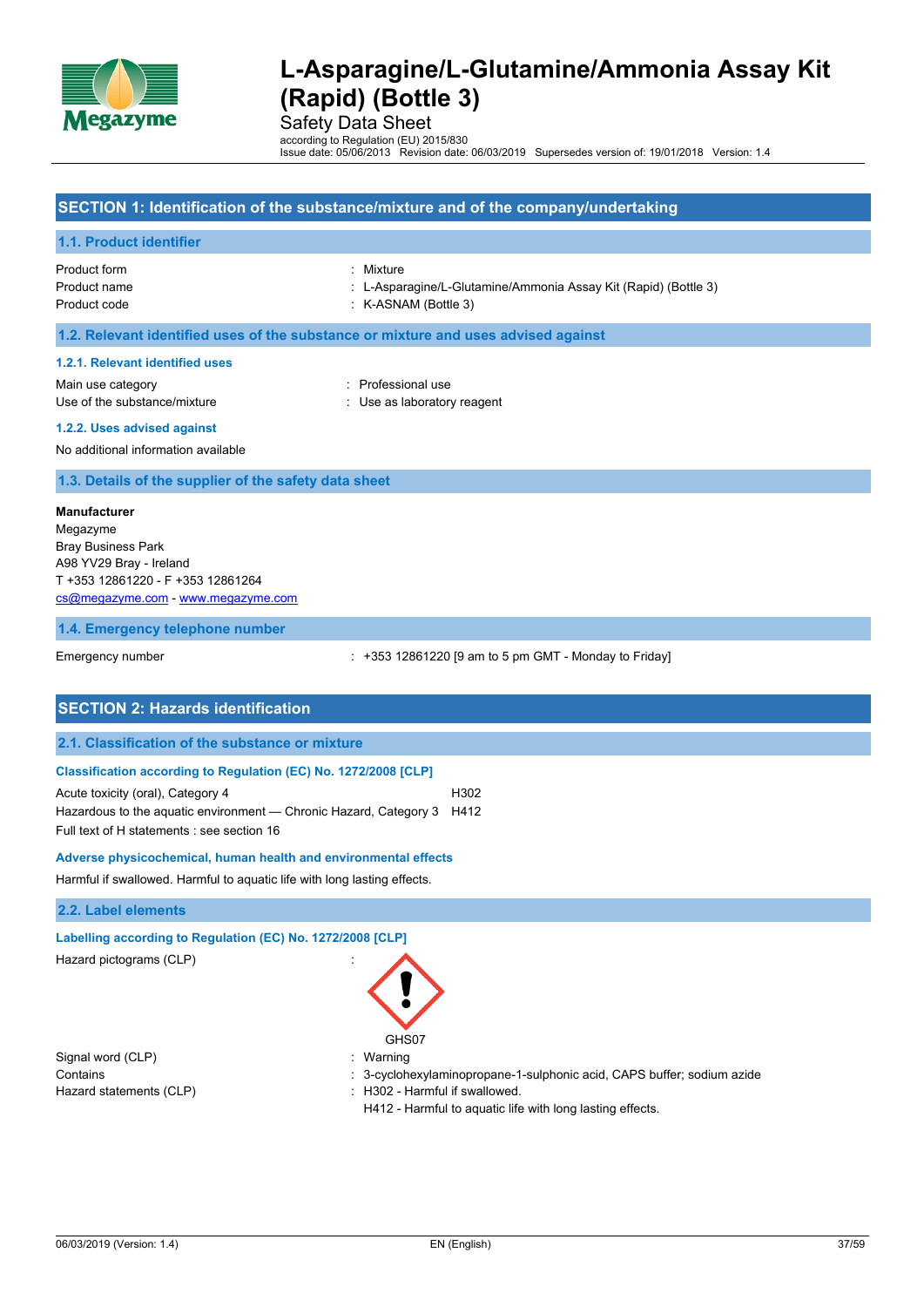# L-Asparagine/L-Glutamine/Ammonia Assay Kit (Rapid) (Bottle 3)

Safety Data Sheet

according to Regulation (EU) 2015/830

Issue date: 05/06/2013 Revision date: 06/03/2019 Supersedes version of: 19/01/2018 Version: 1.4

## SECTION 1: Identification of the substance/mixture and of the company/undertaking

### 1.1. Product identifier

| | |
|---|---|
| Product form | : Mixture |
| Product name | : L-Asparagine/L-Glutamine/Ammonia Assay Kit (Rapid) (Bottle 3) |
| Product code | : K-ASNAM (Bottle 3) |

### 1.2. Relevant identified uses of the substance or mixture and uses advised against

#### 1.2.1. Relevant identified uses

| | |
|---|---|
| Main use category | : Professional use |
| Use of the substance/mixture | : Use as laboratory reagent |

#### 1.2.2. Uses advised against

No additional information available

### 1.3. Details of the supplier of the safety data sheet

**Manufacturer**
Megazyme
Bray Business Park
A98 YV29 Bray - Ireland
T +353 12861220 - F +353 12861264
cs@megazyme.com - www.megazyme.com

### 1.4. Emergency telephone number

| | |
|---|---|
| Emergency number | : +353 12861220 [9 am to 5 pm GMT - Monday to Friday] |

## SECTION 2: Hazards identification

### 2.1. Classification of the substance or mixture

#### Classification according to Regulation (EC) No. 1272/2008 [CLP]

| | |
|---|---|
| Acute toxicity (oral), Category 4 | H302 |
| Hazardous to the aquatic environment — Chronic Hazard, Category 3 | H412 |

Full text of H statements : see section 16

#### Adverse physicochemical, human health and environmental effects

Harmful if swallowed. Harmful to aquatic life with long lasting effects.

### 2.2. Label elements

#### Labelling according to Regulation (EC) No. 1272/2008 [CLP]

Hazard pictograms (CLP) :

GHS07

| | |
|---|---|
| Signal word (CLP) | : Warning |
| Contains | : 3-cyclohexylaminopropane-1-sulphonic acid, CAPS buffer; sodium azide |
| Hazard statements (CLP) | : H302 - Harmful if swallowed.<br>H412 - Harmful to aquatic life with long lasting effects. |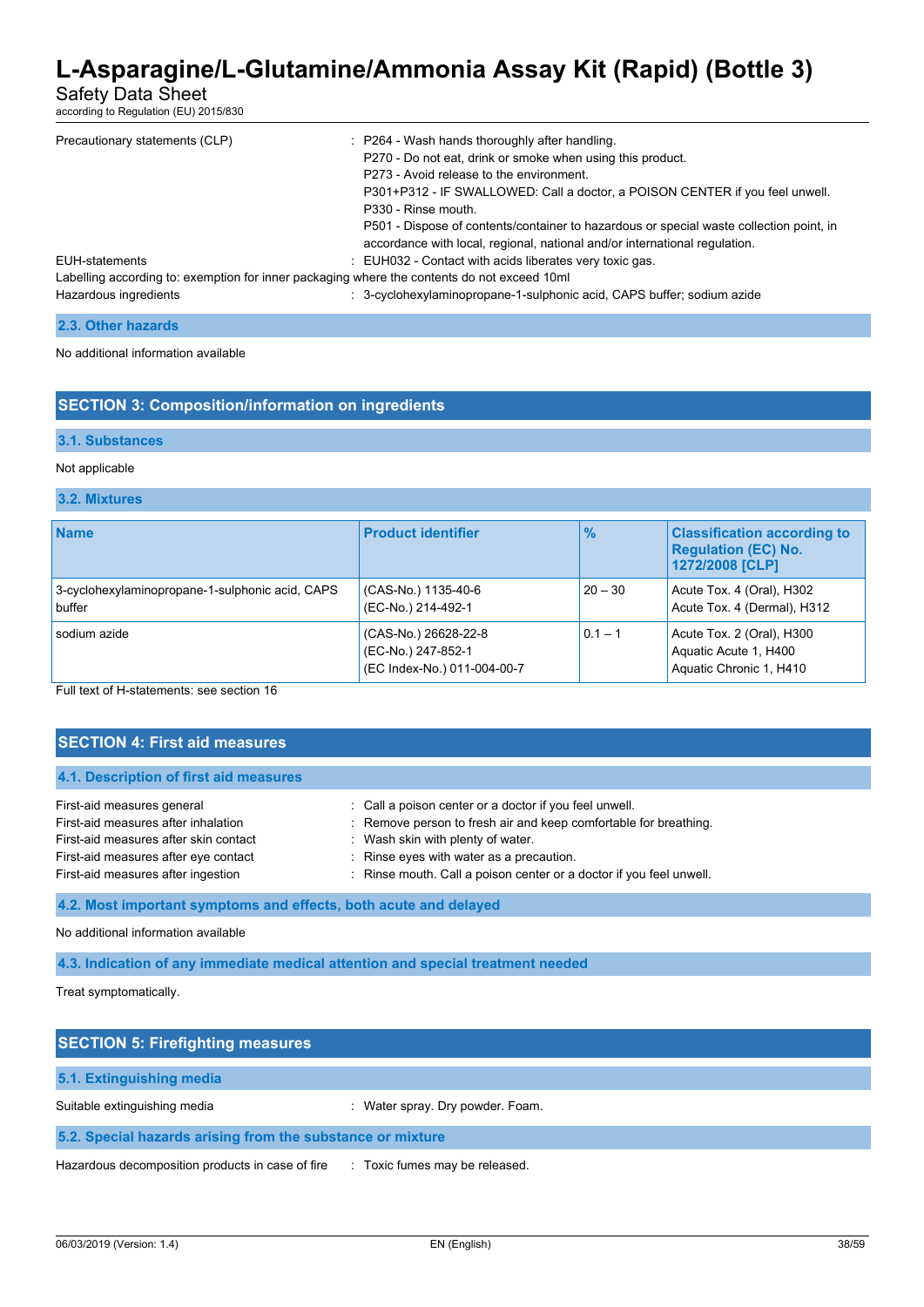| | |
|---|---|
| Precautionary statements (CLP) | : P264 - Wash hands thoroughly after handling.<br>P270 - Do not eat, drink or smoke when using this product.<br>P273 - Avoid release to the environment.<br>P301+P312 - IF SWALLOWED: Call a doctor, a POISON CENTER if you feel unwell.<br>P330 - Rinse mouth.<br>P501 - Dispose of contents/container to hazardous or special waste collection point, in accordance with local, regional, national and/or international regulation. |
| EUH-statements | : EUH032 - Contact with acids liberates very toxic gas. |

Labelling according to: exemption for inner packaging where the contents do not exceed 10ml

| | |
|---|---|
| Hazardous ingredients | : 3-cyclohexylaminopropane-1-sulphonic acid, CAPS buffer; sodium azide |

### 2.3. Other hazards

No additional information available

## SECTION 3: Composition/information on ingredients

### 3.1. Substances

Not applicable

### 3.2. Mixtures

| Name | Product identifier | % | Classification according to Regulation (EC) No. 1272/2008 [CLP] |
|---|---|---|---|
| 3-cyclohexylaminopropane-1-sulphonic acid, CAPS buffer | (CAS-No.) 1135-40-6<br>(EC-No.) 214-492-1 | 20 – 30 | Acute Tox. 4 (Oral), H302<br>Acute Tox. 4 (Dermal), H312 |
| sodium azide | (CAS-No.) 26628-22-8<br>(EC-No.) 247-852-1<br>(EC Index-No.) 011-004-00-7 | 0.1 – 1 | Acute Tox. 2 (Oral), H300<br>Aquatic Acute 1, H400<br>Aquatic Chronic 1, H410 |

Full text of H-statements: see section 16

## SECTION 4: First aid measures

### 4.1. Description of first aid measures

| | |
|---|---|
| First-aid measures general | : Call a poison center or a doctor if you feel unwell. |
| First-aid measures after inhalation | : Remove person to fresh air and keep comfortable for breathing. |
| First-aid measures after skin contact | : Wash skin with plenty of water. |
| First-aid measures after eye contact | : Rinse eyes with water as a precaution. |
| First-aid measures after ingestion | : Rinse mouth. Call a poison center or a doctor if you feel unwell. |

### 4.2. Most important symptoms and effects, both acute and delayed

No additional information available

### 4.3. Indication of any immediate medical attention and special treatment needed

Treat symptomatically.

## SECTION 5: Firefighting measures

### 5.1. Extinguishing media

| | |
|---|---|
| Suitable extinguishing media | : Water spray. Dry powder. Foam. |

### 5.2. Special hazards arising from the substance or mixture

| | |
|---|---|
| Hazardous decomposition products in case of fire | : Toxic fumes may be released. |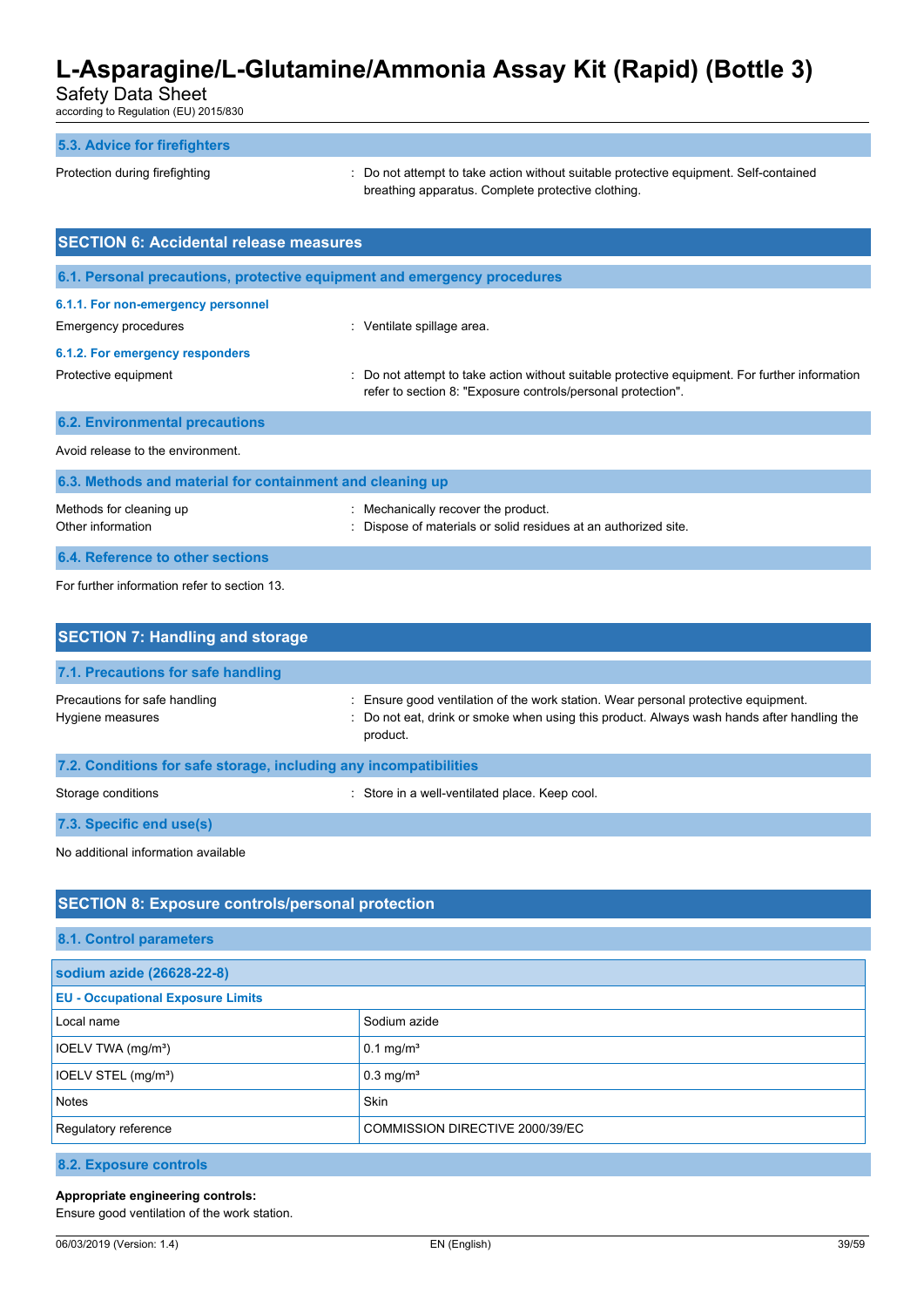### 5.3. Advice for firefighters

Protection during firefighting : Do not attempt to take action without suitable protective equipment. Self-contained breathing apparatus. Complete protective clothing.

## SECTION 6: Accidental release measures

### 6.1. Personal precautions, protective equipment and emergency procedures

#### 6.1.1. For non-emergency personnel

Emergency procedures : Ventilate spillage area.

#### 6.1.2. For emergency responders

Protective equipment : Do not attempt to take action without suitable protective equipment. For further information refer to section 8: "Exposure controls/personal protection".

### 6.2. Environmental precautions

Avoid release to the environment.

### 6.3. Methods and material for containment and cleaning up

Methods for cleaning up : Mechanically recover the product.

Other information : Dispose of materials or solid residues at an authorized site.

### 6.4. Reference to other sections

For further information refer to section 13.

## SECTION 7: Handling and storage

### 7.1. Precautions for safe handling

Precautions for safe handling : Ensure good ventilation of the work station. Wear personal protective equipment.

Hygiene measures : Do not eat, drink or smoke when using this product. Always wash hands after handling the product.

### 7.2. Conditions for safe storage, including any incompatibilities

Storage conditions : Store in a well-ventilated place. Keep cool.

### 7.3. Specific end use(s)

No additional information available

## SECTION 8: Exposure controls/personal protection

### 8.1. Control parameters

| sodium azide (26628-22-8) | |
|---|---|
| **EU - Occupational Exposure Limits** | |
| Local name | Sodium azide |
| IOELV TWA (mg/m³) | 0.1 mg/m³ |
| IOELV STEL (mg/m³) | 0.3 mg/m³ |
| Notes | Skin |
| Regulatory reference | COMMISSION DIRECTIVE 2000/39/EC |

### 8.2. Exposure controls

**Appropriate engineering controls:**

Ensure good ventilation of the work station.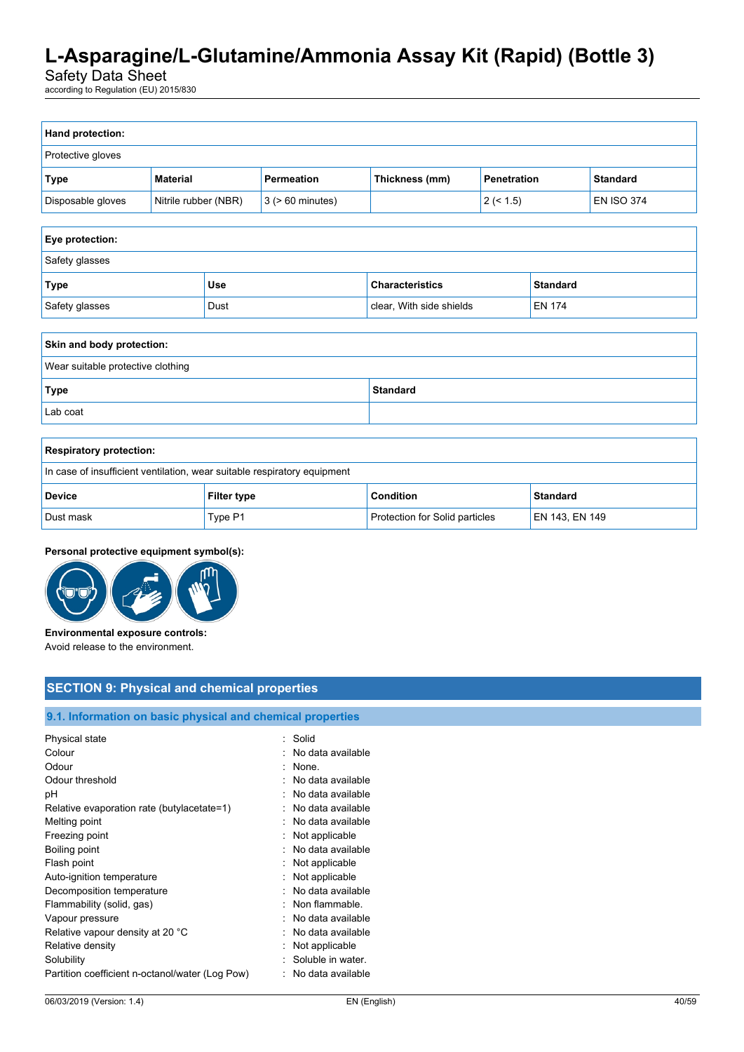**Hand protection:**

Protective gloves

| Type | Material | Permeation | Thickness (mm) | Penetration | Standard |
|---|---|---|---|---|---|
| Disposable gloves | Nitrile rubber (NBR) | 3 (> 60 minutes) | | 2 (< 1.5) | EN ISO 374 |

**Eye protection:**

Safety glasses

| Type | Use | Characteristics | Standard |
|---|---|---|---|
| Safety glasses | Dust | clear, With side shields | EN 174 |

**Skin and body protection:**

Wear suitable protective clothing

| Type | Standard |
|---|---|
| Lab coat | |

**Respiratory protection:**

In case of insufficient ventilation, wear suitable respiratory equipment

| Device | Filter type | Condition | Standard |
|---|---|---|---|
| Dust mask | Type P1 | Protection for Solid particles | EN 143, EN 149 |

**Personal protective equipment symbol(s):**

**Environmental exposure controls:**

Avoid release to the environment.

## SECTION 9: Physical and chemical properties

### 9.1. Information on basic physical and chemical properties

| | |
|---|---|
| Physical state | : Solid |
| Colour | : No data available |
| Odour | : None. |
| Odour threshold | : No data available |
| pH | : No data available |
| Relative evaporation rate (butylacetate=1) | : No data available |
| Melting point | : No data available |
| Freezing point | : Not applicable |
| Boiling point | : No data available |
| Flash point | : Not applicable |
| Auto-ignition temperature | : Not applicable |
| Decomposition temperature | : No data available |
| Flammability (solid, gas) | : Non flammable. |
| Vapour pressure | : No data available |
| Relative vapour density at 20 °C | : No data available |
| Relative density | : Not applicable |
| Solubility | : Soluble in water. |
| Partition coefficient n-octanol/water (Log Pow) | : No data available |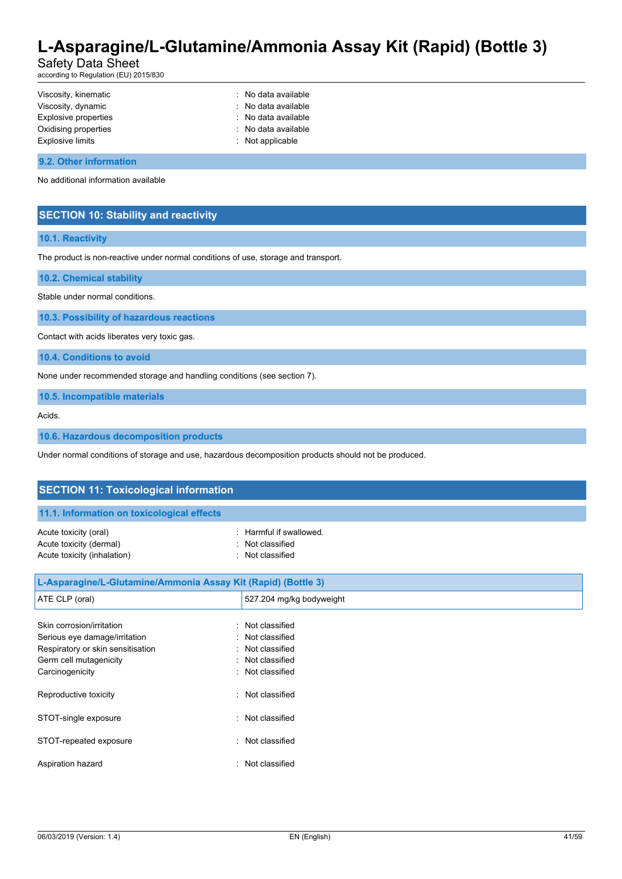| | |
|---|---|
| Viscosity, kinematic | : No data available |
| Viscosity, dynamic | : No data available |
| Explosive properties | : No data available |
| Oxidising properties | : No data available |
| Explosive limits | : Not applicable |

### 9.2. Other information

No additional information available

## SECTION 10: Stability and reactivity

### 10.1. Reactivity

The product is non-reactive under normal conditions of use, storage and transport.

### 10.2. Chemical stability

Stable under normal conditions.

### 10.3. Possibility of hazardous reactions

Contact with acids liberates very toxic gas.

### 10.4. Conditions to avoid

None under recommended storage and handling conditions (see section 7).

### 10.5. Incompatible materials

Acids.

### 10.6. Hazardous decomposition products

Under normal conditions of storage and use, hazardous decomposition products should not be produced.

## SECTION 11: Toxicological information

### 11.1. Information on toxicological effects

| | |
|---|---|
| Acute toxicity (oral) | : Harmful if swallowed. |
| Acute toxicity (dermal) | : Not classified |
| Acute toxicity (inhalation) | : Not classified |

| L-Asparagine/L-Glutamine/Ammonia Assay Kit (Rapid) (Bottle 3) | |
|---|---|
| ATE CLP (oral) | 527.204 mg/kg bodyweight |

| | |
|---|---|
| Skin corrosion/irritation | : Not classified |
| Serious eye damage/irritation | : Not classified |
| Respiratory or skin sensitisation | : Not classified |
| Germ cell mutagenicity | : Not classified |
| Carcinogenicity | : Not classified |
| Reproductive toxicity | : Not classified |
| STOT-single exposure | : Not classified |
| STOT-repeated exposure | : Not classified |
| Aspiration hazard | : Not classified |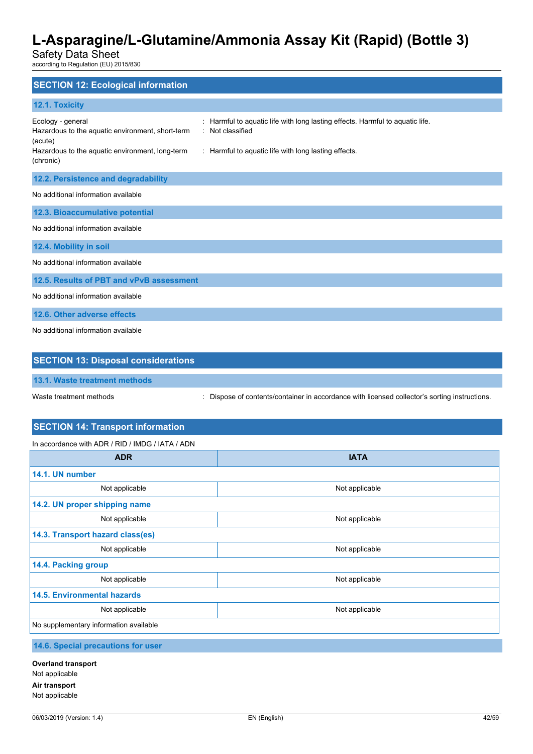## SECTION 12: Ecological information

### 12.1. Toxicity

Ecology - general : Harmful to aquatic life with long lasting effects. Harmful to aquatic life.

Hazardous to the aquatic environment, short-term (acute) : Not classified

Hazardous to the aquatic environment, long-term (chronic) : Harmful to aquatic life with long lasting effects.

### 12.2. Persistence and degradability

No additional information available

### 12.3. Bioaccumulative potential

No additional information available

### 12.4. Mobility in soil

No additional information available

### 12.5. Results of PBT and vPvB assessment

No additional information available

### 12.6. Other adverse effects

No additional information available

## SECTION 13: Disposal considerations

### 13.1. Waste treatment methods

Waste treatment methods : Dispose of contents/container in accordance with licensed collector's sorting instructions.

## SECTION 14: Transport information

In accordance with ADR / RID / IMDG / IATA / ADN

| ADR | IATA |
|---|---|
| **14.1. UN number** | |
| Not applicable | Not applicable |
| **14.2. UN proper shipping name** | |
| Not applicable | Not applicable |
| **14.3. Transport hazard class(es)** | |
| Not applicable | Not applicable |
| **14.4. Packing group** | |
| Not applicable | Not applicable |
| **14.5. Environmental hazards** | |
| Not applicable | Not applicable |
| No supplementary information available | |

### 14.6. Special precautions for user

**Overland transport**

Not applicable

**Air transport**

Not applicable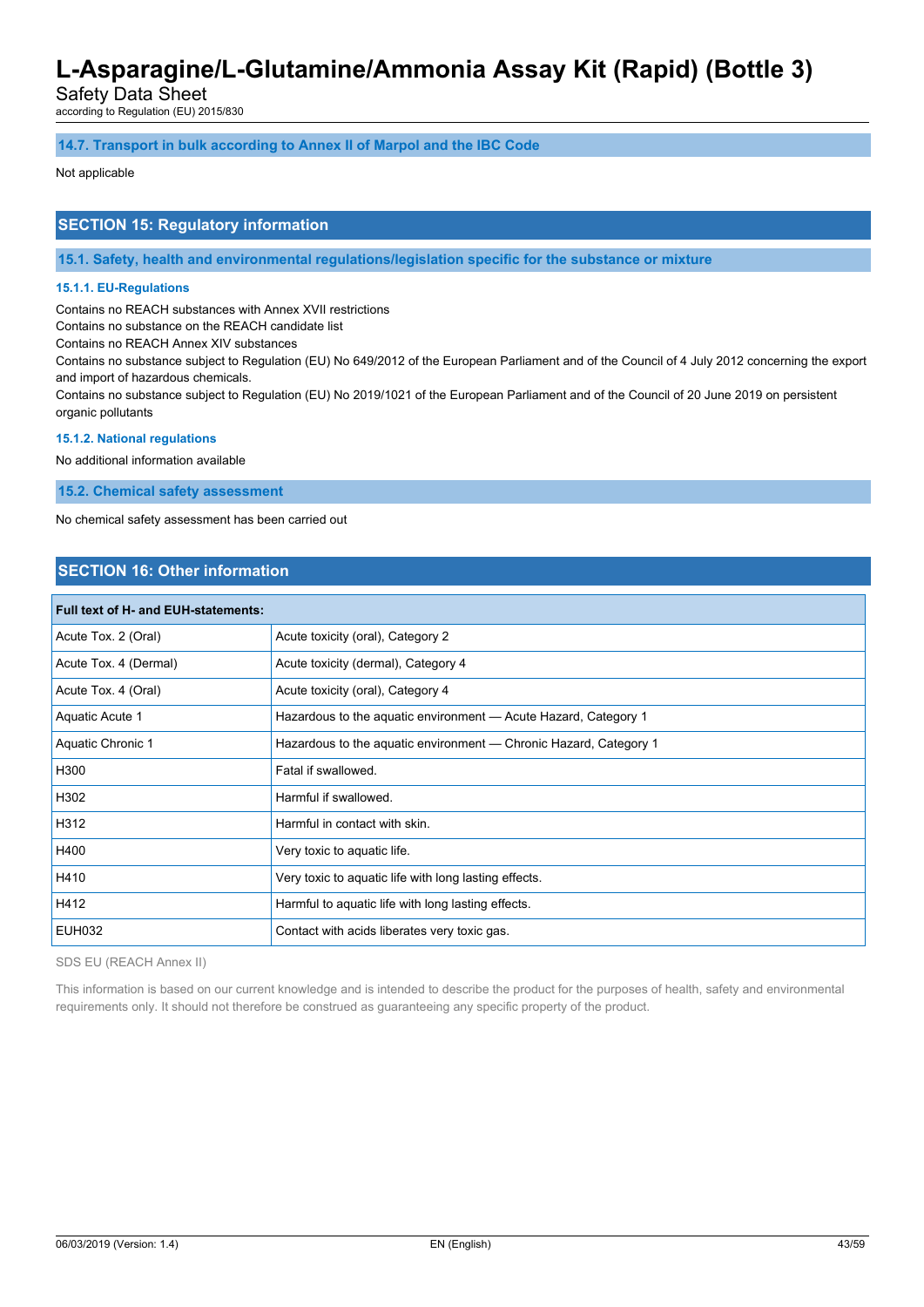### 14.7. Transport in bulk according to Annex II of Marpol and the IBC Code

Not applicable

## SECTION 15: Regulatory information

### 15.1. Safety, health and environmental regulations/legislation specific for the substance or mixture

#### 15.1.1. EU-Regulations

Contains no REACH substances with Annex XVII restrictions

Contains no substance on the REACH candidate list

Contains no REACH Annex XIV substances

Contains no substance subject to Regulation (EU) No 649/2012 of the European Parliament and of the Council of 4 July 2012 concerning the export and import of hazardous chemicals.

Contains no substance subject to Regulation (EU) No 2019/1021 of the European Parliament and of the Council of 20 June 2019 on persistent organic pollutants

#### 15.1.2. National regulations

No additional information available

### 15.2. Chemical safety assessment

No chemical safety assessment has been carried out

## SECTION 16: Other information

| Full text of H- and EUH-statements: | |
|---|---|
| Acute Tox. 2 (Oral) | Acute toxicity (oral), Category 2 |
| Acute Tox. 4 (Dermal) | Acute toxicity (dermal), Category 4 |
| Acute Tox. 4 (Oral) | Acute toxicity (oral), Category 4 |
| Aquatic Acute 1 | Hazardous to the aquatic environment — Acute Hazard, Category 1 |
| Aquatic Chronic 1 | Hazardous to the aquatic environment — Chronic Hazard, Category 1 |
| H300 | Fatal if swallowed. |
| H302 | Harmful if swallowed. |
| H312 | Harmful in contact with skin. |
| H400 | Very toxic to aquatic life. |
| H410 | Very toxic to aquatic life with long lasting effects. |
| H412 | Harmful to aquatic life with long lasting effects. |
| EUH032 | Contact with acids liberates very toxic gas. |

SDS EU (REACH Annex II)

This information is based on our current knowledge and is intended to describe the product for the purposes of health, safety and environmental requirements only. It should not therefore be construed as guaranteeing any specific property of the product.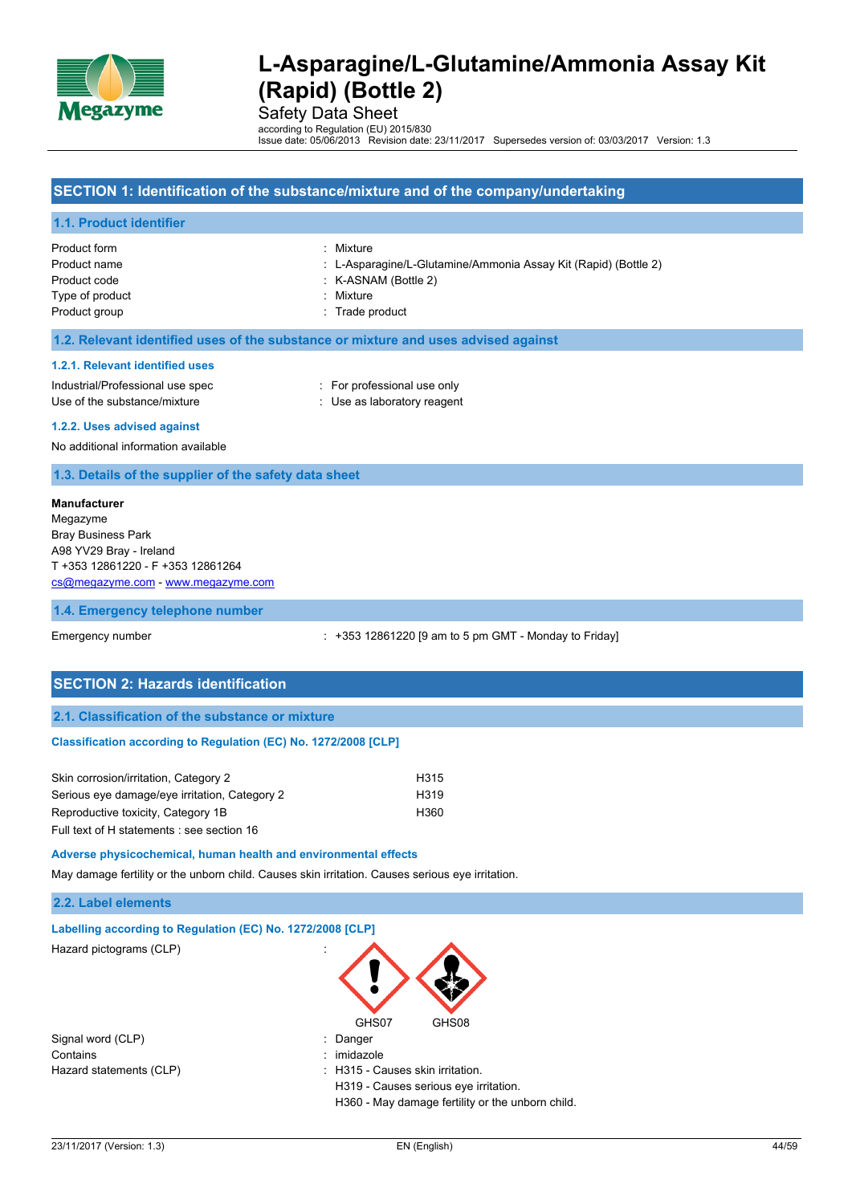# L-Asparagine/L-Glutamine/Ammonia Assay Kit (Rapid) (Bottle 2)

Safety Data Sheet

according to Regulation (EU) 2015/830

Issue date: 05/06/2013 Revision date: 23/11/2017 Supersedes version of: 03/03/2017 Version: 1.3

## SECTION 1: Identification of the substance/mixture and of the company/undertaking

### 1.1. Product identifier

| | |
|---|---|
| Product form | : Mixture |
| Product name | : L-Asparagine/L-Glutamine/Ammonia Assay Kit (Rapid) (Bottle 2) |
| Product code | : K-ASNAM (Bottle 2) |
| Type of product | : Mixture |
| Product group | : Trade product |

### 1.2. Relevant identified uses of the substance or mixture and uses advised against

#### 1.2.1. Relevant identified uses

| | |
|---|---|
| Industrial/Professional use spec | : For professional use only |
| Use of the substance/mixture | : Use as laboratory reagent |

#### 1.2.2. Uses advised against

No additional information available

### 1.3. Details of the supplier of the safety data sheet

**Manufacturer**
Megazyme
Bray Business Park
A98 YV29 Bray - Ireland
T +353 12861220 - F +353 12861264
cs@megazyme.com - www.megazyme.com

### 1.4. Emergency telephone number

| | |
|---|---|
| Emergency number | : +353 12861220 [9 am to 5 pm GMT - Monday to Friday] |

## SECTION 2: Hazards identification

### 2.1. Classification of the substance or mixture

#### Classification according to Regulation (EC) No. 1272/2008 [CLP]

| | |
|---|---|
| Skin corrosion/irritation, Category 2 | H315 |
| Serious eye damage/eye irritation, Category 2 | H319 |
| Reproductive toxicity, Category 1B | H360 |

Full text of H statements : see section 16

#### Adverse physicochemical, human health and environmental effects

May damage fertility or the unborn child. Causes skin irritation. Causes serious eye irritation.

### 2.2. Label elements

#### Labelling according to Regulation (EC) No. 1272/2008 [CLP]

Hazard pictograms (CLP) :

GHS07 GHS08

| | |
|---|---|
| Signal word (CLP) | : Danger |
| Contains | : imidazole |
| Hazard statements (CLP) | : H315 - Causes skin irritation. |
| | H319 - Causes serious eye irritation. |
| | H360 - May damage fertility or the unborn child. |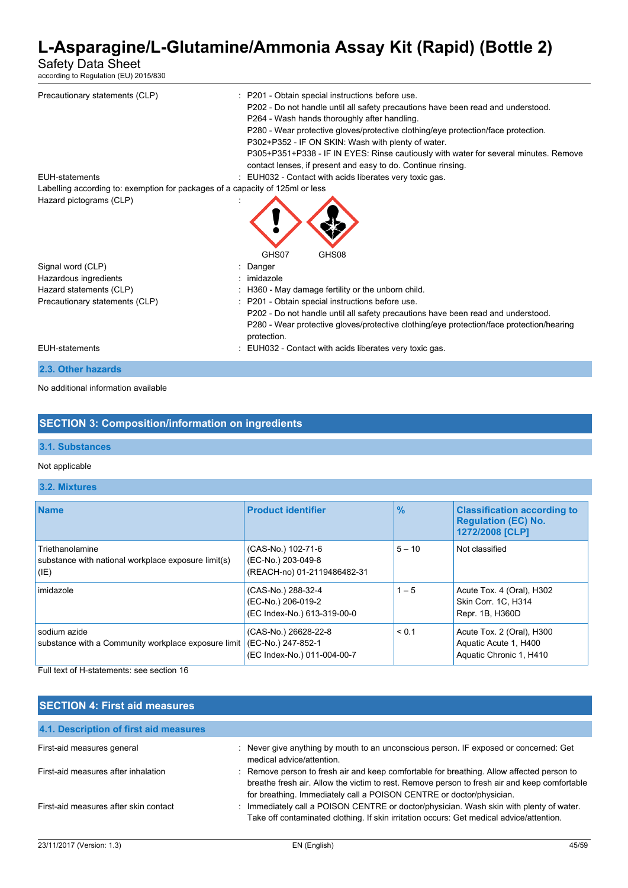Precautionary statements (CLP) : P201 - Obtain special instructions before use.
P202 - Do not handle until all safety precautions have been read and understood.
P264 - Wash hands thoroughly after handling.
P280 - Wear protective gloves/protective clothing/eye protection/face protection.
P302+P352 - IF ON SKIN: Wash with plenty of water.
P305+P351+P338 - IF IN EYES: Rinse cautiously with water for several minutes. Remove contact lenses, if present and easy to do. Continue rinsing.

EUH-statements : EUH032 - Contact with acids liberates very toxic gas.

Labelling according to: exemption for packages of a capacity of 125ml or less

Hazard pictograms (CLP) :

GHS07 GHS08

Signal word (CLP) : Danger

Hazardous ingredients : imidazole

Hazard statements (CLP) : H360 - May damage fertility or the unborn child.

Precautionary statements (CLP) : P201 - Obtain special instructions before use.
P202 - Do not handle until all safety precautions have been read and understood.
P280 - Wear protective gloves/protective clothing/eye protection/face protection/hearing protection.

EUH-statements : EUH032 - Contact with acids liberates very toxic gas.

### 2.3. Other hazards

No additional information available

## SECTION 3: Composition/information on ingredients

### 3.1. Substances

Not applicable

### 3.2. Mixtures

| Name | Product identifier | % | Classification according to Regulation (EC) No. 1272/2008 [CLP] |
|---|---|---|---|
| Triethanolamine<br>substance with national workplace exposure limit(s) (IE) | (CAS-No.) 102-71-6<br>(EC-No.) 203-049-8<br>(REACH-no) 01-2119486482-31 | 5 – 10 | Not classified |
| imidazole | (CAS-No.) 288-32-4<br>(EC-No.) 206-019-2<br>(EC Index-No.) 613-319-00-0 | 1 – 5 | Acute Tox. 4 (Oral), H302<br>Skin Corr. 1C, H314<br>Repr. 1B, H360D |
| sodium azide<br>substance with a Community workplace exposure limit | (CAS-No.) 26628-22-8<br>(EC-No.) 247-852-1<br>(EC Index-No.) 011-004-00-7 | < 0.1 | Acute Tox. 2 (Oral), H300<br>Aquatic Acute 1, H400<br>Aquatic Chronic 1, H410 |

Full text of H-statements: see section 16

## SECTION 4: First aid measures

### 4.1. Description of first aid measures

First-aid measures general : Never give anything by mouth to an unconscious person. IF exposed or concerned: Get medical advice/attention.

First-aid measures after inhalation : Remove person to fresh air and keep comfortable for breathing. Allow affected person to breathe fresh air. Allow the victim to rest. Remove person to fresh air and keep comfortable for breathing. Immediately call a POISON CENTRE or doctor/physician.

First-aid measures after skin contact : Immediately call a POISON CENTRE or doctor/physician. Wash skin with plenty of water. Take off contaminated clothing. If skin irritation occurs: Get medical advice/attention.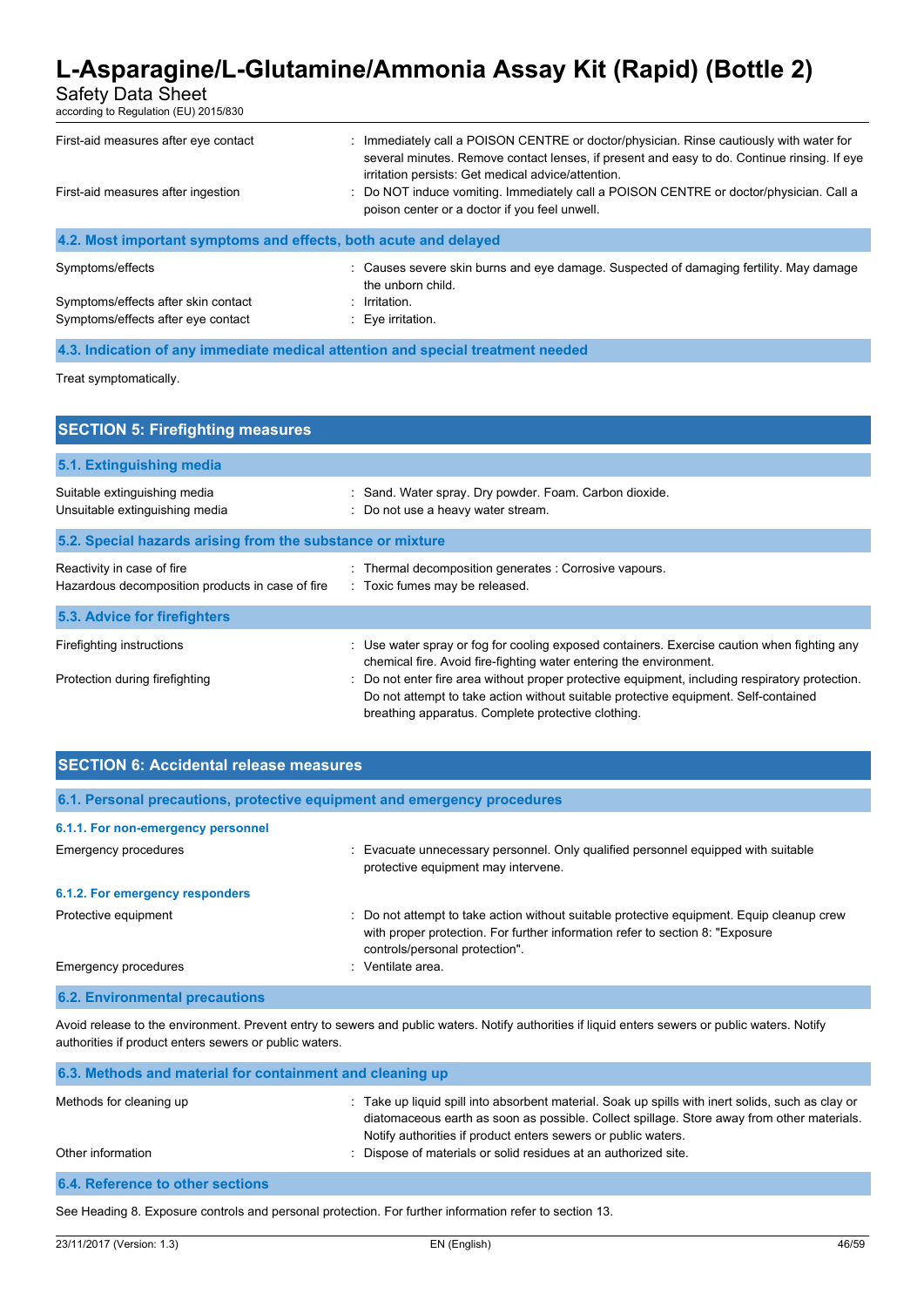First-aid measures after eye contact : Immediately call a POISON CENTRE or doctor/physician. Rinse cautiously with water for several minutes. Remove contact lenses, if present and easy to do. Continue rinsing. If eye irritation persists: Get medical advice/attention.

First-aid measures after ingestion : Do NOT induce vomiting. Immediately call a POISON CENTRE or doctor/physician. Call a poison center or a doctor if you feel unwell.

### 4.2. Most important symptoms and effects, both acute and delayed

Symptoms/effects : Causes severe skin burns and eye damage. Suspected of damaging fertility. May damage the unborn child.

Symptoms/effects after skin contact : Irritation.

Symptoms/effects after eye contact : Eye irritation.

### 4.3. Indication of any immediate medical attention and special treatment needed

Treat symptomatically.

## SECTION 5: Firefighting measures

### 5.1. Extinguishing media

Suitable extinguishing media : Sand. Water spray. Dry powder. Foam. Carbon dioxide.

Unsuitable extinguishing media : Do not use a heavy water stream.

### 5.2. Special hazards arising from the substance or mixture

Reactivity in case of fire : Thermal decomposition generates : Corrosive vapours.

Hazardous decomposition products in case of fire : Toxic fumes may be released.

### 5.3. Advice for firefighters

Firefighting instructions : Use water spray or fog for cooling exposed containers. Exercise caution when fighting any chemical fire. Avoid fire-fighting water entering the environment.

Protection during firefighting : Do not enter fire area without proper protective equipment, including respiratory protection. Do not attempt to take action without suitable protective equipment. Self-contained breathing apparatus. Complete protective clothing.

## SECTION 6: Accidental release measures

### 6.1. Personal precautions, protective equipment and emergency procedures

#### 6.1.1. For non-emergency personnel

Emergency procedures : Evacuate unnecessary personnel. Only qualified personnel equipped with suitable protective equipment may intervene.

#### 6.1.2. For emergency responders

Protective equipment : Do not attempt to take action without suitable protective equipment. Equip cleanup crew with proper protection. For further information refer to section 8: "Exposure controls/personal protection".

Emergency procedures : Ventilate area.

### 6.2. Environmental precautions

Avoid release to the environment. Prevent entry to sewers and public waters. Notify authorities if liquid enters sewers or public waters. Notify authorities if product enters sewers or public waters.

### 6.3. Methods and material for containment and cleaning up

Methods for cleaning up : Take up liquid spill into absorbent material. Soak up spills with inert solids, such as clay or diatomaceous earth as soon as possible. Collect spillage. Store away from other materials. Notify authorities if product enters sewers or public waters.

Other information : Dispose of materials or solid residues at an authorized site.

### 6.4. Reference to other sections

See Heading 8. Exposure controls and personal protection. For further information refer to section 13.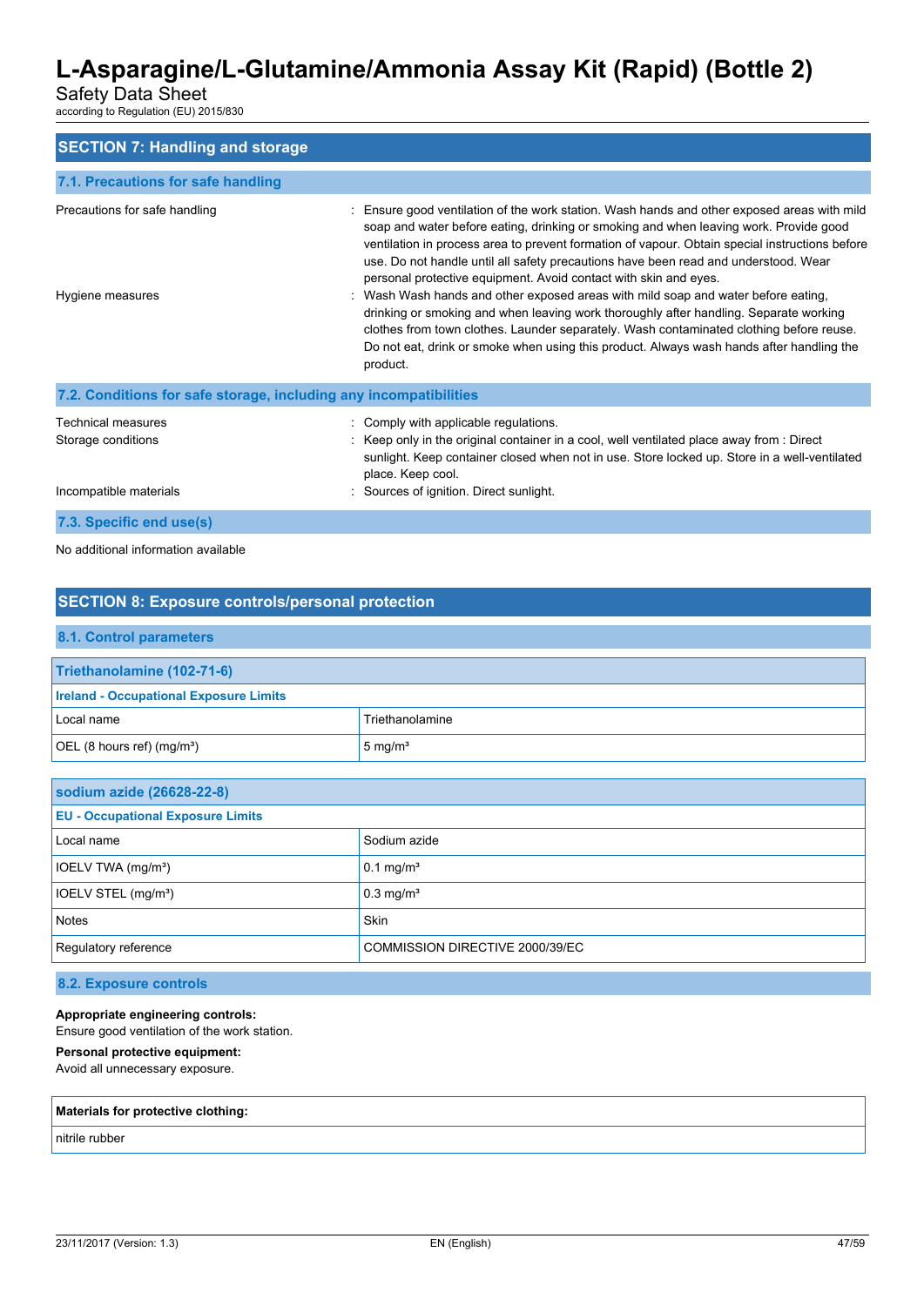## SECTION 7: Handling and storage

### 7.1. Precautions for safe handling

| | |
|---|---|
| Precautions for safe handling | : Ensure good ventilation of the work station. Wash hands and other exposed areas with mild soap and water before eating, drinking or smoking and when leaving work. Provide good ventilation in process area to prevent formation of vapour. Obtain special instructions before use. Do not handle until all safety precautions have been read and understood. Wear personal protective equipment. Avoid contact with skin and eyes. |
| Hygiene measures | : Wash Wash hands and other exposed areas with mild soap and water before eating, drinking or smoking and when leaving work thoroughly after handling. Separate working clothes from town clothes. Launder separately. Wash contaminated clothing before reuse. Do not eat, drink or smoke when using this product. Always wash hands after handling the product. |

### 7.2. Conditions for safe storage, including any incompatibilities

| | |
|---|---|
| Technical measures | : Comply with applicable regulations. |
| Storage conditions | : Keep only in the original container in a cool, well ventilated place away from : Direct sunlight. Keep container closed when not in use. Store locked up. Store in a well-ventilated place. Keep cool. |
| Incompatible materials | : Sources of ignition. Direct sunlight. |

### 7.3. Specific end use(s)

No additional information available

## SECTION 8: Exposure controls/personal protection

### 8.1. Control parameters

| Triethanolamine (102-71-6) | |
|---|---|
| **Ireland - Occupational Exposure Limits** | |
| Local name | Triethanolamine |
| OEL (8 hours ref) (mg/m³) | 5 mg/m³ |

| sodium azide (26628-22-8) | |
|---|---|
| **EU - Occupational Exposure Limits** | |
| Local name | Sodium azide |
| IOELV TWA (mg/m³) | 0.1 mg/m³ |
| IOELV STEL (mg/m³) | 0.3 mg/m³ |
| Notes | Skin |
| Regulatory reference | COMMISSION DIRECTIVE 2000/39/EC |

### 8.2. Exposure controls

**Appropriate engineering controls:**
Ensure good ventilation of the work station.

**Personal protective equipment:**
Avoid all unnecessary exposure.

| **Materials for protective clothing:** |
|---|
| nitrile rubber |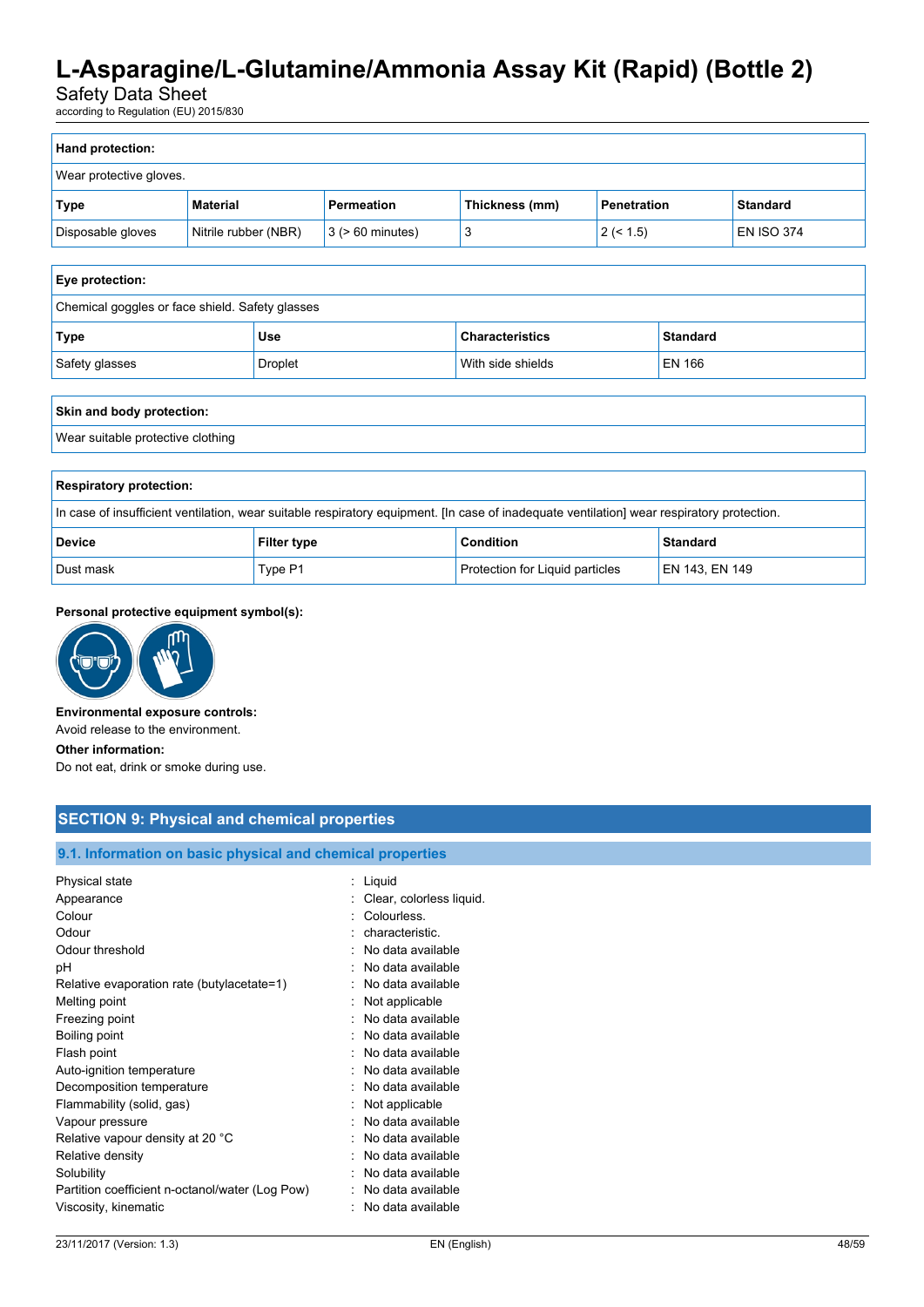**Hand protection:**

Wear protective gloves.

| Type | Material | Permeation | Thickness (mm) | Penetration | Standard |
|---|---|---|---|---|---|
| Disposable gloves | Nitrile rubber (NBR) | 3 (> 60 minutes) | 3 | 2 (< 1.5) | EN ISO 374 |

**Eye protection:**

Chemical goggles or face shield. Safety glasses

| Type | Use | Characteristics | Standard |
|---|---|---|---|
| Safety glasses | Droplet | With side shields | EN 166 |

**Skin and body protection:**

Wear suitable protective clothing

**Respiratory protection:**

In case of insufficient ventilation, wear suitable respiratory equipment. [In case of inadequate ventilation] wear respiratory protection.

| Device | Filter type | Condition | Standard |
|---|---|---|---|
| Dust mask | Type P1 | Protection for Liquid particles | EN 143, EN 149 |

**Personal protective equipment symbol(s):**

**Environmental exposure controls:**

Avoid release to the environment.

**Other information:**

Do not eat, drink or smoke during use.

## SECTION 9: Physical and chemical properties

### 9.1. Information on basic physical and chemical properties

| | |
|---|---|
| Physical state | : Liquid |
| Appearance | : Clear, colorless liquid. |
| Colour | : Colourless. |
| Odour | : characteristic. |
| Odour threshold | : No data available |
| pH | : No data available |
| Relative evaporation rate (butylacetate=1) | : No data available |
| Melting point | : Not applicable |
| Freezing point | : No data available |
| Boiling point | : No data available |
| Flash point | : No data available |
| Auto-ignition temperature | : No data available |
| Decomposition temperature | : No data available |
| Flammability (solid, gas) | : Not applicable |
| Vapour pressure | : No data available |
| Relative vapour density at 20 °C | : No data available |
| Relative density | : No data available |
| Solubility | : No data available |
| Partition coefficient n-octanol/water (Log Pow) | : No data available |
| Viscosity, kinematic | : No data available |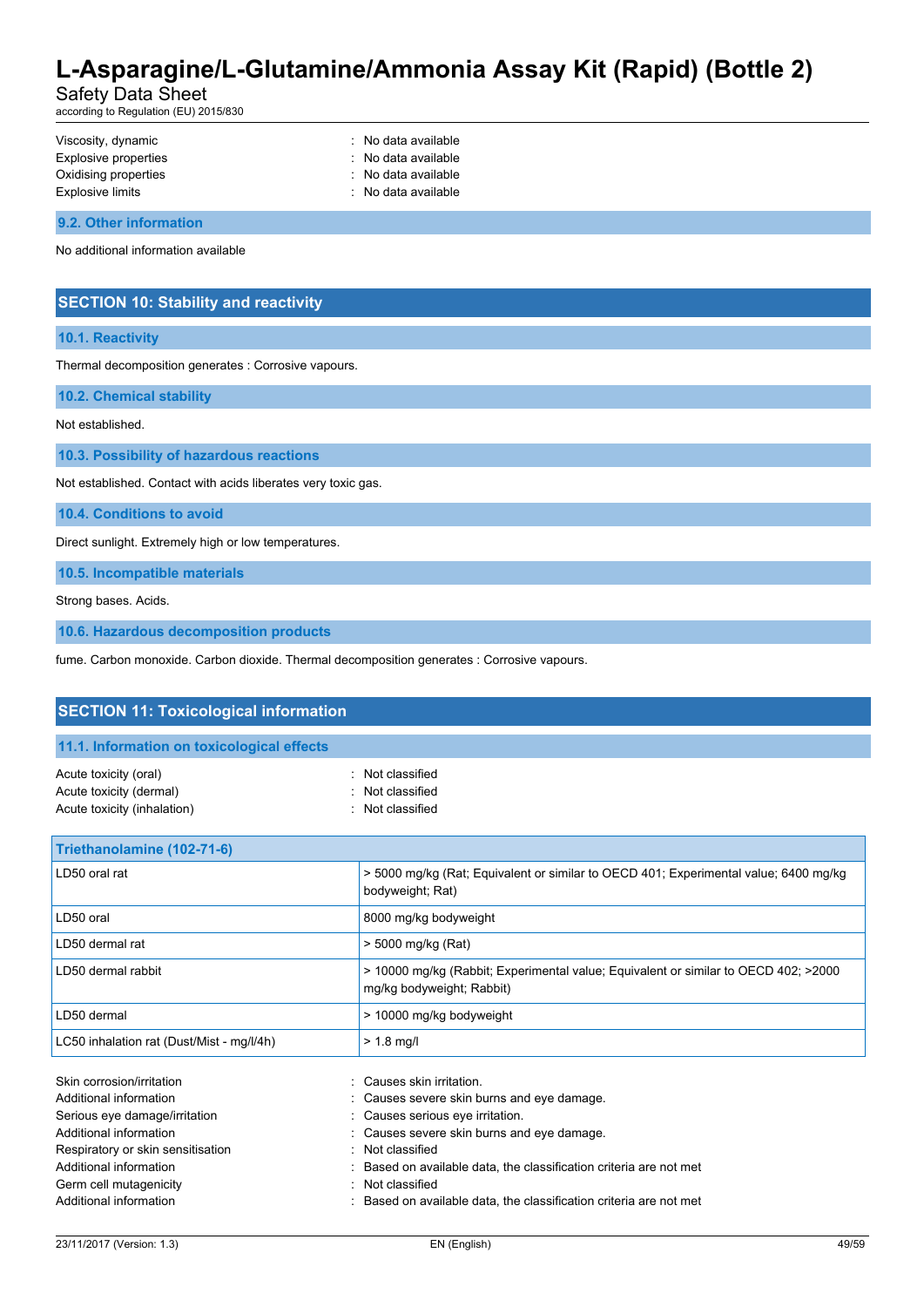| | |
|---|---|
| Viscosity, dynamic | : No data available |
| Explosive properties | : No data available |
| Oxidising properties | : No data available |
| Explosive limits | : No data available |

### 9.2. Other information

No additional information available

## SECTION 10: Stability and reactivity

### 10.1. Reactivity

Thermal decomposition generates : Corrosive vapours.

### 10.2. Chemical stability

Not established.

### 10.3. Possibility of hazardous reactions

Not established. Contact with acids liberates very toxic gas.

### 10.4. Conditions to avoid

Direct sunlight. Extremely high or low temperatures.

### 10.5. Incompatible materials

Strong bases. Acids.

### 10.6. Hazardous decomposition products

fume. Carbon monoxide. Carbon dioxide. Thermal decomposition generates : Corrosive vapours.

## SECTION 11: Toxicological information

### 11.1. Information on toxicological effects

| | |
|---|---|
| Acute toxicity (oral) | : Not classified |
| Acute toxicity (dermal) | : Not classified |
| Acute toxicity (inhalation) | : Not classified |

| Triethanolamine (102-71-6) | |
|---|---|
| LD50 oral rat | > 5000 mg/kg (Rat; Equivalent or similar to OECD 401; Experimental value; 6400 mg/kg bodyweight; Rat) |
| LD50 oral | 8000 mg/kg bodyweight |
| LD50 dermal rat | > 5000 mg/kg (Rat) |
| LD50 dermal rabbit | > 10000 mg/kg (Rabbit; Experimental value; Equivalent or similar to OECD 402; >2000 mg/kg bodyweight; Rabbit) |
| LD50 dermal | > 10000 mg/kg bodyweight |
| LC50 inhalation rat (Dust/Mist - mg/l/4h) | > 1.8 mg/l |

| | |
|---|---|
| Skin corrosion/irritation | : Causes skin irritation. |
| Additional information | : Causes severe skin burns and eye damage. |
| Serious eye damage/irritation | : Causes serious eye irritation. |
| Additional information | : Causes severe skin burns and eye damage. |
| Respiratory or skin sensitisation | : Not classified |
| Additional information | : Based on available data, the classification criteria are not met |
| Germ cell mutagenicity | : Not classified |
| Additional information | : Based on available data, the classification criteria are not met |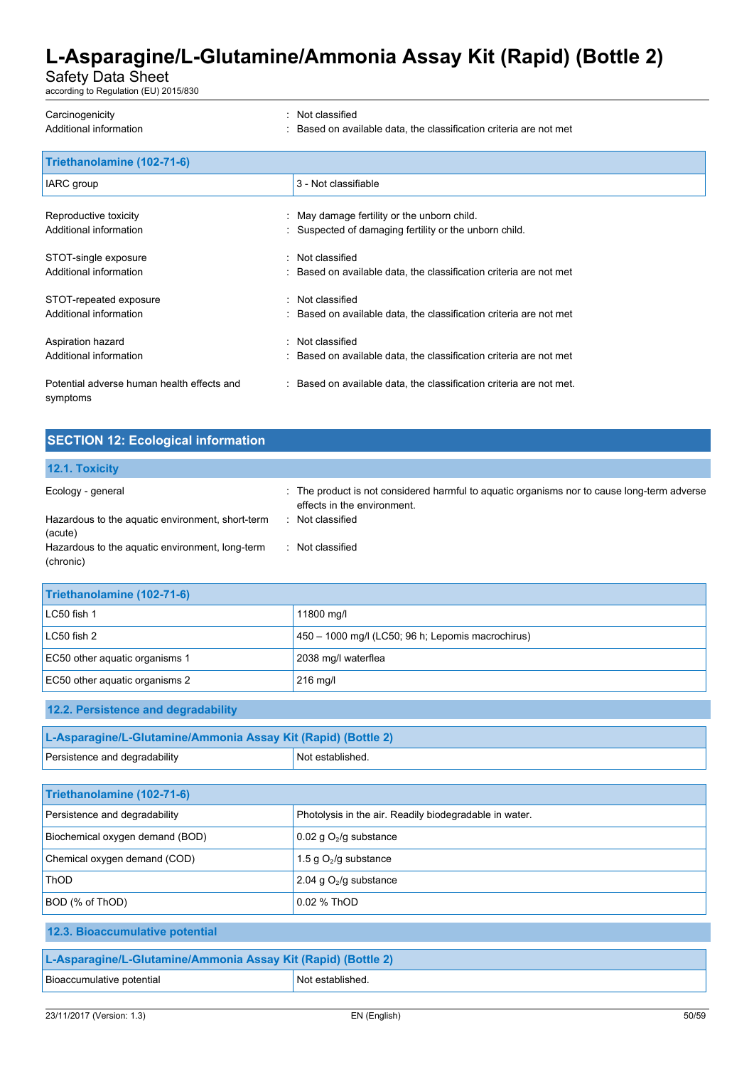Carcinogenicity : Not classified

Additional information : Based on available data, the classification criteria are not met

| Triethanolamine (102-71-6) | |
|---|---|
| IARC group | 3 - Not classifiable |

Reproductive toxicity : May damage fertility or the unborn child.

Additional information : Suspected of damaging fertility or the unborn child.

STOT-single exposure : Not classified

Additional information : Based on available data, the classification criteria are not met

STOT-repeated exposure : Not classified

Additional information : Based on available data, the classification criteria are not met

Aspiration hazard : Not classified

Additional information : Based on available data, the classification criteria are not met

Potential adverse human health effects and symptoms : Based on available data, the classification criteria are not met.

## SECTION 12: Ecological information

### 12.1. Toxicity

Ecology - general : The product is not considered harmful to aquatic organisms nor to cause long-term adverse effects in the environment.

Hazardous to the aquatic environment, short-term (acute) : Not classified

Hazardous to the aquatic environment, long-term (chronic) : Not classified

| Triethanolamine (102-71-6) | |
|---|---|
| LC50 fish 1 | 11800 mg/l |
| LC50 fish 2 | 450 – 1000 mg/l (LC50; 96 h; Lepomis macrochirus) |
| EC50 other aquatic organisms 1 | 2038 mg/l waterflea |
| EC50 other aquatic organisms 2 | 216 mg/l |

### 12.2. Persistence and degradability

| L-Asparagine/L-Glutamine/Ammonia Assay Kit (Rapid) (Bottle 2) | |
|---|---|
| Persistence and degradability | Not established. |

| Triethanolamine (102-71-6) | |
|---|---|
| Persistence and degradability | Photolysis in the air. Readily biodegradable in water. |
| Biochemical oxygen demand (BOD) | 0.02 g $O_2$/g substance |
| Chemical oxygen demand (COD) | 1.5 g $O_2$/g substance |
| ThOD | 2.04 g $O_2$/g substance |
| BOD (% of ThOD) | 0.02 % ThOD |

### 12.3. Bioaccumulative potential

| L-Asparagine/L-Glutamine/Ammonia Assay Kit (Rapid) (Bottle 2) | |
|---|---|
| Bioaccumulative potential | Not established. |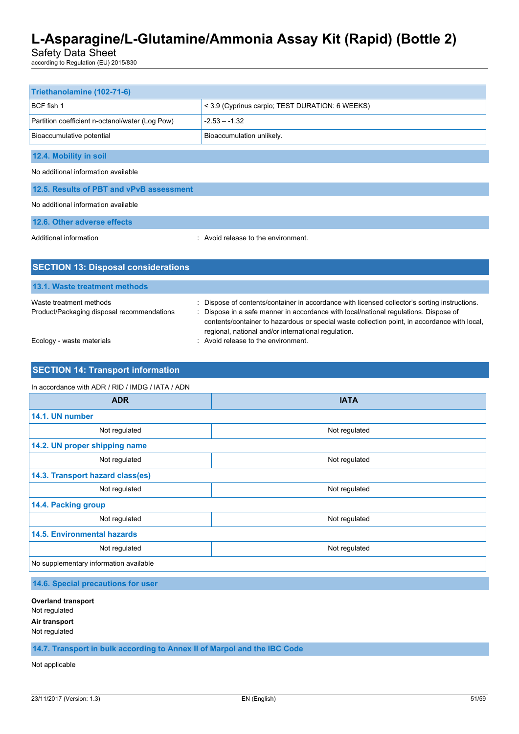| Triethanolamine (102-71-6) | |
|---|---|
| BCF fish 1 | < 3.9 (Cyprinus carpio; TEST DURATION: 6 WEEKS) |
| Partition coefficient n-octanol/water (Log Pow) | -2.53 – -1.32 |
| Bioaccumulative potential | Bioaccumulation unlikely. |

### 12.4. Mobility in soil

No additional information available

### 12.5. Results of PBT and vPvB assessment

No additional information available

### 12.6. Other adverse effects

Additional information : Avoid release to the environment.

## SECTION 13: Disposal considerations

### 13.1. Waste treatment methods

Waste treatment methods : Dispose of contents/container in accordance with licensed collector's sorting instructions.

Product/Packaging disposal recommendations : Dispose in a safe manner in accordance with local/national regulations. Dispose of contents/container to hazardous or special waste collection point, in accordance with local, regional, national and/or international regulation.

Ecology - waste materials : Avoid release to the environment.

## SECTION 14: Transport information

In accordance with ADR / RID / IMDG / IATA / ADN

| ADR | IATA |
|---|---|
| **14.1. UN number** | |
| Not regulated | Not regulated |
| **14.2. UN proper shipping name** | |
| Not regulated | Not regulated |
| **14.3. Transport hazard class(es)** | |
| Not regulated | Not regulated |
| **14.4. Packing group** | |
| Not regulated | Not regulated |
| **14.5. Environmental hazards** | |
| Not regulated | Not regulated |
| No supplementary information available | |

### 14.6. Special precautions for user

**Overland transport**
Not regulated

**Air transport**
Not regulated

### 14.7. Transport in bulk according to Annex II of Marpol and the IBC Code

Not applicable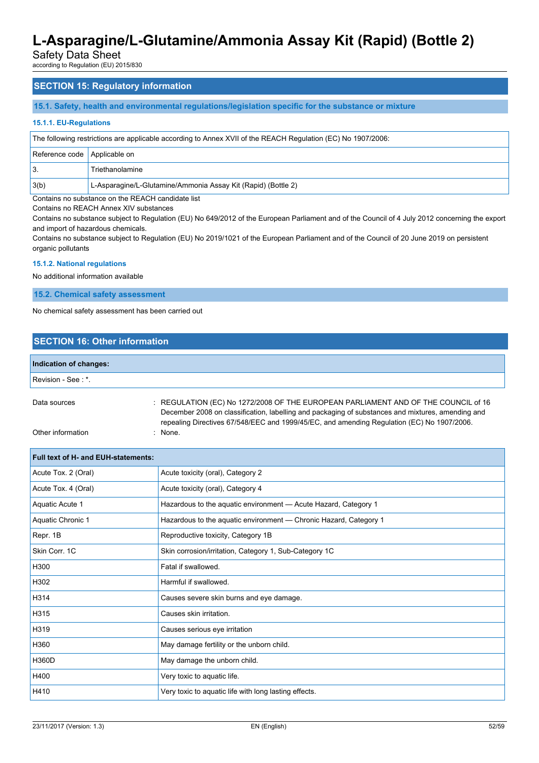## SECTION 15: Regulatory information

### 15.1. Safety, health and environmental regulations/legislation specific for the substance or mixture

#### 15.1.1. EU-Regulations

| The following restrictions are applicable according to Annex XVII of the REACH Regulation (EC) No 1907/2006: | |
|---|---|
| Reference code | Applicable on |
| 3. | Triethanolamine |
| 3(b) | L-Asparagine/L-Glutamine/Ammonia Assay Kit (Rapid) (Bottle 2) |

Contains no substance on the REACH candidate list

Contains no REACH Annex XIV substances

Contains no substance subject to Regulation (EU) No 649/2012 of the European Parliament and of the Council of 4 July 2012 concerning the export and import of hazardous chemicals.

Contains no substance subject to Regulation (EU) No 2019/1021 of the European Parliament and of the Council of 20 June 2019 on persistent organic pollutants

#### 15.1.2. National regulations

No additional information available

### 15.2. Chemical safety assessment

No chemical safety assessment has been carried out

## SECTION 16: Other information

| Indication of changes: |
|---|
| Revision - See : *. |

Data sources : REGULATION (EC) No 1272/2008 OF THE EUROPEAN PARLIAMENT AND OF THE COUNCIL of 16 December 2008 on classification, labelling and packaging of substances and mixtures, amending and repealing Directives 67/548/EEC and 1999/45/EC, and amending Regulation (EC) No 1907/2006.

Other information : None.

| Full text of H- and EUH-statements: | |
|---|---|
| Acute Tox. 2 (Oral) | Acute toxicity (oral), Category 2 |
| Acute Tox. 4 (Oral) | Acute toxicity (oral), Category 4 |
| Aquatic Acute 1 | Hazardous to the aquatic environment — Acute Hazard, Category 1 |
| Aquatic Chronic 1 | Hazardous to the aquatic environment — Chronic Hazard, Category 1 |
| Repr. 1B | Reproductive toxicity, Category 1B |
| Skin Corr. 1C | Skin corrosion/irritation, Category 1, Sub-Category 1C |
| H300 | Fatal if swallowed. |
| H302 | Harmful if swallowed. |
| H314 | Causes severe skin burns and eye damage. |
| H315 | Causes skin irritation. |
| H319 | Causes serious eye irritation |
| H360 | May damage fertility or the unborn child. |
| H360D | May damage the unborn child. |
| H400 | Very toxic to aquatic life. |
| H410 | Very toxic to aquatic life with long lasting effects. |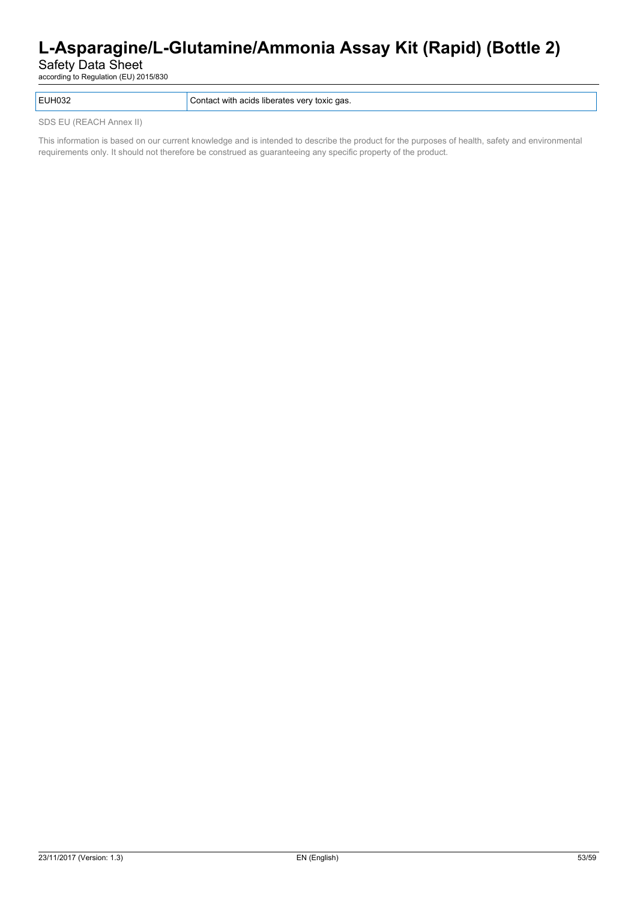| | |
|---|---|
| EUH032 | Contact with acids liberates very toxic gas. |

SDS EU (REACH Annex II)

This information is based on our current knowledge and is intended to describe the product for the purposes of health, safety and environmental requirements only. It should not therefore be construed as guaranteeing any specific property of the product.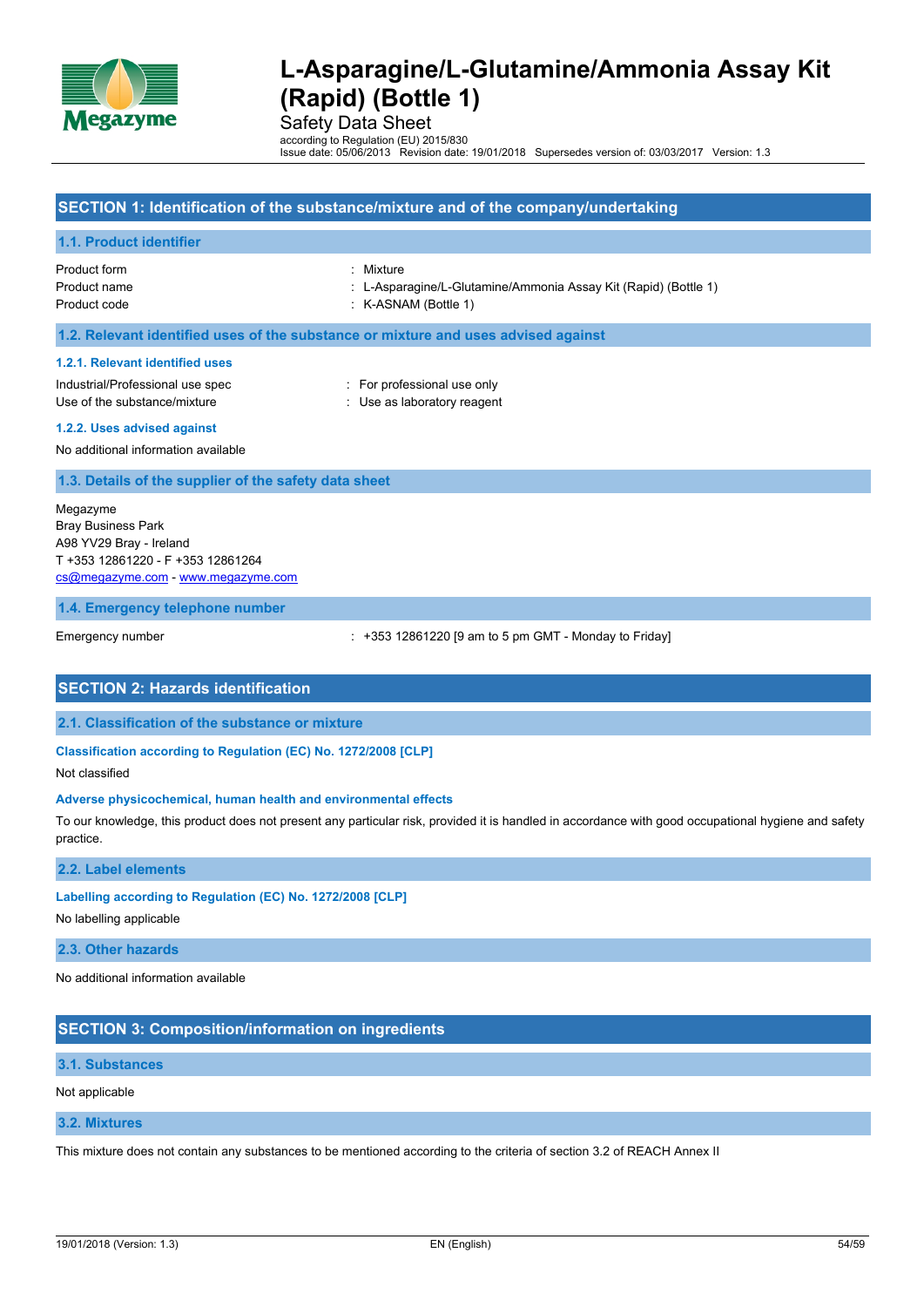# L-Asparagine/L-Glutamine/Ammonia Assay Kit (Rapid) (Bottle 1)

Safety Data Sheet

according to Regulation (EU) 2015/830

Issue date: 05/06/2013 Revision date: 19/01/2018 Supersedes version of: 03/03/2017 Version: 1.3

## SECTION 1: Identification of the substance/mixture and of the company/undertaking

### 1.1. Product identifier

| | |
|---|---|
| Product form | : Mixture |
| Product name | : L-Asparagine/L-Glutamine/Ammonia Assay Kit (Rapid) (Bottle 1) |
| Product code | : K-ASNAM (Bottle 1) |

### 1.2. Relevant identified uses of the substance or mixture and uses advised against

#### 1.2.1. Relevant identified uses

| | |
|---|---|
| Industrial/Professional use spec | : For professional use only |
| Use of the substance/mixture | : Use as laboratory reagent |

#### 1.2.2. Uses advised against

No additional information available

### 1.3. Details of the supplier of the safety data sheet

Megazyme
Bray Business Park
A98 YV29 Bray - Ireland
T +353 12861220 - F +353 12861264
cs@megazyme.com - www.megazyme.com

### 1.4. Emergency telephone number

| | |
|---|---|
| Emergency number | : +353 12861220 [9 am to 5 pm GMT - Monday to Friday] |

## SECTION 2: Hazards identification

### 2.1. Classification of the substance or mixture

**Classification according to Regulation (EC) No. 1272/2008 [CLP]**

Not classified

**Adverse physicochemical, human health and environmental effects**

To our knowledge, this product does not present any particular risk, provided it is handled in accordance with good occupational hygiene and safety practice.

### 2.2. Label elements

**Labelling according to Regulation (EC) No. 1272/2008 [CLP]**

No labelling applicable

### 2.3. Other hazards

No additional information available

## SECTION 3: Composition/information on ingredients

### 3.1. Substances

Not applicable

### 3.2. Mixtures

This mixture does not contain any substances to be mentioned according to the criteria of section 3.2 of REACH Annex II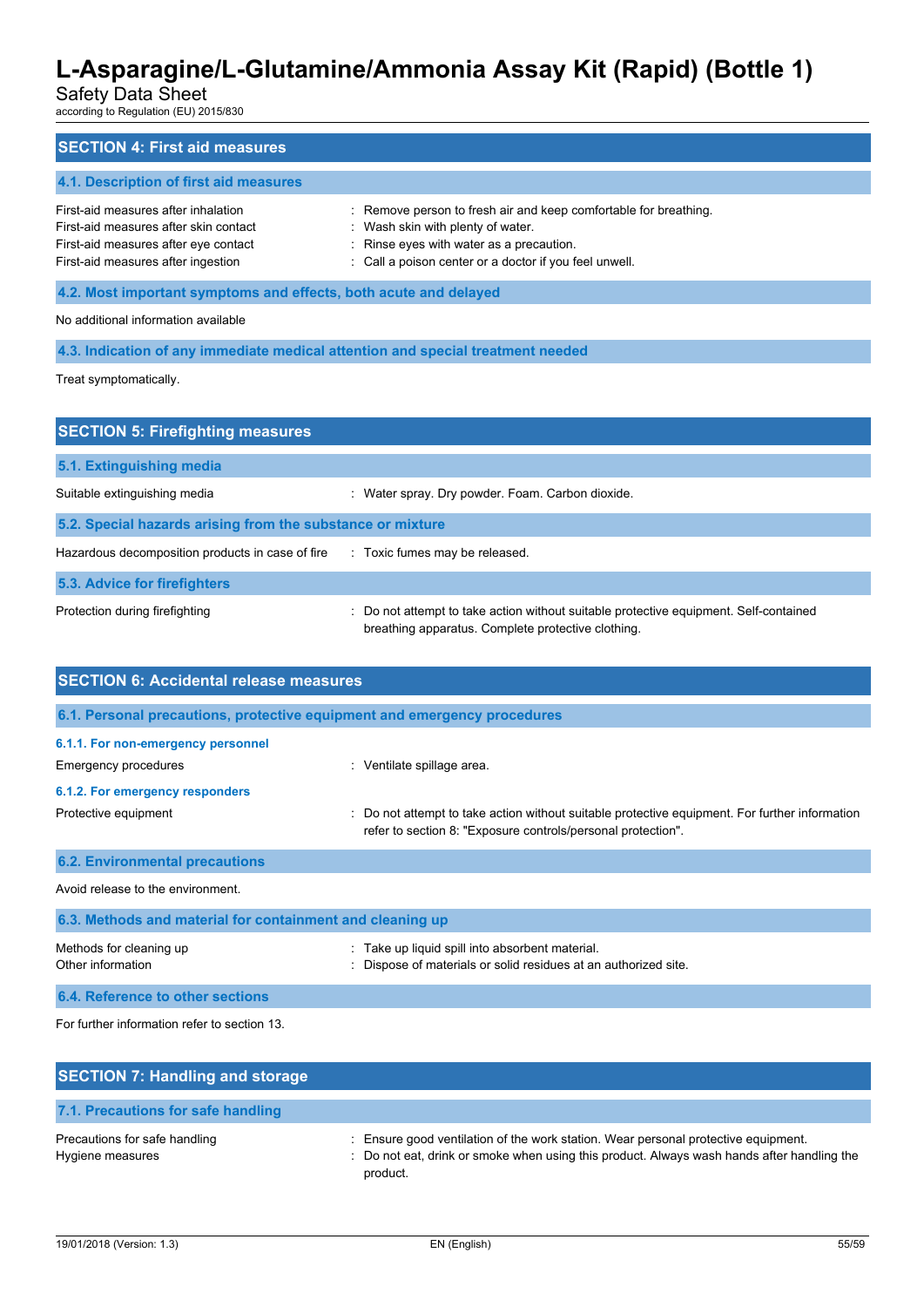## SECTION 4: First aid measures

### 4.1. Description of first aid measures

| | |
|---|---|
| First-aid measures after inhalation | : Remove person to fresh air and keep comfortable for breathing. |
| First-aid measures after skin contact | : Wash skin with plenty of water. |
| First-aid measures after eye contact | : Rinse eyes with water as a precaution. |
| First-aid measures after ingestion | : Call a poison center or a doctor if you feel unwell. |

### 4.2. Most important symptoms and effects, both acute and delayed

No additional information available

### 4.3. Indication of any immediate medical attention and special treatment needed

Treat symptomatically.

## SECTION 5: Firefighting measures

### 5.1. Extinguishing media

| | |
|---|---|
| Suitable extinguishing media | : Water spray. Dry powder. Foam. Carbon dioxide. |

### 5.2. Special hazards arising from the substance or mixture

| | |
|---|---|
| Hazardous decomposition products in case of fire | : Toxic fumes may be released. |

### 5.3. Advice for firefighters

| | |
|---|---|
| Protection during firefighting | : Do not attempt to take action without suitable protective equipment. Self-contained breathing apparatus. Complete protective clothing. |

## SECTION 6: Accidental release measures

### 6.1. Personal precautions, protective equipment and emergency procedures

#### 6.1.1. For non-emergency personnel

| | |
|---|---|
| Emergency procedures | : Ventilate spillage area. |

#### 6.1.2. For emergency responders

| | |
|---|---|
| Protective equipment | : Do not attempt to take action without suitable protective equipment. For further information refer to section 8: "Exposure controls/personal protection". |

### 6.2. Environmental precautions

Avoid release to the environment.

### 6.3. Methods and material for containment and cleaning up

| | |
|---|---|
| Methods for cleaning up | : Take up liquid spill into absorbent material. |
| Other information | : Dispose of materials or solid residues at an authorized site. |

### 6.4. Reference to other sections

For further information refer to section 13.

## SECTION 7: Handling and storage

### 7.1. Precautions for safe handling

| | |
|---|---|
| Precautions for safe handling | : Ensure good ventilation of the work station. Wear personal protective equipment. |
| Hygiene measures | : Do not eat, drink or smoke when using this product. Always wash hands after handling the product. |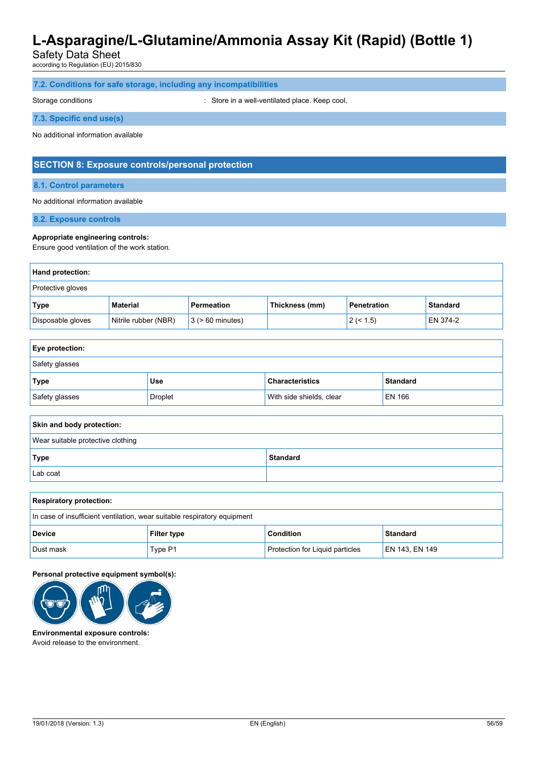### 7.2. Conditions for safe storage, including any incompatibilities

Storage conditions : Store in a well-ventilated place. Keep cool.

### 7.3. Specific end use(s)

No additional information available

## SECTION 8: Exposure controls/personal protection

### 8.1. Control parameters

No additional information available

### 8.2. Exposure controls

**Appropriate engineering controls:**
Ensure good ventilation of the work station.

**Hand protection:**

Protective gloves

| Type | Material | Permeation | Thickness (mm) | Penetration | Standard |
|---|---|---|---|---|---|
| Disposable gloves | Nitrile rubber (NBR) | 3 (> 60 minutes) | | 2 (< 1.5) | EN 374-2 |

**Eye protection:**

Safety glasses

| Type | Use | Characteristics | Standard |
|---|---|---|---|
| Safety glasses | Droplet | With side shields, clear | EN 166 |

**Skin and body protection:**

Wear suitable protective clothing

| Type | Standard |
|---|---|
| Lab coat | |

**Respiratory protection:**

In case of insufficient ventilation, wear suitable respiratory equipment

| Device | Filter type | Condition | Standard |
|---|---|---|---|
| Dust mask | Type P1 | Protection for Liquid particles | EN 143, EN 149 |

**Personal protective equipment symbol(s):**

**Environmental exposure controls:**
Avoid release to the environment.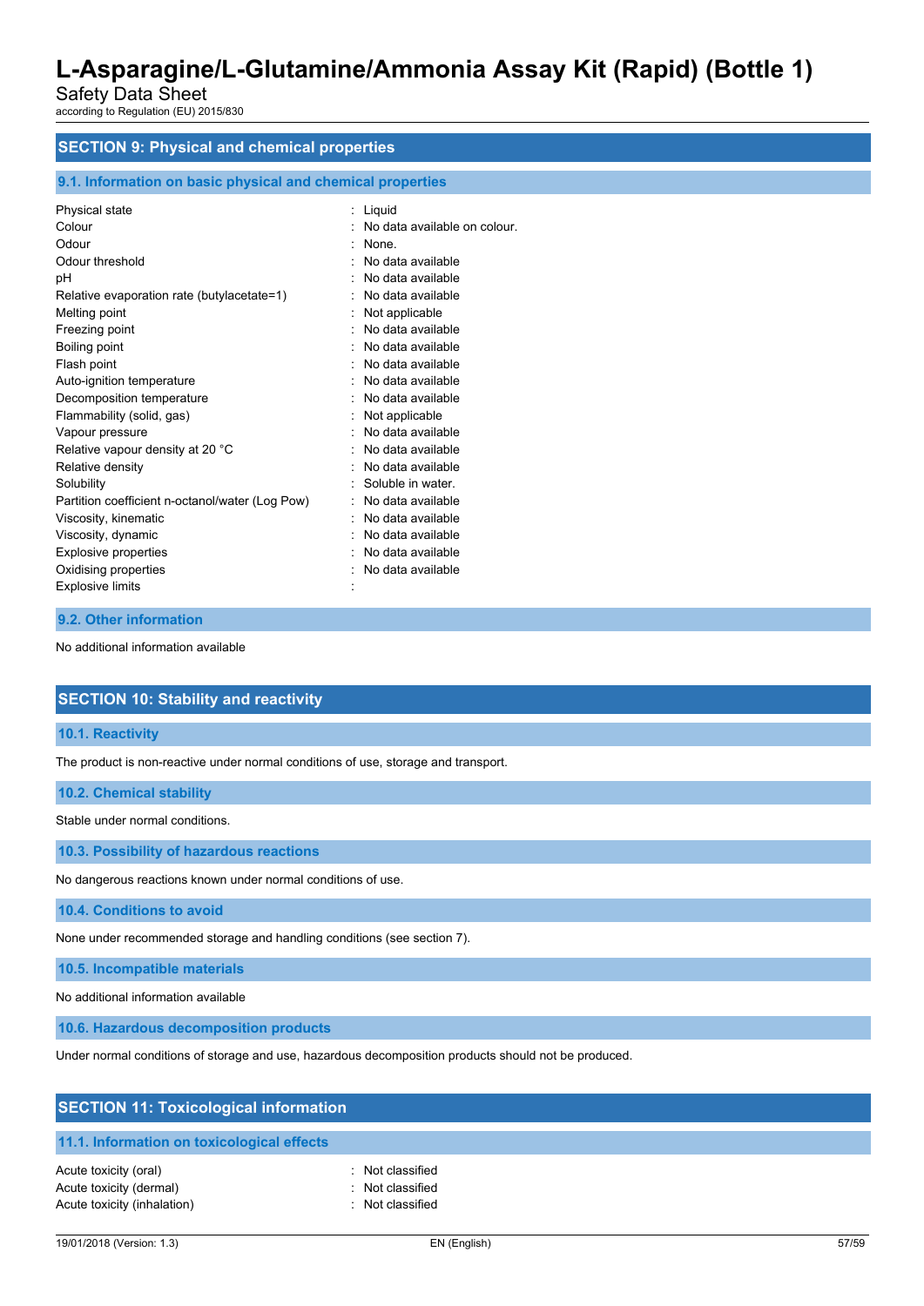## SECTION 9: Physical and chemical properties

### 9.1. Information on basic physical and chemical properties

| | |
|---|---|
| Physical state | : Liquid |
| Colour | : No data available on colour. |
| Odour | : None. |
| Odour threshold | : No data available |
| pH | : No data available |
| Relative evaporation rate (butylacetate=1) | : No data available |
| Melting point | : Not applicable |
| Freezing point | : No data available |
| Boiling point | : No data available |
| Flash point | : No data available |
| Auto-ignition temperature | : No data available |
| Decomposition temperature | : No data available |
| Flammability (solid, gas) | : Not applicable |
| Vapour pressure | : No data available |
| Relative vapour density at 20 °C | : No data available |
| Relative density | : No data available |
| Solubility | : Soluble in water. |
| Partition coefficient n-octanol/water (Log Pow) | : No data available |
| Viscosity, kinematic | : No data available |
| Viscosity, dynamic | : No data available |
| Explosive properties | : No data available |
| Oxidising properties | : No data available |
| Explosive limits | : |

### 9.2. Other information

No additional information available

## SECTION 10: Stability and reactivity

### 10.1. Reactivity

The product is non-reactive under normal conditions of use, storage and transport.

### 10.2. Chemical stability

Stable under normal conditions.

### 10.3. Possibility of hazardous reactions

No dangerous reactions known under normal conditions of use.

### 10.4. Conditions to avoid

None under recommended storage and handling conditions (see section 7).

### 10.5. Incompatible materials

No additional information available

### 10.6. Hazardous decomposition products

Under normal conditions of storage and use, hazardous decomposition products should not be produced.

## SECTION 11: Toxicological information

### 11.1. Information on toxicological effects

| | |
|---|---|
| Acute toxicity (oral) | : Not classified |
| Acute toxicity (dermal) | : Not classified |
| Acute toxicity (inhalation) | : Not classified |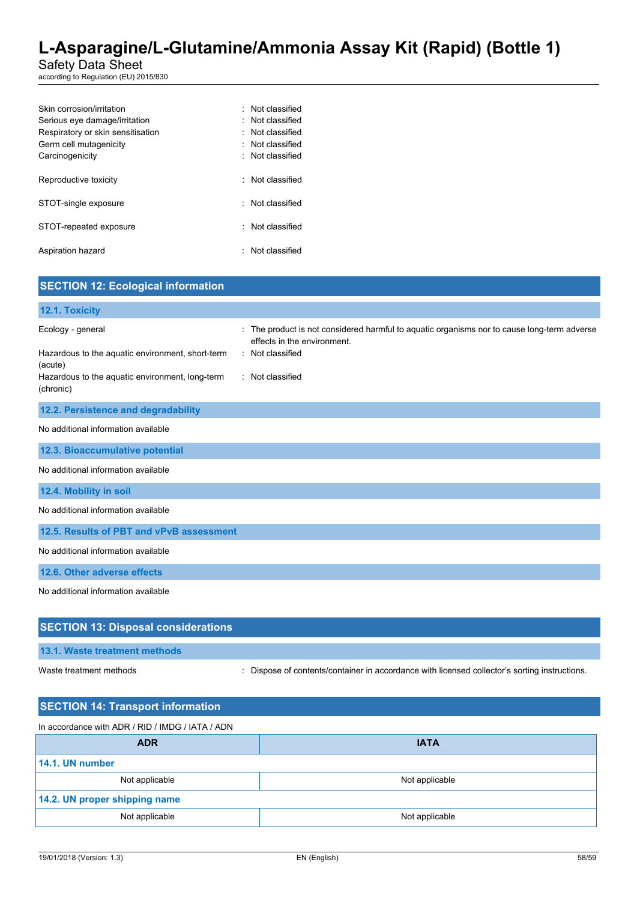Skin corrosion/irritation : Not classified
Serious eye damage/irritation : Not classified
Respiratory or skin sensitisation : Not classified
Germ cell mutagenicity : Not classified
Carcinogenicity : Not classified

Reproductive toxicity : Not classified

STOT-single exposure : Not classified

STOT-repeated exposure : Not classified

Aspiration hazard : Not classified

## SECTION 12: Ecological information

### 12.1. Toxicity

Ecology - general : The product is not considered harmful to aquatic organisms nor to cause long-term adverse effects in the environment.

Hazardous to the aquatic environment, short-term (acute) : Not classified

Hazardous to the aquatic environment, long-term (chronic) : Not classified

### 12.2. Persistence and degradability

No additional information available

### 12.3. Bioaccumulative potential

No additional information available

### 12.4. Mobility in soil

No additional information available

### 12.5. Results of PBT and vPvB assessment

No additional information available

### 12.6. Other adverse effects

No additional information available

## SECTION 13: Disposal considerations

### 13.1. Waste treatment methods

Waste treatment methods : Dispose of contents/container in accordance with licensed collector's sorting instructions.

## SECTION 14: Transport information

In accordance with ADR / RID / IMDG / IATA / ADN

| ADR | IATA |
|---|---|
| **14.1. UN number** | |
| Not applicable | Not applicable |
| **14.2. UN proper shipping name** | |
| Not applicable | Not applicable |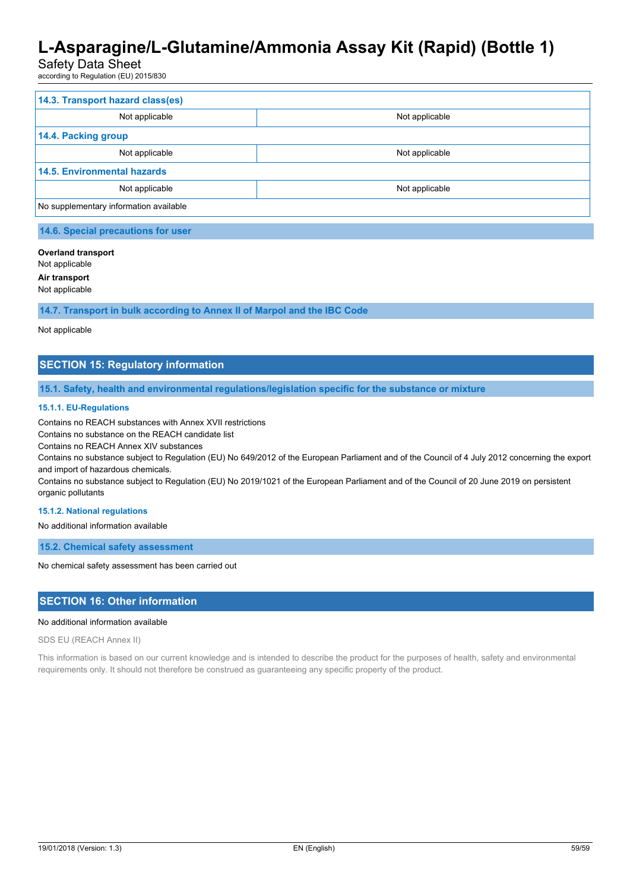| 14.3. Transport hazard class(es) | |
|---|---|
| Not applicable | Not applicable |
| **14.4. Packing group** | |
| Not applicable | Not applicable |
| **14.5. Environmental hazards** | |
| Not applicable | Not applicable |
| No supplementary information available | |

### 14.6. Special precautions for user

**Overland transport**
Not applicable

**Air transport**
Not applicable

### 14.7. Transport in bulk according to Annex II of Marpol and the IBC Code

Not applicable

## SECTION 15: Regulatory information

### 15.1. Safety, health and environmental regulations/legislation specific for the substance or mixture

#### 15.1.1. EU-Regulations

Contains no REACH substances with Annex XVII restrictions
Contains no substance on the REACH candidate list
Contains no REACH Annex XIV substances
Contains no substance subject to Regulation (EU) No 649/2012 of the European Parliament and of the Council of 4 July 2012 concerning the export and import of hazardous chemicals.
Contains no substance subject to Regulation (EU) No 2019/1021 of the European Parliament and of the Council of 20 June 2019 on persistent organic pollutants

#### 15.1.2. National regulations

No additional information available

### 15.2. Chemical safety assessment

No chemical safety assessment has been carried out

## SECTION 16: Other information

No additional information available

SDS EU (REACH Annex II)

This information is based on our current knowledge and is intended to describe the product for the purposes of health, safety and environmental requirements only. It should not therefore be construed as guaranteeing any specific property of the product.